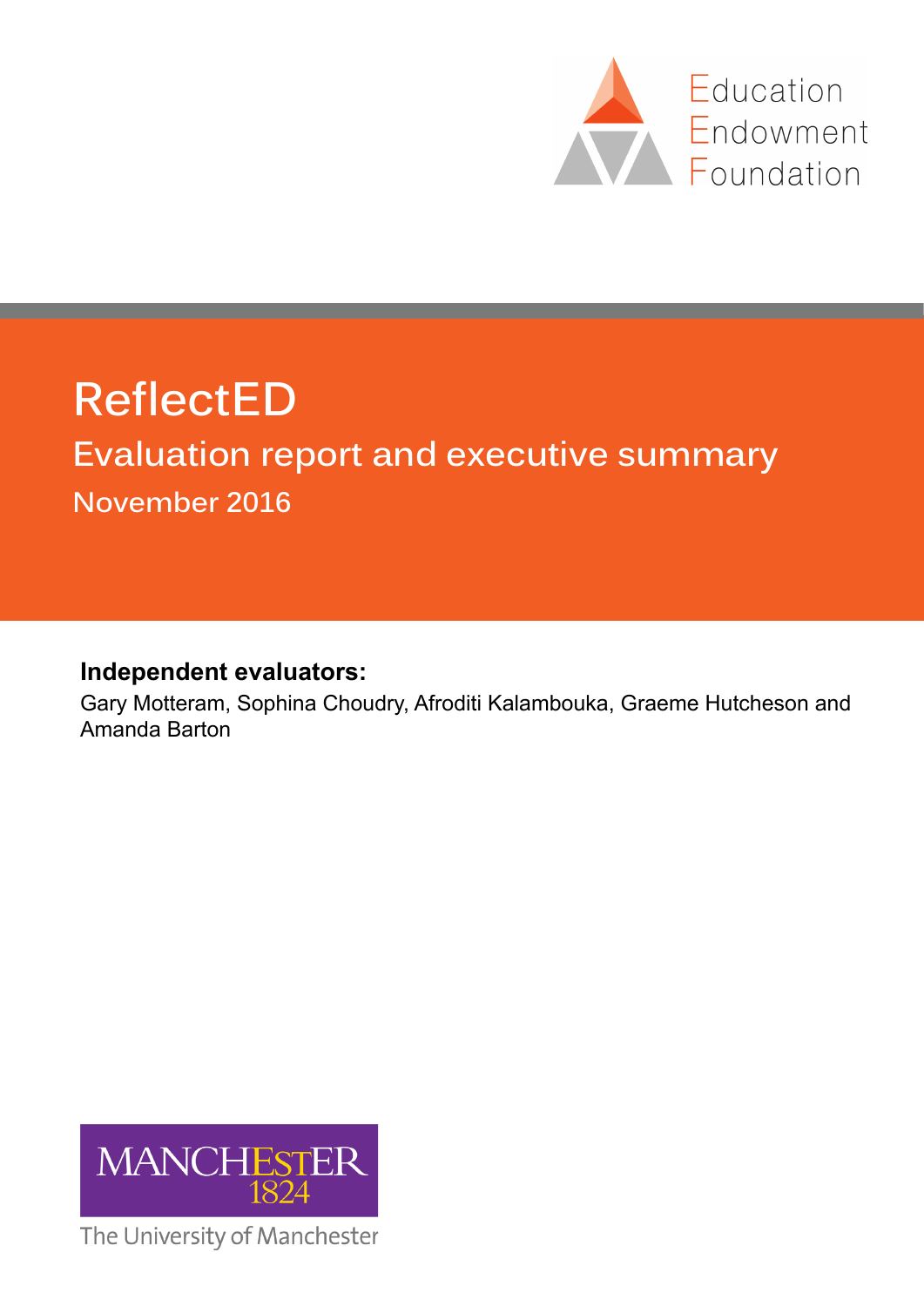Education Endowment Foundation

# ReflectED

## Evaluation report and executive summary

November 2016

**Independent evaluators:**

Gary Motteram, Sophina Choudry, Afroditi Kalambouka, Graeme Hutcheson and Amanda Barton

MANCHESTER 1824

The University of Manchester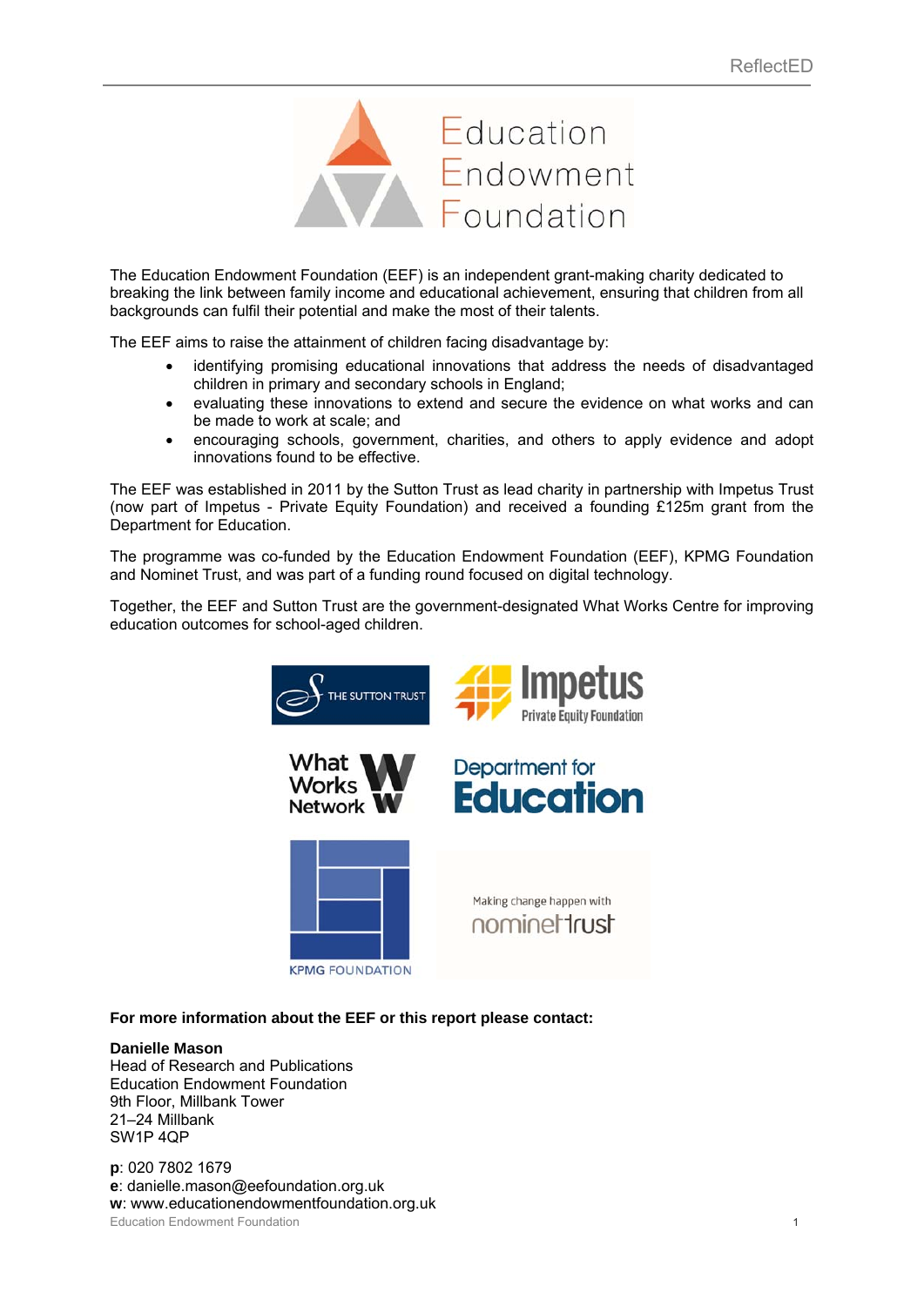The Education Endowment Foundation (EEF) is an independent grant-making charity dedicated to breaking the link between family income and educational achievement, ensuring that children from all backgrounds can fulfil their potential and make the most of their talents.

The EEF aims to raise the attainment of children facing disadvantage by:

- identifying promising educational innovations that address the needs of disadvantaged children in primary and secondary schools in England;
- evaluating these innovations to extend and secure the evidence on what works and can be made to work at scale; and
- encouraging schools, government, charities, and others to apply evidence and adopt innovations found to be effective.

The EEF was established in 2011 by the Sutton Trust as lead charity in partnership with Impetus Trust (now part of Impetus - Private Equity Foundation) and received a founding £125m grant from the Department for Education.

The programme was co-funded by the Education Endowment Foundation (EEF), KPMG Foundation and Nominet Trust, and was part of a funding round focused on digital technology.

Together, the EEF and Sutton Trust are the government-designated What Works Centre for improving education outcomes for school-aged children.

**For more information about the EEF or this report please contact:**

**Danielle Mason**
Head of Research and Publications
Education Endowment Foundation
9th Floor, Millbank Tower
21–24 Millbank
SW1P 4QP

**p**: 020 7802 1679
**e**: danielle.mason@eefoundation.org.uk
**w**: www.educationendowmentfoundation.org.uk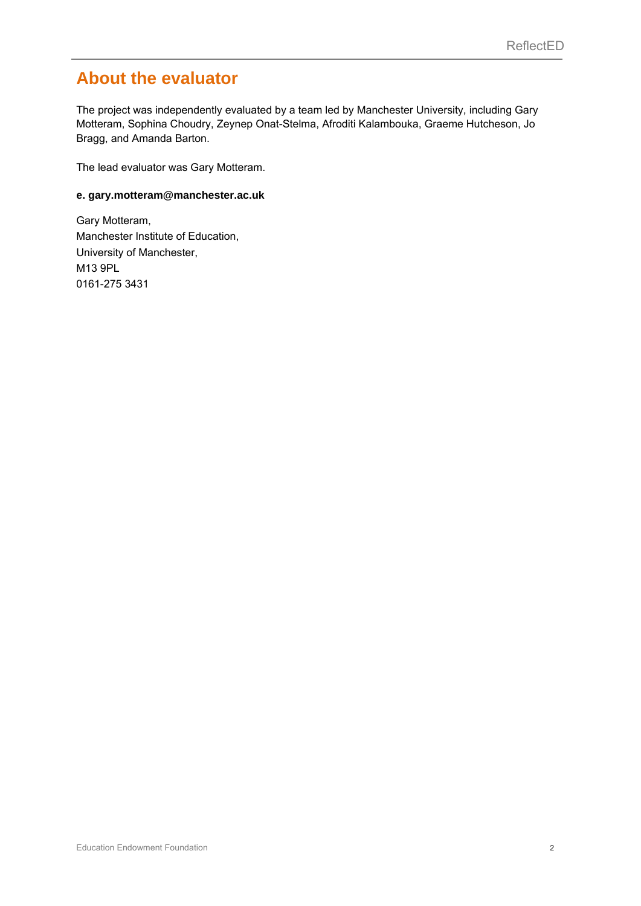# About the evaluator

The project was independently evaluated by a team led by Manchester University, including Gary Motteram, Sophina Choudry, Zeynep Onat-Stelma, Afroditi Kalambouka, Graeme Hutcheson, Jo Bragg, and Amanda Barton.

The lead evaluator was Gary Motteram.

**e. gary.motteram@manchester.ac.uk**

Gary Motteram,
Manchester Institute of Education,
University of Manchester,
M13 9PL
0161-275 3431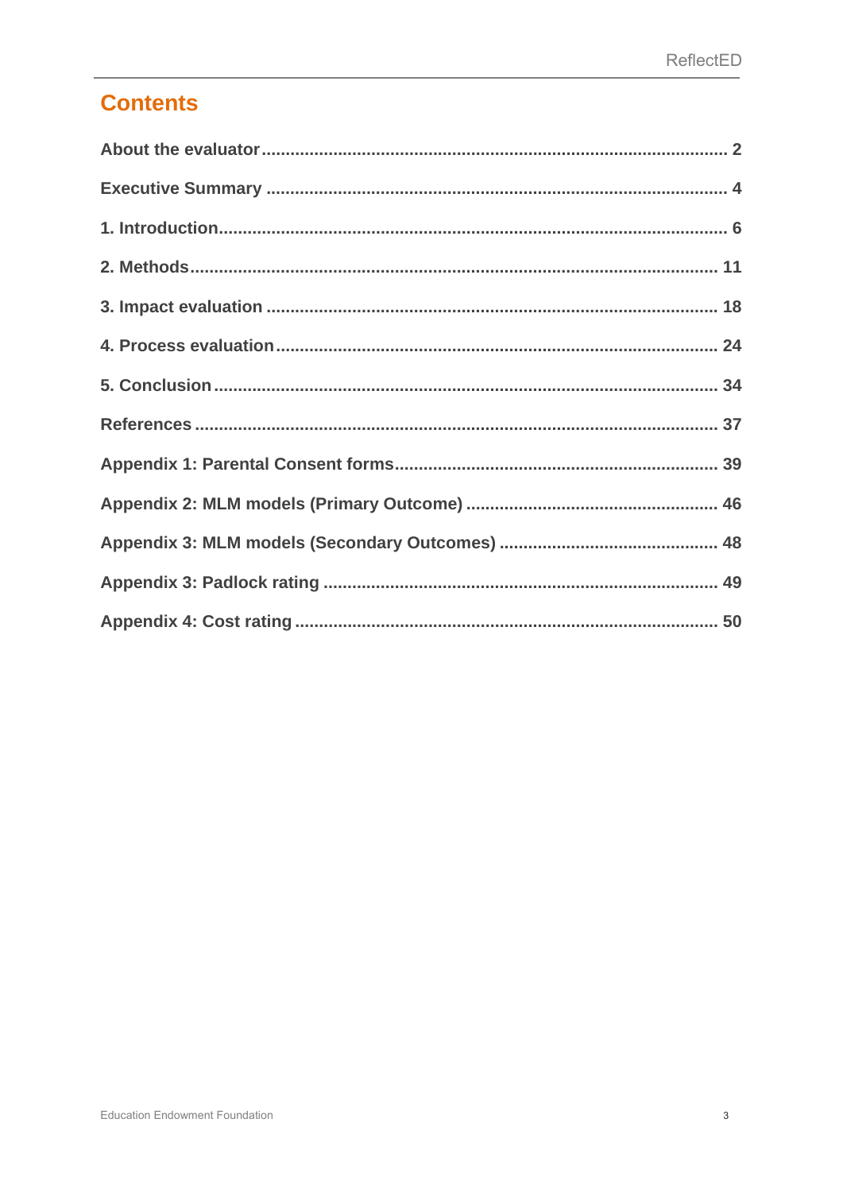# Contents

| | |
|---|---|
| **About the evaluator** | **2** |
| **Executive Summary** | **4** |
| **1. Introduction** | **6** |
| **2. Methods** | **11** |
| **3. Impact evaluation** | **18** |
| **4. Process evaluation** | **24** |
| **5. Conclusion** | **34** |
| **References** | **37** |
| **Appendix 1: Parental Consent forms** | **39** |
| **Appendix 2: MLM models (Primary Outcome)** | **46** |
| **Appendix 3: MLM models (Secondary Outcomes)** | **48** |
| **Appendix 3: Padlock rating** | **49** |
| **Appendix 4: Cost rating** | **50** |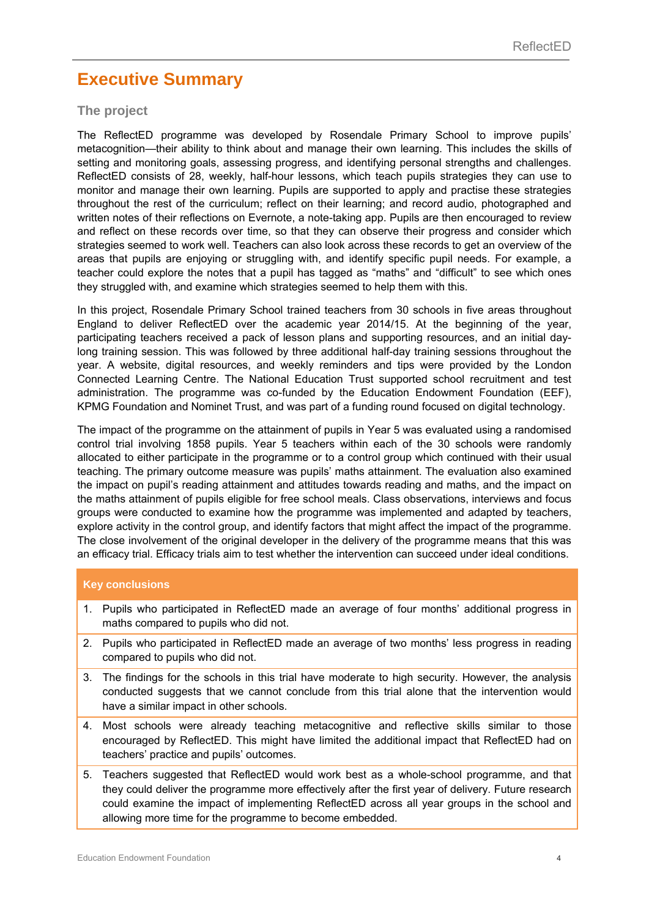# Executive Summary

## The project

The ReflectED programme was developed by Rosendale Primary School to improve pupils' metacognition—their ability to think about and manage their own learning. This includes the skills of setting and monitoring goals, assessing progress, and identifying personal strengths and challenges. ReflectED consists of 28, weekly, half-hour lessons, which teach pupils strategies they can use to monitor and manage their own learning. Pupils are supported to apply and practise these strategies throughout the rest of the curriculum; reflect on their learning; and record audio, photographed and written notes of their reflections on Evernote, a note-taking app. Pupils are then encouraged to review and reflect on these records over time, so that they can observe their progress and consider which strategies seemed to work well. Teachers can also look across these records to get an overview of the areas that pupils are enjoying or struggling with, and identify specific pupil needs. For example, a teacher could explore the notes that a pupil has tagged as "maths" and "difficult" to see which ones they struggled with, and examine which strategies seemed to help them with this.

In this project, Rosendale Primary School trained teachers from 30 schools in five areas throughout England to deliver ReflectED over the academic year 2014/15. At the beginning of the year, participating teachers received a pack of lesson plans and supporting resources, and an initial day-long training session. This was followed by three additional half-day training sessions throughout the year. A website, digital resources, and weekly reminders and tips were provided by the London Connected Learning Centre. The National Education Trust supported school recruitment and test administration. The programme was co-funded by the Education Endowment Foundation (EEF), KPMG Foundation and Nominet Trust, and was part of a funding round focused on digital technology.

The impact of the programme on the attainment of pupils in Year 5 was evaluated using a randomised control trial involving 1858 pupils. Year 5 teachers within each of the 30 schools were randomly allocated to either participate in the programme or to a control group which continued with their usual teaching. The primary outcome measure was pupils' maths attainment. The evaluation also examined the impact on pupil's reading attainment and attitudes towards reading and maths, and the impact on the maths attainment of pupils eligible for free school meals. Class observations, interviews and focus groups were conducted to examine how the programme was implemented and adapted by teachers, explore activity in the control group, and identify factors that might affect the impact of the programme. The close involvement of the original developer in the delivery of the programme means that this was an efficacy trial. Efficacy trials aim to test whether the intervention can succeed under ideal conditions.

| Key conclusions |
|---|
| 1. Pupils who participated in ReflectED made an average of four months' additional progress in maths compared to pupils who did not. |
| 2. Pupils who participated in ReflectED made an average of two months' less progress in reading compared to pupils who did not. |
| 3. The findings for the schools in this trial have moderate to high security. However, the analysis conducted suggests that we cannot conclude from this trial alone that the intervention would have a similar impact in other schools. |
| 4. Most schools were already teaching metacognitive and reflective skills similar to those encouraged by ReflectED. This might have limited the additional impact that ReflectED had on teachers' practice and pupils' outcomes. |
| 5. Teachers suggested that ReflectED would work best as a whole-school programme, and that they could deliver the programme more effectively after the first year of delivery. Future research could examine the impact of implementing ReflectED across all year groups in the school and allowing more time for the programme to become embedded. |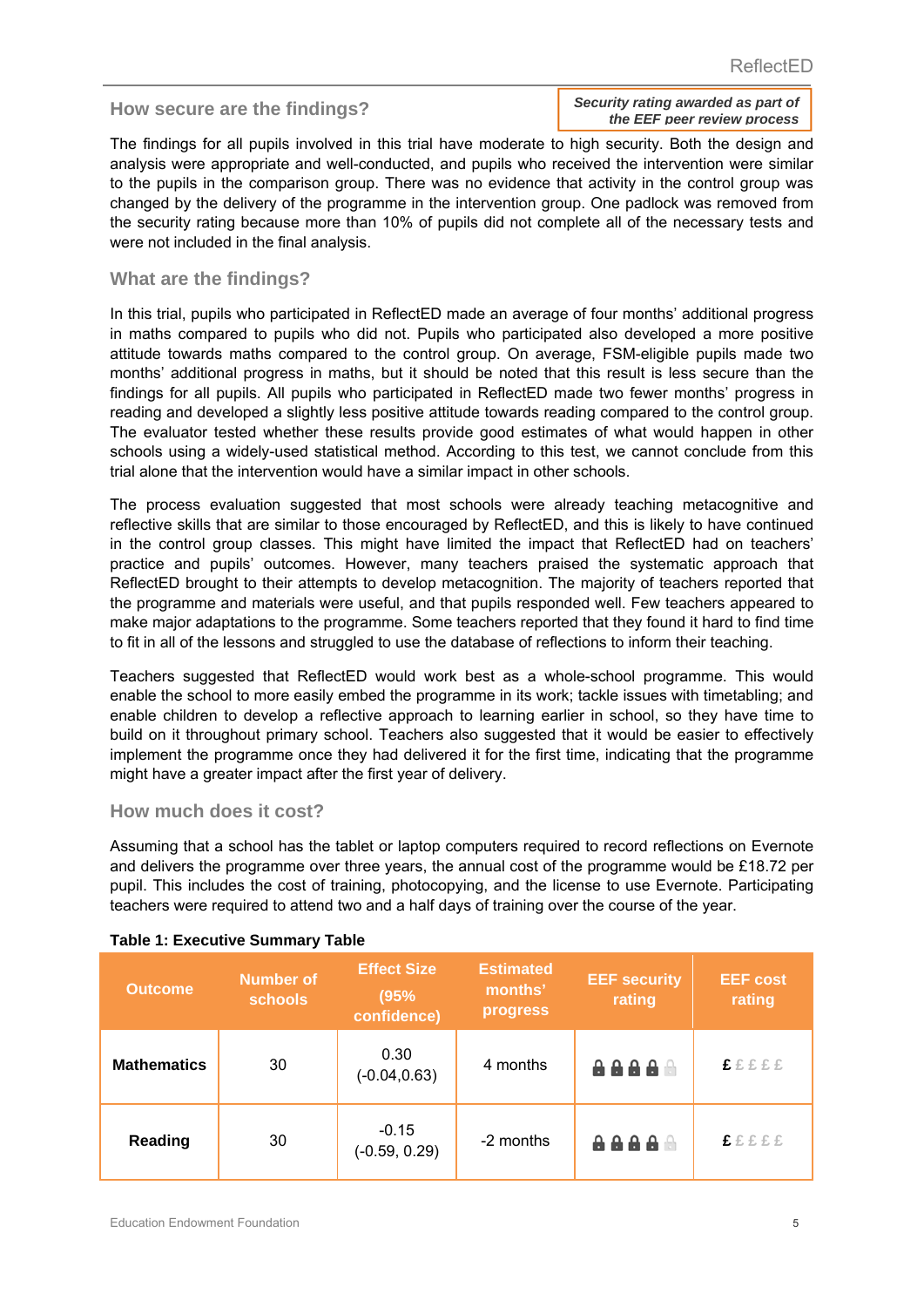## How secure are the findings?

*Security rating awarded as part of the EEF peer review process*

The findings for all pupils involved in this trial have moderate to high security. Both the design and analysis were appropriate and well-conducted, and pupils who received the intervention were similar to the pupils in the comparison group. There was no evidence that activity in the control group was changed by the delivery of the programme in the intervention group. One padlock was removed from the security rating because more than 10% of pupils did not complete all of the necessary tests and were not included in the final analysis.

## What are the findings?

In this trial, pupils who participated in ReflectED made an average of four months' additional progress in maths compared to pupils who did not. Pupils who participated also developed a more positive attitude towards maths compared to the control group. On average, FSM-eligible pupils made two months' additional progress in maths, but it should be noted that this result is less secure than the findings for all pupils. All pupils who participated in ReflectED made two fewer months' progress in reading and developed a slightly less positive attitude towards reading compared to the control group. The evaluator tested whether these results provide good estimates of what would happen in other schools using a widely-used statistical method. According to this test, we cannot conclude from this trial alone that the intervention would have a similar impact in other schools.

The process evaluation suggested that most schools were already teaching metacognitive and reflective skills that are similar to those encouraged by ReflectED, and this is likely to have continued in the control group classes. This might have limited the impact that ReflectED had on teachers' practice and pupils' outcomes. However, many teachers praised the systematic approach that ReflectED brought to their attempts to develop metacognition. The majority of teachers reported that the programme and materials were useful, and that pupils responded well. Few teachers appeared to make major adaptations to the programme. Some teachers reported that they found it hard to find time to fit in all of the lessons and struggled to use the database of reflections to inform their teaching.

Teachers suggested that ReflectED would work best as a whole-school programme. This would enable the school to more easily embed the programme in its work; tackle issues with timetabling; and enable children to develop a reflective approach to learning earlier in school, so they have time to build on it throughout primary school. Teachers also suggested that it would be easier to effectively implement the programme once they had delivered it for the first time, indicating that the programme might have a greater impact after the first year of delivery.

## How much does it cost?

Assuming that a school has the tablet or laptop computers required to record reflections on Evernote and delivers the programme over three years, the annual cost of the programme would be £18.72 per pupil. This includes the cost of training, photocopying, and the license to use Evernote. Participating teachers were required to attend two and a half days of training over the course of the year.

**Table 1: Executive Summary Table**

| Outcome | Number of schools | Effect Size (95% confidence) | Estimated months' progress | EEF security rating | EEF cost rating |
|---|---|---|---|---|---|
| **Mathematics** | 30 | 0.30 (-0.04,0.63) | 4 months | 4 out of 5 padlocks | £ out of £££££ |
| **Reading** | 30 | -0.15 (-0.59, 0.29) | -2 months | 4 out of 5 padlocks | £ out of £££££ |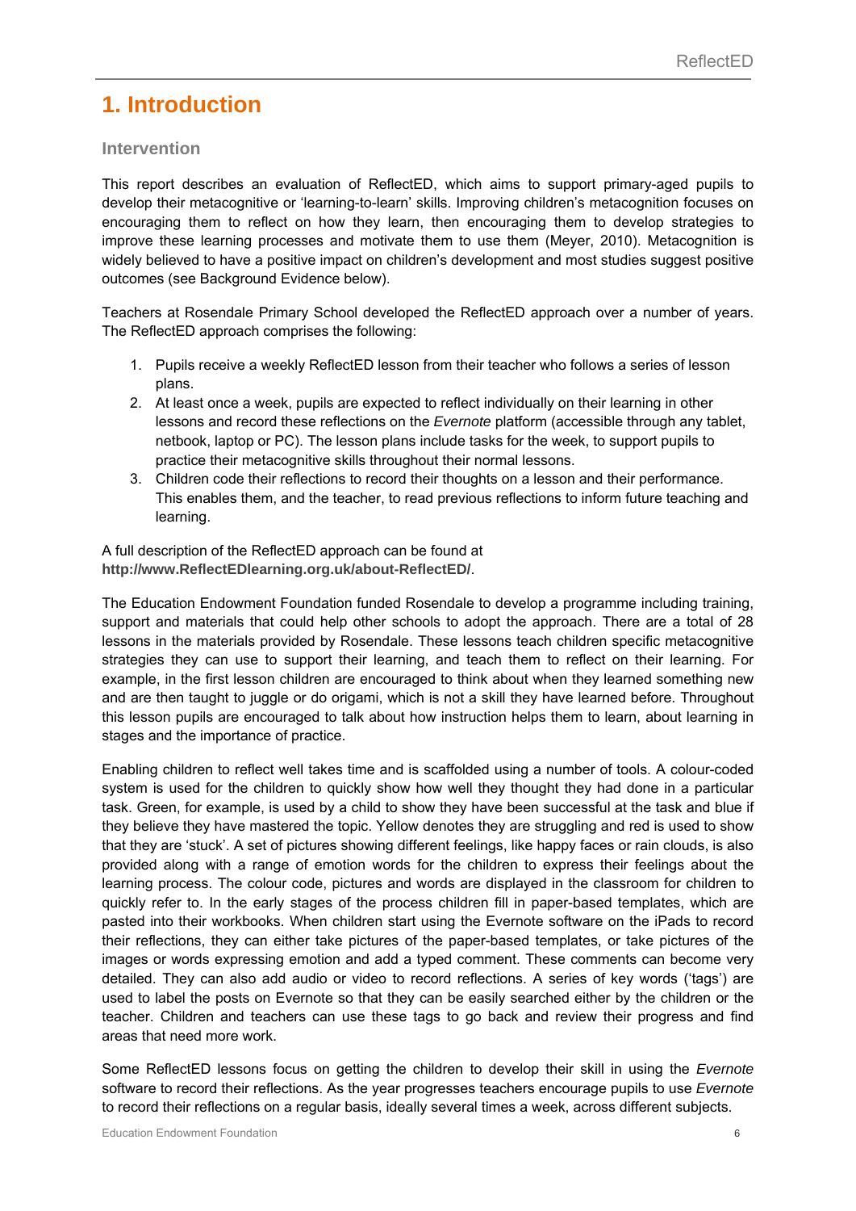# 1. Introduction

## Intervention

This report describes an evaluation of ReflectED, which aims to support primary-aged pupils to develop their metacognitive or 'learning-to-learn' skills. Improving children's metacognition focuses on encouraging them to reflect on how they learn, then encouraging them to develop strategies to improve these learning processes and motivate them to use them (Meyer, 2010). Metacognition is widely believed to have a positive impact on children's development and most studies suggest positive outcomes (see Background Evidence below).

Teachers at Rosendale Primary School developed the ReflectED approach over a number of years. The ReflectED approach comprises the following:

1. Pupils receive a weekly ReflectED lesson from their teacher who follows a series of lesson plans.
2. At least once a week, pupils are expected to reflect individually on their learning in other lessons and record these reflections on the *Evernote* platform (accessible through any tablet, netbook, laptop or PC). The lesson plans include tasks for the week, to support pupils to practice their metacognitive skills throughout their normal lessons.
3. Children code their reflections to record their thoughts on a lesson and their performance. This enables them, and the teacher, to read previous reflections to inform future teaching and learning.

A full description of the ReflectED approach can be found at **http://www.ReflectEDlearning.org.uk/about-ReflectED/**.

The Education Endowment Foundation funded Rosendale to develop a programme including training, support and materials that could help other schools to adopt the approach. There are a total of 28 lessons in the materials provided by Rosendale. These lessons teach children specific metacognitive strategies they can use to support their learning, and teach them to reflect on their learning. For example, in the first lesson children are encouraged to think about when they learned something new and are then taught to juggle or do origami, which is not a skill they have learned before. Throughout this lesson pupils are encouraged to talk about how instruction helps them to learn, about learning in stages and the importance of practice.

Enabling children to reflect well takes time and is scaffolded using a number of tools. A colour-coded system is used for the children to quickly show how well they thought they had done in a particular task. Green, for example, is used by a child to show they have been successful at the task and blue if they believe they have mastered the topic. Yellow denotes they are struggling and red is used to show that they are 'stuck'. A set of pictures showing different feelings, like happy faces or rain clouds, is also provided along with a range of emotion words for the children to express their feelings about the learning process. The colour code, pictures and words are displayed in the classroom for children to quickly refer to. In the early stages of the process children fill in paper-based templates, which are pasted into their workbooks. When children start using the Evernote software on the iPads to record their reflections, they can either take pictures of the paper-based templates, or take pictures of the images or words expressing emotion and add a typed comment. These comments can become very detailed. They can also add audio or video to record reflections. A series of key words ('tags') are used to label the posts on Evernote so that they can be easily searched either by the children or the teacher. Children and teachers can use these tags to go back and review their progress and find areas that need more work.

Some ReflectED lessons focus on getting the children to develop their skill in using the *Evernote* software to record their reflections. As the year progresses teachers encourage pupils to use *Evernote* to record their reflections on a regular basis, ideally several times a week, across different subjects.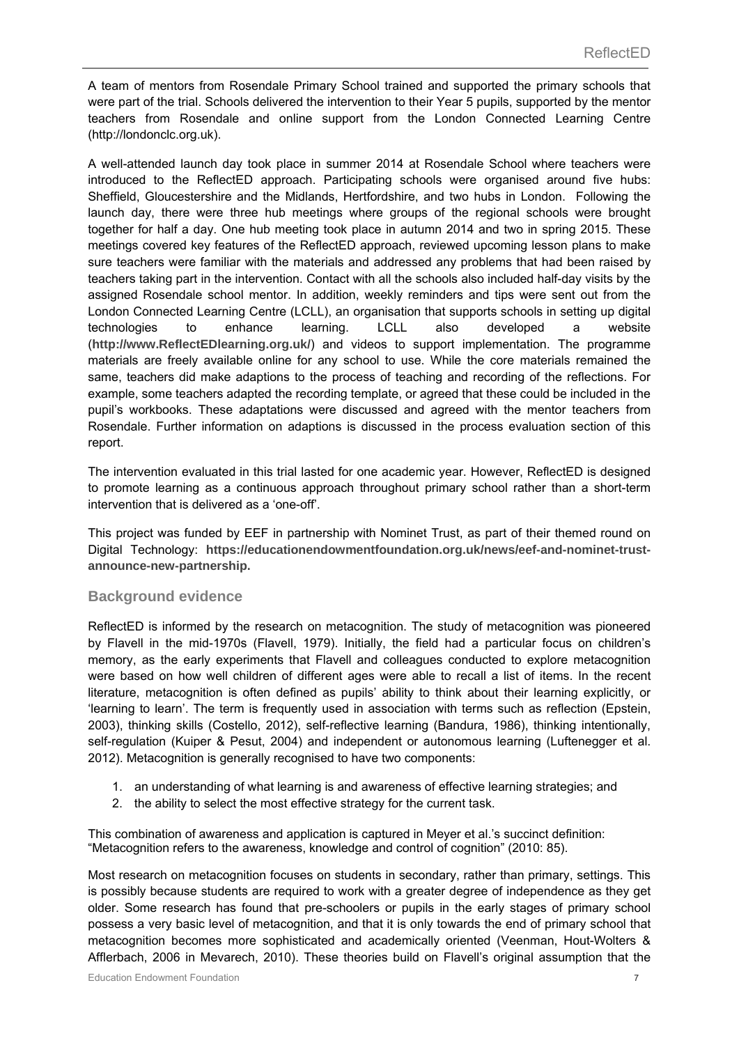A team of mentors from Rosendale Primary School trained and supported the primary schools that were part of the trial. Schools delivered the intervention to their Year 5 pupils, supported by the mentor teachers from Rosendale and online support from the London Connected Learning Centre (http://londonclc.org.uk).

A well-attended launch day took place in summer 2014 at Rosendale School where teachers were introduced to the ReflectED approach. Participating schools were organised around five hubs: Sheffield, Gloucestershire and the Midlands, Hertfordshire, and two hubs in London. Following the launch day, there were three hub meetings where groups of the regional schools were brought together for half a day. One hub meeting took place in autumn 2014 and two in spring 2015. These meetings covered key features of the ReflectED approach, reviewed upcoming lesson plans to make sure teachers were familiar with the materials and addressed any problems that had been raised by teachers taking part in the intervention. Contact with all the schools also included half-day visits by the assigned Rosendale school mentor. In addition, weekly reminders and tips were sent out from the London Connected Learning Centre (LCLL), an organisation that supports schools in setting up digital technologies to enhance learning. LCLL also developed a website (**http://www.ReflectEDlearning.org.uk/**) and videos to support implementation. The programme materials are freely available online for any school to use. While the core materials remained the same, teachers did make adaptions to the process of teaching and recording of the reflections. For example, some teachers adapted the recording template, or agreed that these could be included in the pupil's workbooks. These adaptations were discussed and agreed with the mentor teachers from Rosendale. Further information on adaptions is discussed in the process evaluation section of this report.

The intervention evaluated in this trial lasted for one academic year. However, ReflectED is designed to promote learning as a continuous approach throughout primary school rather than a short-term intervention that is delivered as a 'one-off'.

This project was funded by EEF in partnership with Nominet Trust, as part of their themed round on Digital Technology: **https://educationendowmentfoundation.org.uk/news/eef-and-nominet-trust-announce-new-partnership.**

## Background evidence

ReflectED is informed by the research on metacognition. The study of metacognition was pioneered by Flavell in the mid-1970s (Flavell, 1979). Initially, the field had a particular focus on children's memory, as the early experiments that Flavell and colleagues conducted to explore metacognition were based on how well children of different ages were able to recall a list of items. In the recent literature, metacognition is often defined as pupils' ability to think about their learning explicitly, or 'learning to learn'. The term is frequently used in association with terms such as reflection (Epstein, 2003), thinking skills (Costello, 2012), self-reflective learning (Bandura, 1986), thinking intentionally, self-regulation (Kuiper & Pesut, 2004) and independent or autonomous learning (Luftenegger et al. 2012). Metacognition is generally recognised to have two components:

1. an understanding of what learning is and awareness of effective learning strategies; and
2. the ability to select the most effective strategy for the current task.

This combination of awareness and application is captured in Meyer et al.'s succinct definition: "Metacognition refers to the awareness, knowledge and control of cognition" (2010: 85).

Most research on metacognition focuses on students in secondary, rather than primary, settings. This is possibly because students are required to work with a greater degree of independence as they get older. Some research has found that pre-schoolers or pupils in the early stages of primary school possess a very basic level of metacognition, and that it is only towards the end of primary school that metacognition becomes more sophisticated and academically oriented (Veenman, Hout-Wolters & Afflerbach, 2006 in Mevarech, 2010). These theories build on Flavell's original assumption that the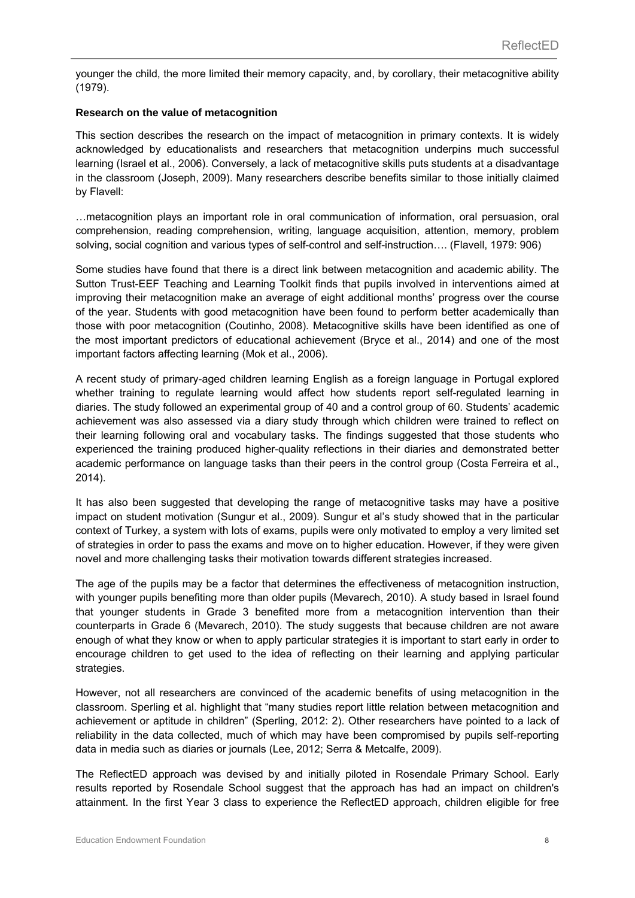younger the child, the more limited their memory capacity, and, by corollary, their metacognitive ability (1979).

**Research on the value of metacognition**

This section describes the research on the impact of metacognition in primary contexts. It is widely acknowledged by educationalists and researchers that metacognition underpins much successful learning (Israel et al., 2006). Conversely, a lack of metacognitive skills puts students at a disadvantage in the classroom (Joseph, 2009). Many researchers describe benefits similar to those initially claimed by Flavell:

…metacognition plays an important role in oral communication of information, oral persuasion, oral comprehension, reading comprehension, writing, language acquisition, attention, memory, problem solving, social cognition and various types of self-control and self-instruction…. (Flavell, 1979: 906)

Some studies have found that there is a direct link between metacognition and academic ability. The Sutton Trust-EEF Teaching and Learning Toolkit finds that pupils involved in interventions aimed at improving their metacognition make an average of eight additional months' progress over the course of the year. Students with good metacognition have been found to perform better academically than those with poor metacognition (Coutinho, 2008). Metacognitive skills have been identified as one of the most important predictors of educational achievement (Bryce et al., 2014) and one of the most important factors affecting learning (Mok et al., 2006).

A recent study of primary-aged children learning English as a foreign language in Portugal explored whether training to regulate learning would affect how students report self-regulated learning in diaries. The study followed an experimental group of 40 and a control group of 60. Students' academic achievement was also assessed via a diary study through which children were trained to reflect on their learning following oral and vocabulary tasks. The findings suggested that those students who experienced the training produced higher-quality reflections in their diaries and demonstrated better academic performance on language tasks than their peers in the control group (Costa Ferreira et al., 2014).

It has also been suggested that developing the range of metacognitive tasks may have a positive impact on student motivation (Sungur et al., 2009). Sungur et al's study showed that in the particular context of Turkey, a system with lots of exams, pupils were only motivated to employ a very limited set of strategies in order to pass the exams and move on to higher education. However, if they were given novel and more challenging tasks their motivation towards different strategies increased.

The age of the pupils may be a factor that determines the effectiveness of metacognition instruction, with younger pupils benefiting more than older pupils (Mevarech, 2010). A study based in Israel found that younger students in Grade 3 benefited more from a metacognition intervention than their counterparts in Grade 6 (Mevarech, 2010). The study suggests that because children are not aware enough of what they know or when to apply particular strategies it is important to start early in order to encourage children to get used to the idea of reflecting on their learning and applying particular strategies.

However, not all researchers are convinced of the academic benefits of using metacognition in the classroom. Sperling et al. highlight that "many studies report little relation between metacognition and achievement or aptitude in children" (Sperling, 2012: 2). Other researchers have pointed to a lack of reliability in the data collected, much of which may have been compromised by pupils self-reporting data in media such as diaries or journals (Lee, 2012; Serra & Metcalfe, 2009).

The ReflectED approach was devised by and initially piloted in Rosendale Primary School. Early results reported by Rosendale School suggest that the approach has had an impact on children's attainment. In the first Year 3 class to experience the ReflectED approach, children eligible for free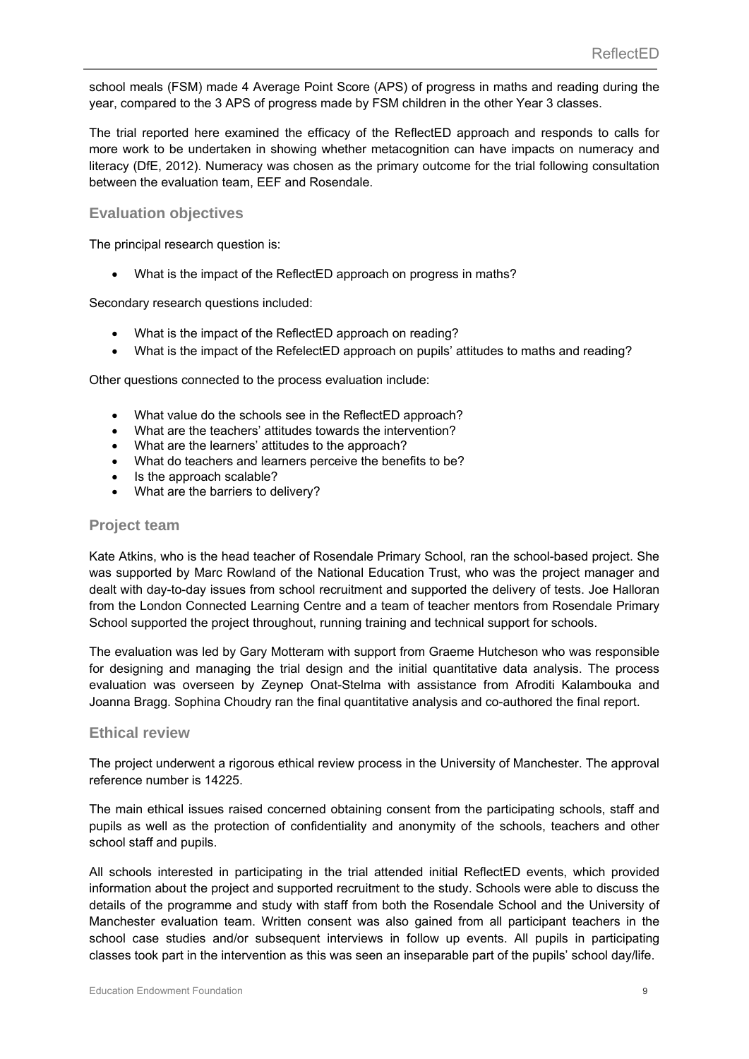school meals (FSM) made 4 Average Point Score (APS) of progress in maths and reading during the year, compared to the 3 APS of progress made by FSM children in the other Year 3 classes.

The trial reported here examined the efficacy of the ReflectED approach and responds to calls for more work to be undertaken in showing whether metacognition can have impacts on numeracy and literacy (DfE, 2012). Numeracy was chosen as the primary outcome for the trial following consultation between the evaluation team, EEF and Rosendale.

## Evaluation objectives

The principal research question is:

- What is the impact of the ReflectED approach on progress in maths?

Secondary research questions included:

- What is the impact of the ReflectED approach on reading?
- What is the impact of the RefelectED approach on pupils' attitudes to maths and reading?

Other questions connected to the process evaluation include:

- What value do the schools see in the ReflectED approach?
- What are the teachers' attitudes towards the intervention?
- What are the learners' attitudes to the approach?
- What do teachers and learners perceive the benefits to be?
- Is the approach scalable?
- What are the barriers to delivery?

## Project team

Kate Atkins, who is the head teacher of Rosendale Primary School, ran the school-based project. She was supported by Marc Rowland of the National Education Trust, who was the project manager and dealt with day-to-day issues from school recruitment and supported the delivery of tests. Joe Halloran from the London Connected Learning Centre and a team of teacher mentors from Rosendale Primary School supported the project throughout, running training and technical support for schools.

The evaluation was led by Gary Motteram with support from Graeme Hutcheson who was responsible for designing and managing the trial design and the initial quantitative data analysis. The process evaluation was overseen by Zeynep Onat-Stelma with assistance from Afroditi Kalambouka and Joanna Bragg. Sophina Choudry ran the final quantitative analysis and co-authored the final report.

## Ethical review

The project underwent a rigorous ethical review process in the University of Manchester. The approval reference number is 14225.

The main ethical issues raised concerned obtaining consent from the participating schools, staff and pupils as well as the protection of confidentiality and anonymity of the schools, teachers and other school staff and pupils.

All schools interested in participating in the trial attended initial ReflectED events, which provided information about the project and supported recruitment to the study. Schools were able to discuss the details of the programme and study with staff from both the Rosendale School and the University of Manchester evaluation team. Written consent was also gained from all participant teachers in the school case studies and/or subsequent interviews in follow up events. All pupils in participating classes took part in the intervention as this was seen an inseparable part of the pupils' school day/life.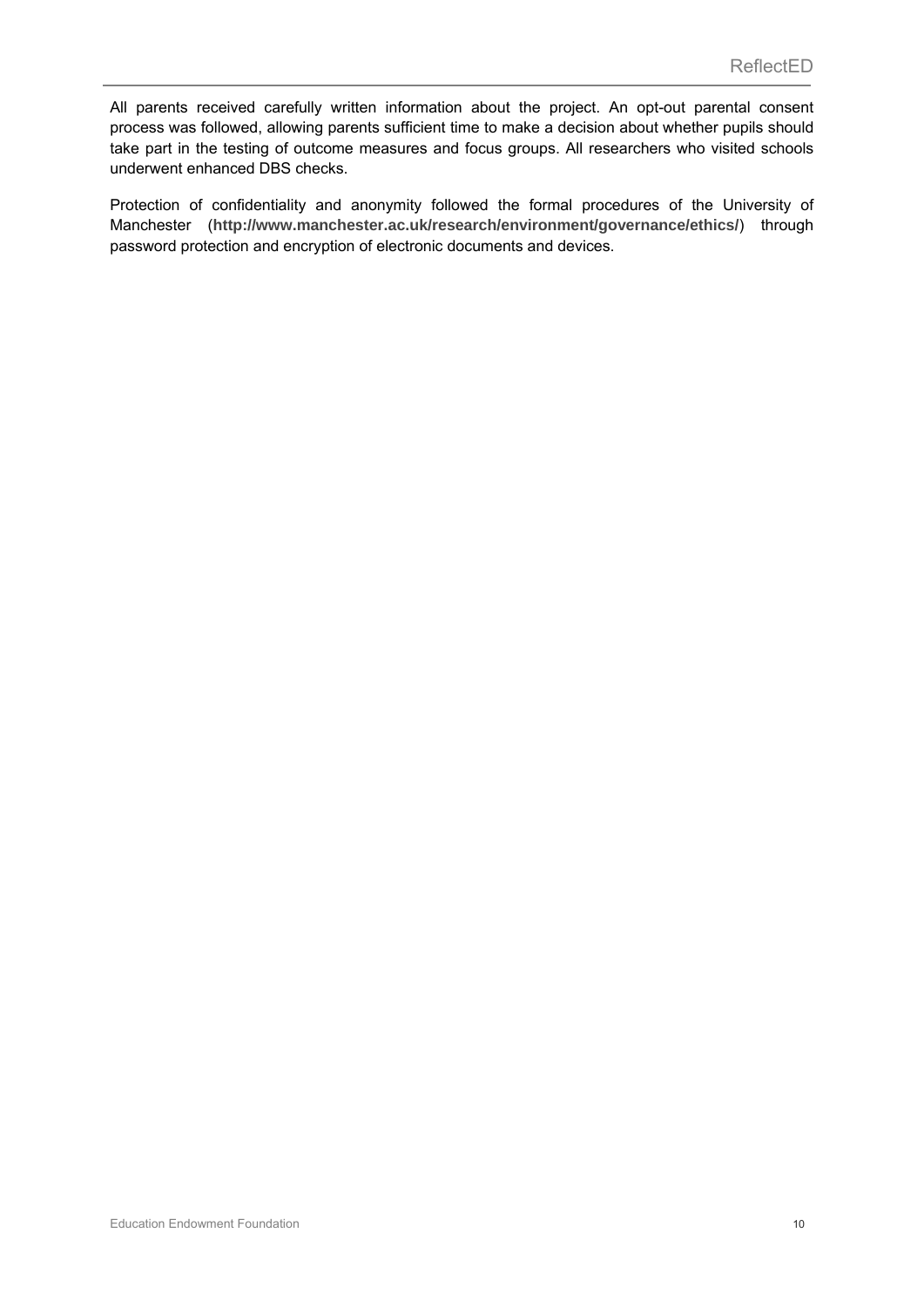All parents received carefully written information about the project. An opt-out parental consent process was followed, allowing parents sufficient time to make a decision about whether pupils should take part in the testing of outcome measures and focus groups. All researchers who visited schools underwent enhanced DBS checks.

Protection of confidentiality and anonymity followed the formal procedures of the University of Manchester (**http://www.manchester.ac.uk/research/environment/governance/ethics/**) through password protection and encryption of electronic documents and devices.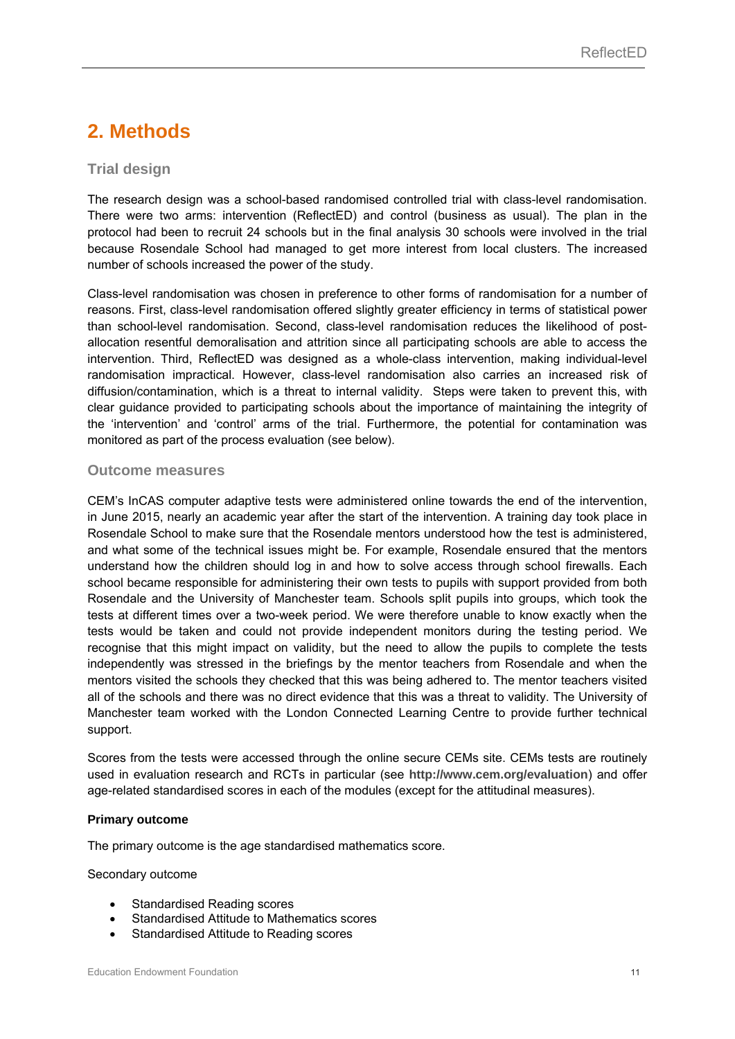# 2. Methods

## Trial design

The research design was a school-based randomised controlled trial with class-level randomisation. There were two arms: intervention (ReflectED) and control (business as usual). The plan in the protocol had been to recruit 24 schools but in the final analysis 30 schools were involved in the trial because Rosendale School had managed to get more interest from local clusters. The increased number of schools increased the power of the study.

Class-level randomisation was chosen in preference to other forms of randomisation for a number of reasons. First, class-level randomisation offered slightly greater efficiency in terms of statistical power than school-level randomisation. Second, class-level randomisation reduces the likelihood of post-allocation resentful demoralisation and attrition since all participating schools are able to access the intervention. Third, ReflectED was designed as a whole-class intervention, making individual-level randomisation impractical. However, class-level randomisation also carries an increased risk of diffusion/contamination, which is a threat to internal validity. Steps were taken to prevent this, with clear guidance provided to participating schools about the importance of maintaining the integrity of the 'intervention' and 'control' arms of the trial. Furthermore, the potential for contamination was monitored as part of the process evaluation (see below).

## Outcome measures

CEM's InCAS computer adaptive tests were administered online towards the end of the intervention, in June 2015, nearly an academic year after the start of the intervention. A training day took place in Rosendale School to make sure that the Rosendale mentors understood how the test is administered, and what some of the technical issues might be. For example, Rosendale ensured that the mentors understand how the children should log in and how to solve access through school firewalls. Each school became responsible for administering their own tests to pupils with support provided from both Rosendale and the University of Manchester team. Schools split pupils into groups, which took the tests at different times over a two-week period. We were therefore unable to know exactly when the tests would be taken and could not provide independent monitors during the testing period. We recognise that this might impact on validity, but the need to allow the pupils to complete the tests independently was stressed in the briefings by the mentor teachers from Rosendale and when the mentors visited the schools they checked that this was being adhered to. The mentor teachers visited all of the schools and there was no direct evidence that this was a threat to validity. The University of Manchester team worked with the London Connected Learning Centre to provide further technical support.

Scores from the tests were accessed through the online secure CEMs site. CEMs tests are routinely used in evaluation research and RCTs in particular (see **http://www.cem.org/evaluation**) and offer age-related standardised scores in each of the modules (except for the attitudinal measures).

**Primary outcome**

The primary outcome is the age standardised mathematics score.

Secondary outcome

- Standardised Reading scores
- Standardised Attitude to Mathematics scores
- Standardised Attitude to Reading scores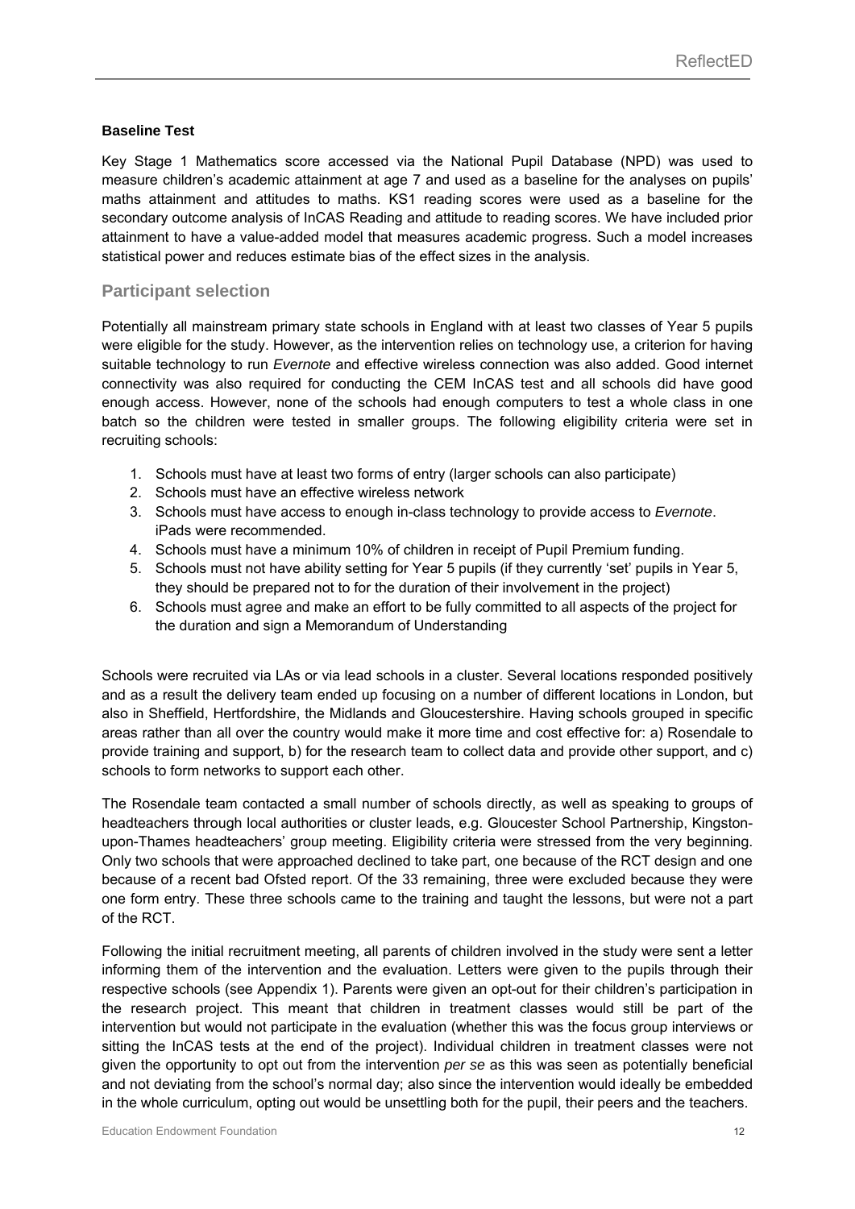**Baseline Test**

Key Stage 1 Mathematics score accessed via the National Pupil Database (NPD) was used to measure children's academic attainment at age 7 and used as a baseline for the analyses on pupils' maths attainment and attitudes to maths. KS1 reading scores were used as a baseline for the secondary outcome analysis of InCAS Reading and attitude to reading scores. We have included prior attainment to have a value-added model that measures academic progress. Such a model increases statistical power and reduces estimate bias of the effect sizes in the analysis.

## Participant selection

Potentially all mainstream primary state schools in England with at least two classes of Year 5 pupils were eligible for the study. However, as the intervention relies on technology use, a criterion for having suitable technology to run *Evernote* and effective wireless connection was also added. Good internet connectivity was also required for conducting the CEM InCAS test and all schools did have good enough access. However, none of the schools had enough computers to test a whole class in one batch so the children were tested in smaller groups. The following eligibility criteria were set in recruiting schools:

1. Schools must have at least two forms of entry (larger schools can also participate)
2. Schools must have an effective wireless network
3. Schools must have access to enough in-class technology to provide access to *Evernote*. iPads were recommended.
4. Schools must have a minimum 10% of children in receipt of Pupil Premium funding.
5. Schools must not have ability setting for Year 5 pupils (if they currently 'set' pupils in Year 5, they should be prepared not to for the duration of their involvement in the project)
6. Schools must agree and make an effort to be fully committed to all aspects of the project for the duration and sign a Memorandum of Understanding

Schools were recruited via LAs or via lead schools in a cluster. Several locations responded positively and as a result the delivery team ended up focusing on a number of different locations in London, but also in Sheffield, Hertfordshire, the Midlands and Gloucestershire. Having schools grouped in specific areas rather than all over the country would make it more time and cost effective for: a) Rosendale to provide training and support, b) for the research team to collect data and provide other support, and c) schools to form networks to support each other.

The Rosendale team contacted a small number of schools directly, as well as speaking to groups of headteachers through local authorities or cluster leads, e.g. Gloucester School Partnership, Kingston-upon-Thames headteachers' group meeting. Eligibility criteria were stressed from the very beginning. Only two schools that were approached declined to take part, one because of the RCT design and one because of a recent bad Ofsted report. Of the 33 remaining, three were excluded because they were one form entry. These three schools came to the training and taught the lessons, but were not a part of the RCT.

Following the initial recruitment meeting, all parents of children involved in the study were sent a letter informing them of the intervention and the evaluation. Letters were given to the pupils through their respective schools (see Appendix 1). Parents were given an opt-out for their children's participation in the research project. This meant that children in treatment classes would still be part of the intervention but would not participate in the evaluation (whether this was the focus group interviews or sitting the InCAS tests at the end of the project). Individual children in treatment classes were not given the opportunity to opt out from the intervention *per se* as this was seen as potentially beneficial and not deviating from the school's normal day; also since the intervention would ideally be embedded in the whole curriculum, opting out would be unsettling both for the pupil, their peers and the teachers.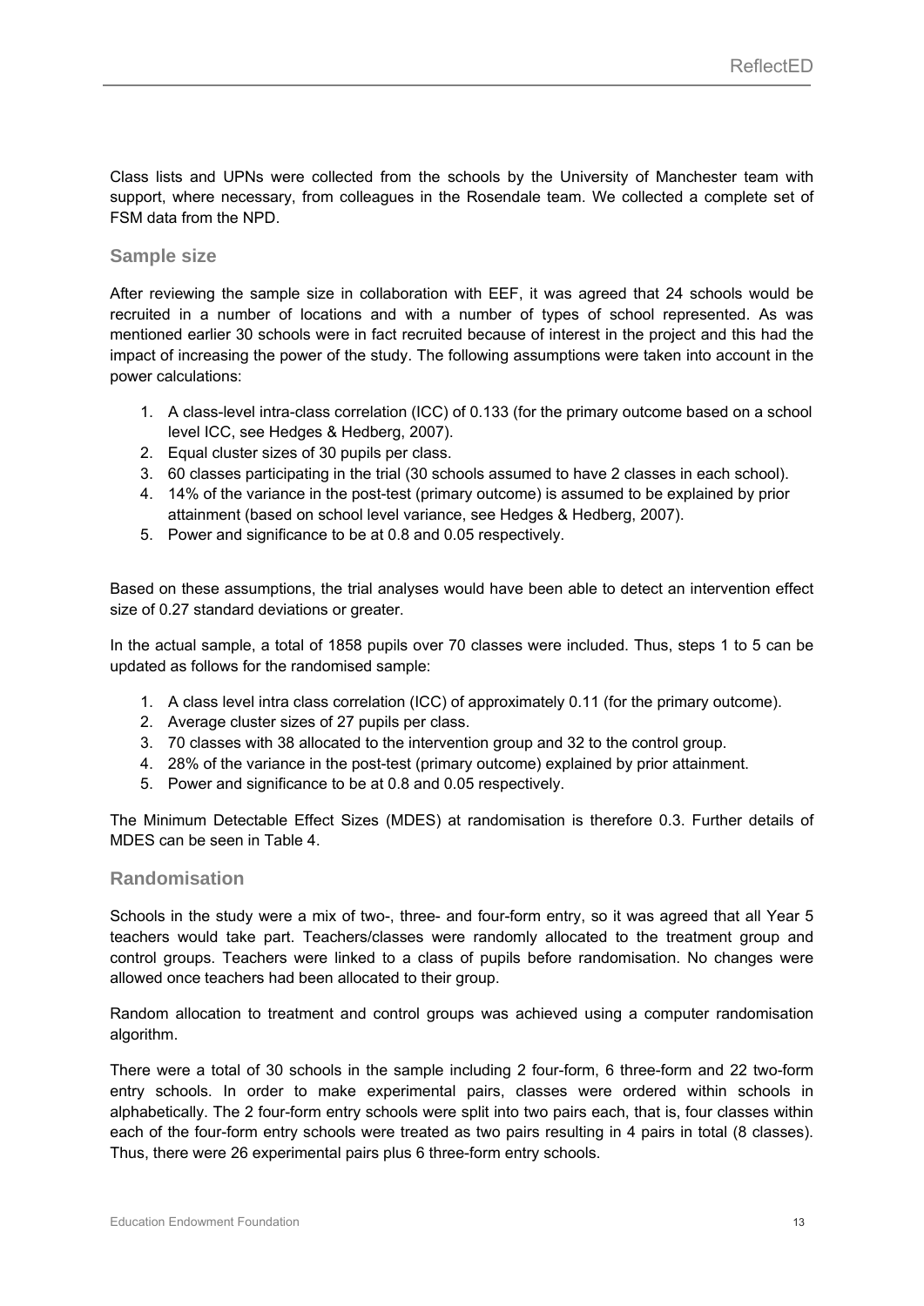Class lists and UPNs were collected from the schools by the University of Manchester team with support, where necessary, from colleagues in the Rosendale team. We collected a complete set of FSM data from the NPD.

## Sample size

After reviewing the sample size in collaboration with EEF, it was agreed that 24 schools would be recruited in a number of locations and with a number of types of school represented. As was mentioned earlier 30 schools were in fact recruited because of interest in the project and this had the impact of increasing the power of the study. The following assumptions were taken into account in the power calculations:

1. A class-level intra-class correlation (ICC) of 0.133 (for the primary outcome based on a school level ICC, see Hedges & Hedberg, 2007).
2. Equal cluster sizes of 30 pupils per class.
3. 60 classes participating in the trial (30 schools assumed to have 2 classes in each school).
4. 14% of the variance in the post-test (primary outcome) is assumed to be explained by prior attainment (based on school level variance, see Hedges & Hedberg, 2007).
5. Power and significance to be at 0.8 and 0.05 respectively.

Based on these assumptions, the trial analyses would have been able to detect an intervention effect size of 0.27 standard deviations or greater.

In the actual sample, a total of 1858 pupils over 70 classes were included. Thus, steps 1 to 5 can be updated as follows for the randomised sample:

1. A class level intra class correlation (ICC) of approximately 0.11 (for the primary outcome).
2. Average cluster sizes of 27 pupils per class.
3. 70 classes with 38 allocated to the intervention group and 32 to the control group.
4. 28% of the variance in the post-test (primary outcome) explained by prior attainment.
5. Power and significance to be at 0.8 and 0.05 respectively.

The Minimum Detectable Effect Sizes (MDES) at randomisation is therefore 0.3. Further details of MDES can be seen in Table 4.

## Randomisation

Schools in the study were a mix of two-, three- and four-form entry, so it was agreed that all Year 5 teachers would take part. Teachers/classes were randomly allocated to the treatment group and control groups. Teachers were linked to a class of pupils before randomisation. No changes were allowed once teachers had been allocated to their group.

Random allocation to treatment and control groups was achieved using a computer randomisation algorithm.

There were a total of 30 schools in the sample including 2 four-form, 6 three-form and 22 two-form entry schools. In order to make experimental pairs, classes were ordered within schools in alphabetically. The 2 four-form entry schools were split into two pairs each, that is, four classes within each of the four-form entry schools were treated as two pairs resulting in 4 pairs in total (8 classes). Thus, there were 26 experimental pairs plus 6 three-form entry schools.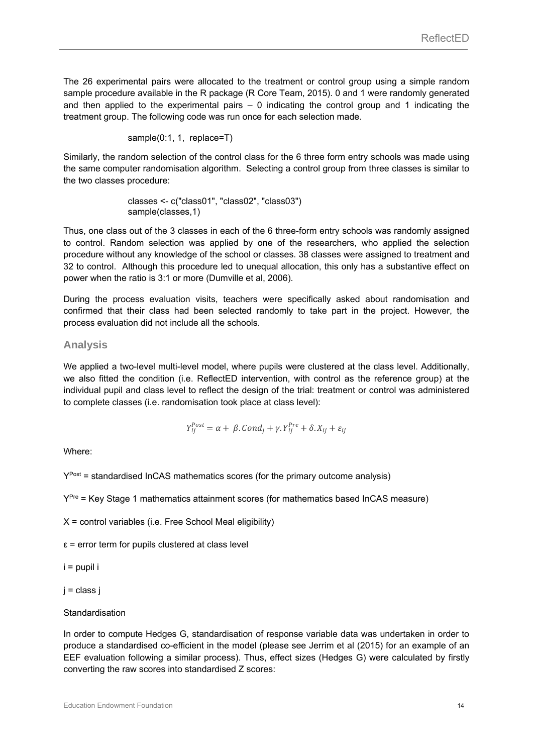The 26 experimental pairs were allocated to the treatment or control group using a simple random sample procedure available in the R package (R Core Team, 2015). 0 and 1 were randomly generated and then applied to the experimental pairs – 0 indicating the control group and 1 indicating the treatment group. The following code was run once for each selection made.

```
sample(0:1, 1,  replace=T)
```

Similarly, the random selection of the control class for the 6 three form entry schools was made using the same computer randomisation algorithm. Selecting a control group from three classes is similar to the two classes procedure:

```
classes <- c("class01", "class02", "class03")
sample(classes,1)
```

Thus, one class out of the 3 classes in each of the 6 three-form entry schools was randomly assigned to control. Random selection was applied by one of the researchers, who applied the selection procedure without any knowledge of the school or classes. 38 classes were assigned to treatment and 32 to control. Although this procedure led to unequal allocation, this only has a substantive effect on power when the ratio is 3:1 or more (Dumville et al, 2006).

During the process evaluation visits, teachers were specifically asked about randomisation and confirmed that their class had been selected randomly to take part in the project. However, the process evaluation did not include all the schools.

## Analysis

We applied a two-level multi-level model, where pupils were clustered at the class level. Additionally, we also fitted the condition (i.e. ReflectED intervention, with control as the reference group) at the individual pupil and class level to reflect the design of the trial: treatment or control was administered to complete classes (i.e. randomisation took place at class level):

$$Y_{ij}^{Post} = \alpha + \beta.Cond_j + \gamma.Y_{ij}^{Pre} + \delta.X_{ij} + \varepsilon_{ij}$$

Where:

$Y^{Post}$ = standardised InCAS mathematics scores (for the primary outcome analysis)

$Y^{Pre}$ = Key Stage 1 mathematics attainment scores (for mathematics based InCAS measure)

X = control variables (i.e. Free School Meal eligibility)

ε = error term for pupils clustered at class level

i = pupil i

j = class j

Standardisation

In order to compute Hedges G, standardisation of response variable data was undertaken in order to produce a standardised co-efficient in the model (please see Jerrim et al (2015) for an example of an EEF evaluation following a similar process). Thus, effect sizes (Hedges G) were calculated by firstly converting the raw scores into standardised Z scores: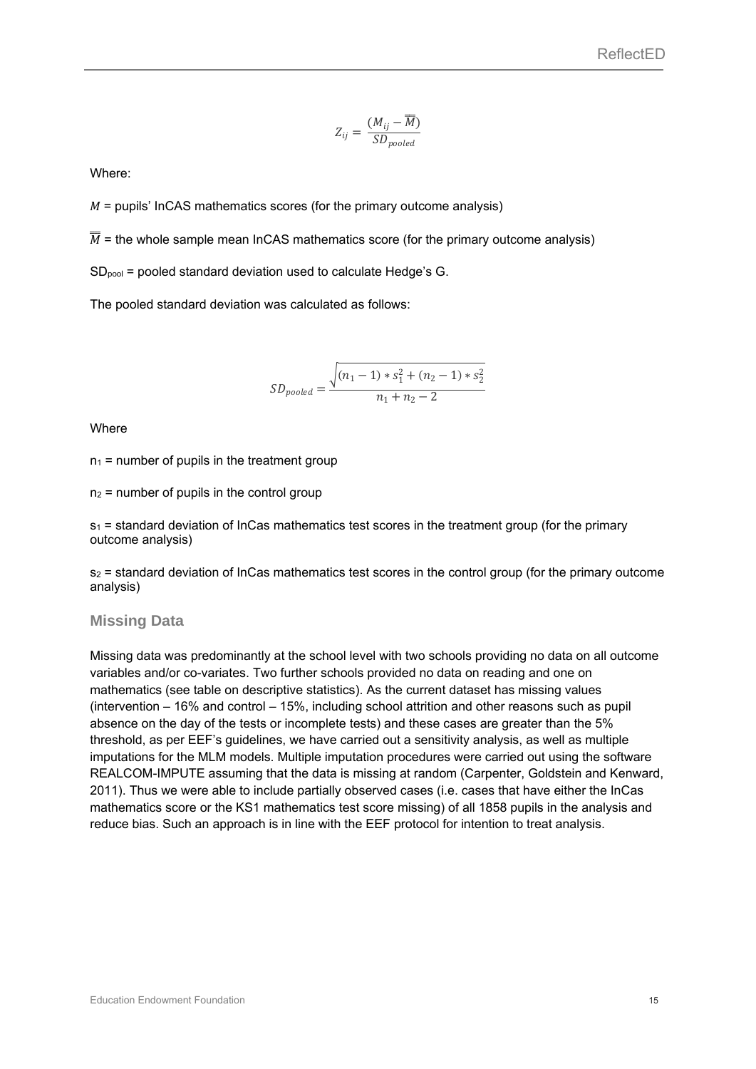$$Z_{ij} = \frac{(M_{ij} - \overline{\overline{M}})}{SD_{pooled}}$$

Where:

$M$ = pupils' InCAS mathematics scores (for the primary outcome analysis)

$\overline{\overline{M}}$ = the whole sample mean InCAS mathematics score (for the primary outcome analysis)

$SD_{pool}$ = pooled standard deviation used to calculate Hedge's G.

The pooled standard deviation was calculated as follows:

$$SD_{pooled} = \frac{\sqrt{(n_1 - 1) * s_1^2 + (n_2 - 1) * s_2^2}}{n_1 + n_2 - 2}$$

Where

$n_1$ = number of pupils in the treatment group

$n_2$ = number of pupils in the control group

$s_1$ = standard deviation of InCas mathematics test scores in the treatment group (for the primary outcome analysis)

$s_2$ = standard deviation of InCas mathematics test scores in the control group (for the primary outcome analysis)

### Missing Data

Missing data was predominantly at the school level with two schools providing no data on all outcome variables and/or co-variates. Two further schools provided no data on reading and one on mathematics (see table on descriptive statistics). As the current dataset has missing values (intervention – 16% and control – 15%, including school attrition and other reasons such as pupil absence on the day of the tests or incomplete tests) and these cases are greater than the 5% threshold, as per EEF's guidelines, we have carried out a sensitivity analysis, as well as multiple imputations for the MLM models. Multiple imputation procedures were carried out using the software REALCOM-IMPUTE assuming that the data is missing at random (Carpenter, Goldstein and Kenward, 2011). Thus we were able to include partially observed cases (i.e. cases that have either the InCas mathematics score or the KS1 mathematics test score missing) of all 1858 pupils in the analysis and reduce bias. Such an approach is in line with the EEF protocol for intention to treat analysis.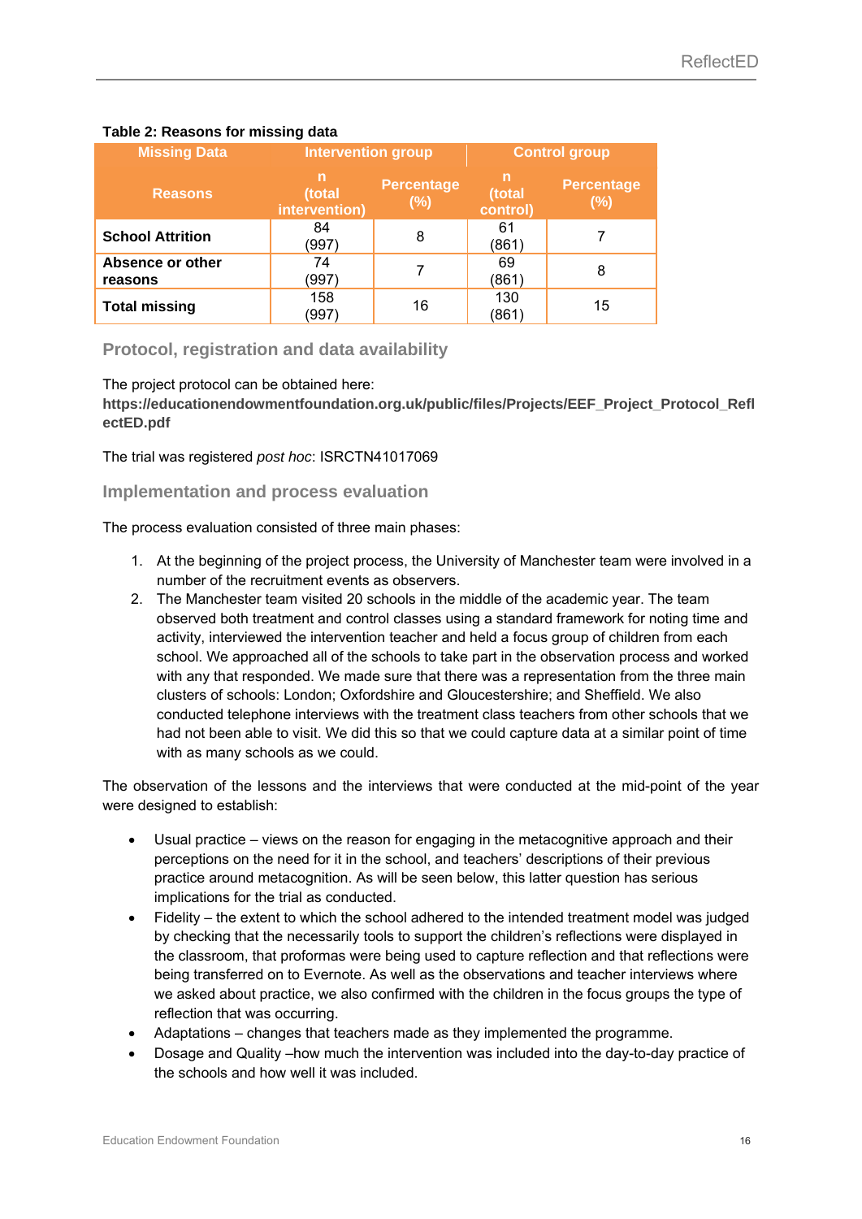**Table 2: Reasons for missing data**

| Missing Data | Intervention group | | Control group | |
|---|---|---|---|---|
| Reasons | n (total intervention) | Percentage (%) | n (total control) | Percentage (%) |
| **School Attrition** | 84 (997) | 8 | 61 (861) | 7 |
| **Absence or other reasons** | 74 (997) | 7 | 69 (861) | 8 |
| **Total missing** | 158 (997) | 16 | 130 (861) | 15 |

## Protocol, registration and data availability

The project protocol can be obtained here:
**https://educationendowmentfoundation.org.uk/public/files/Projects/EEF_Project_Protocol_ReflectED.pdf**

The trial was registered *post hoc*: ISRCTN41017069

## Implementation and process evaluation

The process evaluation consisted of three main phases:

1. At the beginning of the project process, the University of Manchester team were involved in a number of the recruitment events as observers.
2. The Manchester team visited 20 schools in the middle of the academic year. The team observed both treatment and control classes using a standard framework for noting time and activity, interviewed the intervention teacher and held a focus group of children from each school. We approached all of the schools to take part in the observation process and worked with any that responded. We made sure that there was a representation from the three main clusters of schools: London; Oxfordshire and Gloucestershire; and Sheffield. We also conducted telephone interviews with the treatment class teachers from other schools that we had not been able to visit. We did this so that we could capture data at a similar point of time with as many schools as we could.

The observation of the lessons and the interviews that were conducted at the mid-point of the year were designed to establish:

- Usual practice – views on the reason for engaging in the metacognitive approach and their perceptions on the need for it in the school, and teachers' descriptions of their previous practice around metacognition. As will be seen below, this latter question has serious implications for the trial as conducted.
- Fidelity – the extent to which the school adhered to the intended treatment model was judged by checking that the necessarily tools to support the children's reflections were displayed in the classroom, that proformas were being used to capture reflection and that reflections were being transferred on to Evernote. As well as the observations and teacher interviews where we asked about practice, we also confirmed with the children in the focus groups the type of reflection that was occurring.
- Adaptations – changes that teachers made as they implemented the programme.
- Dosage and Quality –how much the intervention was included into the day-to-day practice of the schools and how well it was included.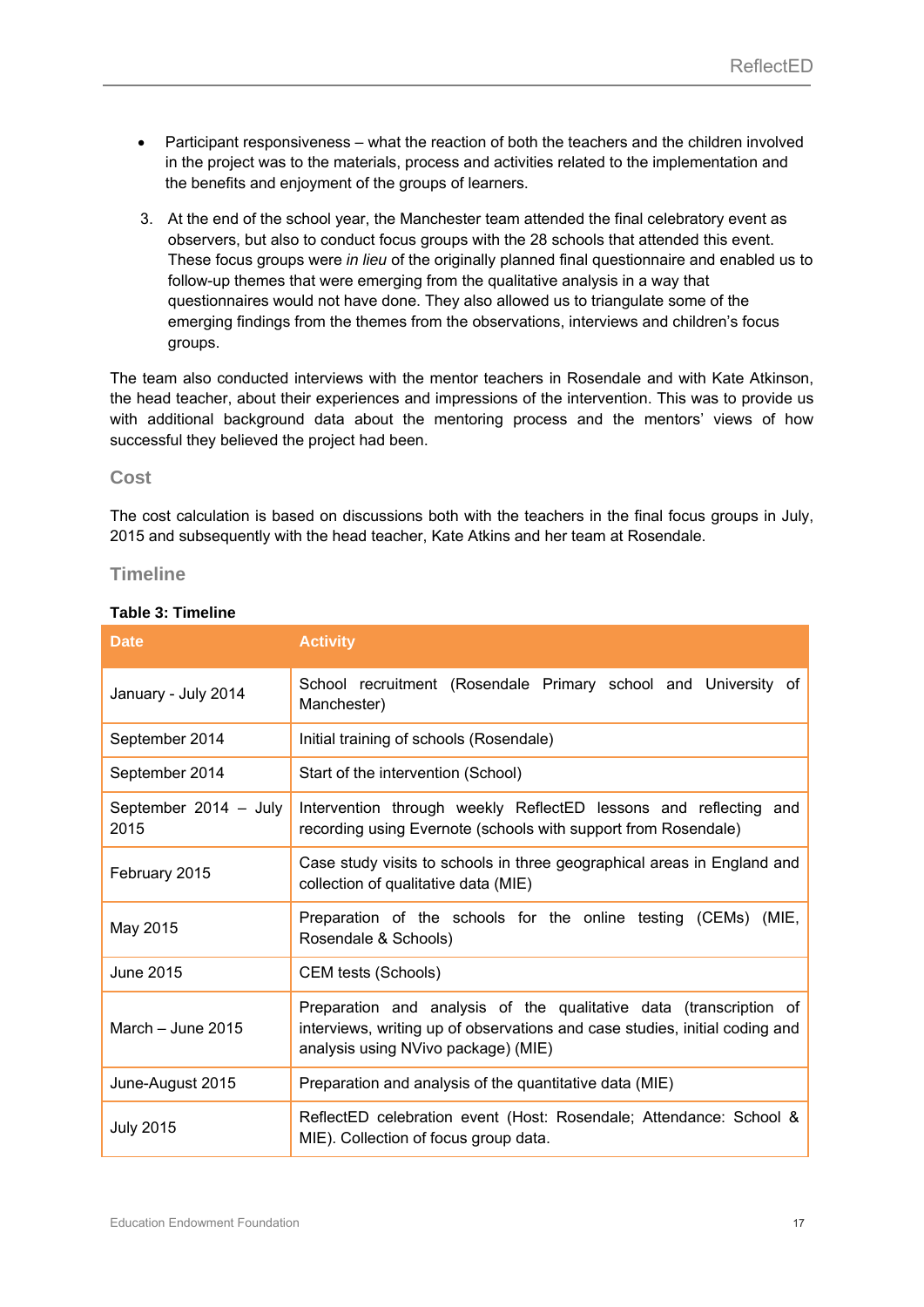- Participant responsiveness – what the reaction of both the teachers and the children involved in the project was to the materials, process and activities related to the implementation and the benefits and enjoyment of the groups of learners.

3. At the end of the school year, the Manchester team attended the final celebratory event as observers, but also to conduct focus groups with the 28 schools that attended this event. These focus groups were *in lieu* of the originally planned final questionnaire and enabled us to follow-up themes that were emerging from the qualitative analysis in a way that questionnaires would not have done. They also allowed us to triangulate some of the emerging findings from the themes from the observations, interviews and children's focus groups.

The team also conducted interviews with the mentor teachers in Rosendale and with Kate Atkinson, the head teacher, about their experiences and impressions of the intervention. This was to provide us with additional background data about the mentoring process and the mentors' views of how successful they believed the project had been.

### Cost

The cost calculation is based on discussions both with the teachers in the final focus groups in July, 2015 and subsequently with the head teacher, Kate Atkins and her team at Rosendale.

### Timeline

**Table 3: Timeline**

| Date | Activity |
|---|---|
| January - July 2014 | School recruitment (Rosendale Primary school and University of Manchester) |
| September 2014 | Initial training of schools (Rosendale) |
| September 2014 | Start of the intervention (School) |
| September 2014 – July 2015 | Intervention through weekly ReflectED lessons and reflecting and recording using Evernote (schools with support from Rosendale) |
| February 2015 | Case study visits to schools in three geographical areas in England and collection of qualitative data (MIE) |
| May 2015 | Preparation of the schools for the online testing (CEMs) (MIE, Rosendale & Schools) |
| June 2015 | CEM tests (Schools) |
| March – June 2015 | Preparation and analysis of the qualitative data (transcription of interviews, writing up of observations and case studies, initial coding and analysis using NVivo package) (MIE) |
| June-August 2015 | Preparation and analysis of the quantitative data (MIE) |
| July 2015 | ReflectED celebration event (Host: Rosendale; Attendance: School & MIE). Collection of focus group data. |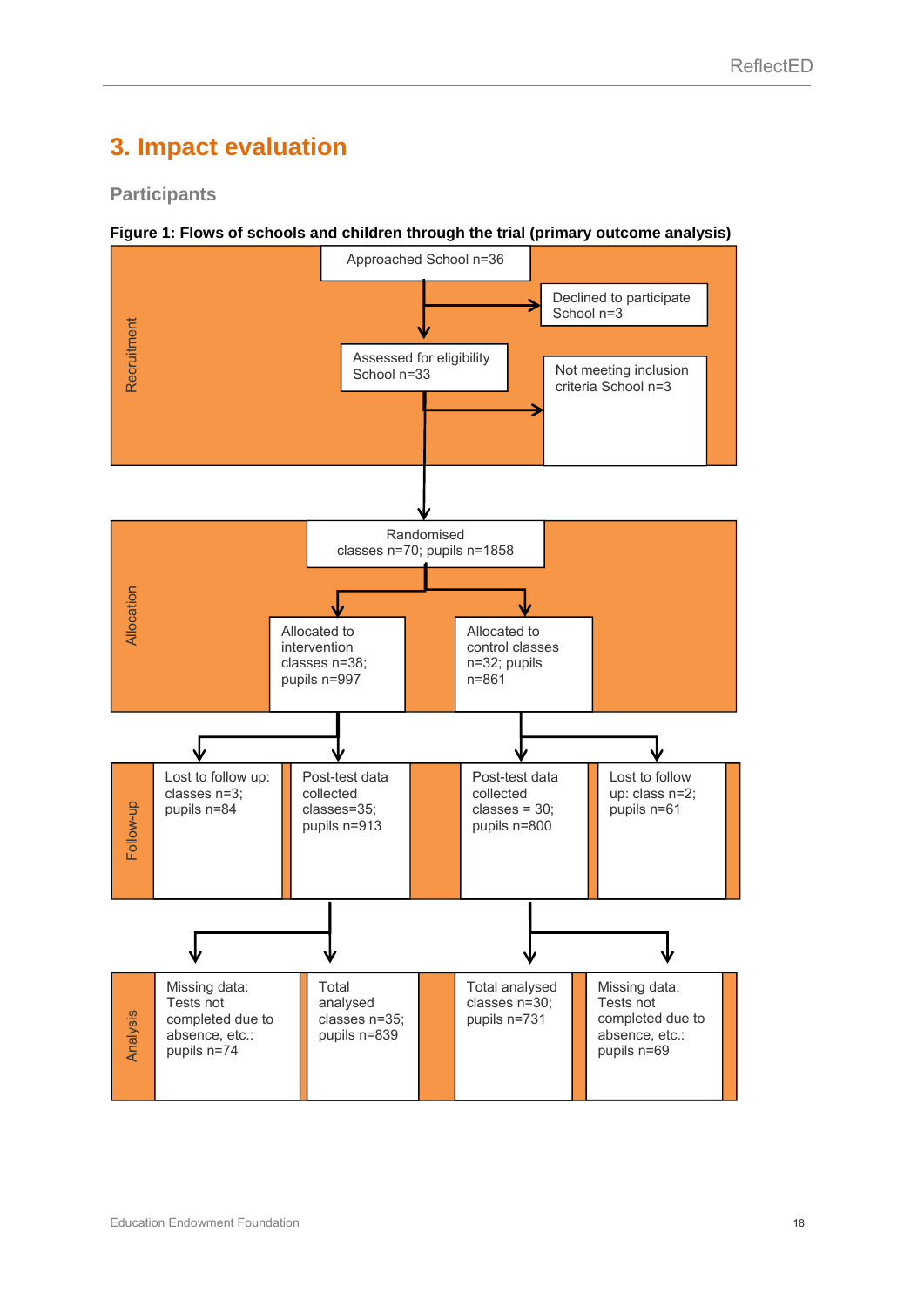# 3. Impact evaluation

## Participants

**Figure 1: Flows of schools and children through the trial (primary outcome analysis)**

**Recruitment**

- Approached School n=36
  - Declined to participate School n=3
- Assessed for eligibility School n=33
  - Not meeting inclusion criteria School n=3

**Allocation**

- Randomised classes n=70; pupils n=1858
  - Allocated to intervention classes n=38; pupils n=997
  - Allocated to control classes n=32; pupils n=861

**Follow-up**

- Intervention:
  - Lost to follow up: classes n=3; pupils n=84
  - Post-test data collected classes=35; pupils n=913
- Control:
  - Post-test data collected classes = 30; pupils n=800
  - Lost to follow up: class n=2; pupils n=61

**Analysis**

- Intervention:
  - Missing data: Tests not completed due to absence, etc.: pupils n=74
  - Total analysed classes n=35; pupils n=839
- Control:
  - Total analysed classes n=30; pupils n=731
  - Missing data: Tests not completed due to absence, etc.: pupils n=69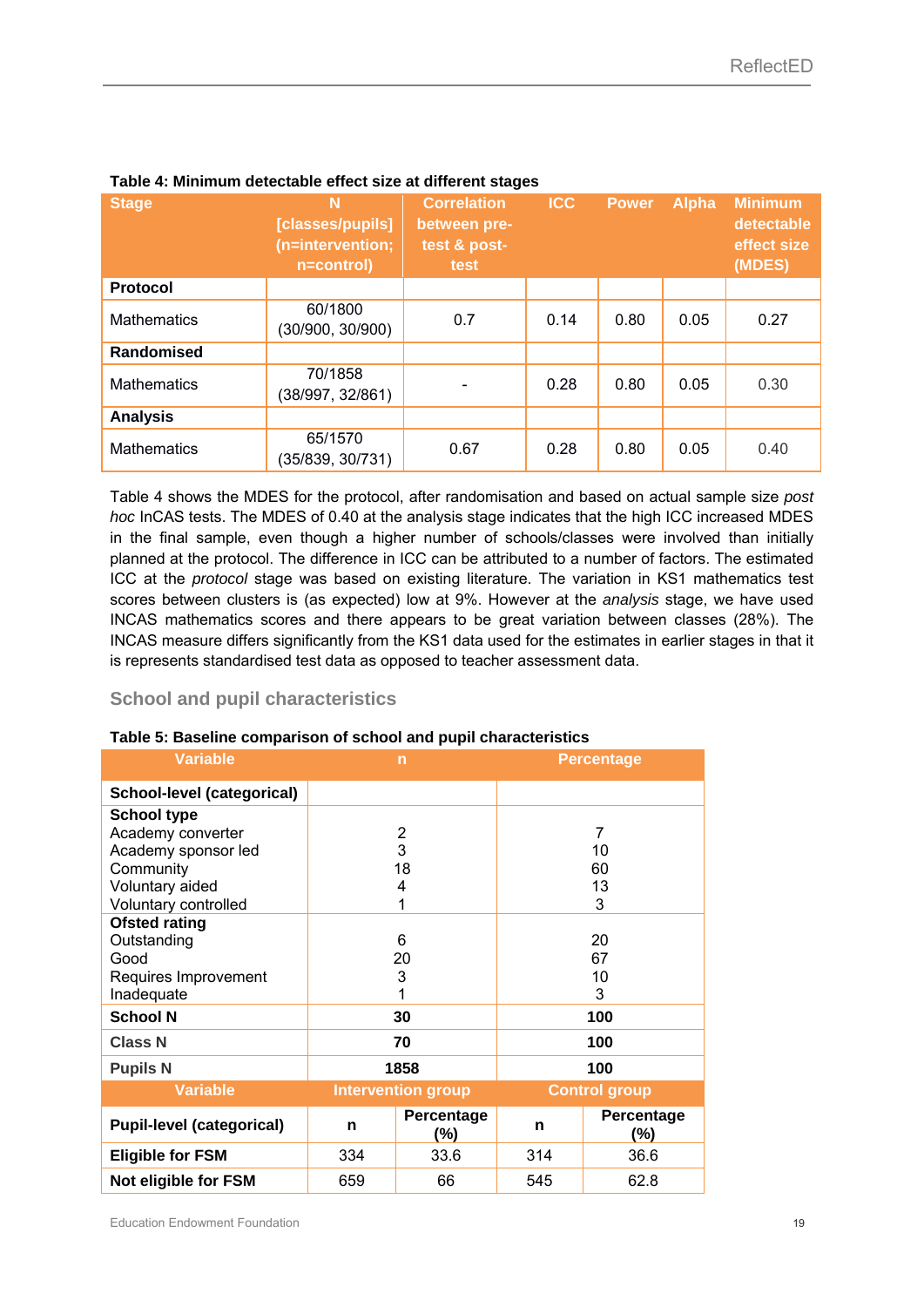**Table 4: Minimum detectable effect size at different stages**

| Stage | N [classes/pupils] (n=intervention; n=control) | Correlation between pre-test & post-test | ICC | Power | Alpha | Minimum detectable effect size (MDES) |
|---|---|---|---|---|---|---|
| **Protocol** | | | | | | |
| Mathematics | 60/1800 (30/900, 30/900) | 0.7 | 0.14 | 0.80 | 0.05 | 0.27 |
| **Randomised** | | | | | | |
| Mathematics | 70/1858 (38/997, 32/861) | - | 0.28 | 0.80 | 0.05 | 0.30 |
| **Analysis** | | | | | | |
| Mathematics | 65/1570 (35/839, 30/731) | 0.67 | 0.28 | 0.80 | 0.05 | 0.40 |

Table 4 shows the MDES for the protocol, after randomisation and based on actual sample size *post hoc* InCAS tests. The MDES of 0.40 at the analysis stage indicates that the high ICC increased MDES in the final sample, even though a higher number of schools/classes were involved than initially planned at the protocol. The difference in ICC can be attributed to a number of factors. The estimated ICC at the *protocol* stage was based on existing literature. The variation in KS1 mathematics test scores between clusters is (as expected) low at 9%. However at the *analysis* stage, we have used INCAS mathematics scores and there appears to be great variation between classes (28%). The INCAS measure differs significantly from the KS1 data used for the estimates in earlier stages in that it is represents standardised test data as opposed to teacher assessment data.

## School and pupil characteristics

**Table 5: Baseline comparison of school and pupil characteristics**

| Variable | n | Percentage |
|---|---|---|
| **School-level (categorical)** | | |
| **School type** | | |
| Academy converter | 2 | 7 |
| Academy sponsor led | 3 | 10 |
| Community | 18 | 60 |
| Voluntary aided | 4 | 13 |
| Voluntary controlled | 1 | 3 |
| **Ofsted rating** | | |
| Outstanding | 6 | 20 |
| Good | 20 | 67 |
| Requires Improvement | 3 | 10 |
| Inadequate | 1 | 3 |
| **School N** | **30** | **100** |
| **Class N** | **70** | **100** |
| **Pupils N** | **1858** | **100** |

| Variable | Intervention group | | Control group | |
|---|---|---|---|---|
| **Pupil-level (categorical)** | **n** | **Percentage (%)** | **n** | **Percentage (%)** |
| **Eligible for FSM** | 334 | 33.6 | 314 | 36.6 |
| **Not eligible for FSM** | 659 | 66 | 545 | 62.8 |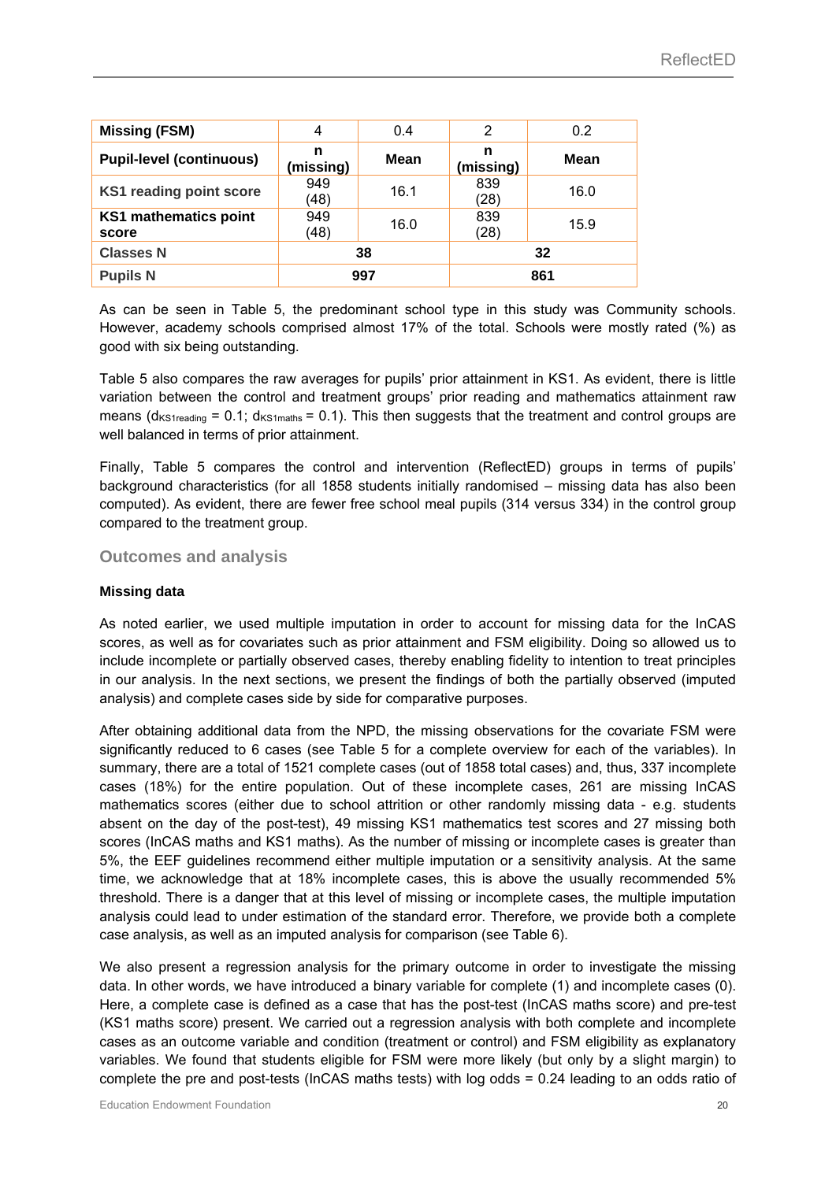| Missing (FSM) | 4 | 0.4 | 2 | 0.2 |
|---|---|---|---|---|
| **Pupil-level (continuous)** | **n (missing)** | **Mean** | **n (missing)** | **Mean** |
| KS1 reading point score | 949 (48) | 16.1 | 839 (28) | 16.0 |
| KS1 mathematics point score | 949 (48) | 16.0 | 839 (28) | 15.9 |
| Classes N | 38 | | 32 | |
| Pupils N | 997 | | 861 | |

As can be seen in Table 5, the predominant school type in this study was Community schools. However, academy schools comprised almost 17% of the total. Schools were mostly rated (%) as good with six being outstanding.

Table 5 also compares the raw averages for pupils' prior attainment in KS1. As evident, there is little variation between the control and treatment groups' prior reading and mathematics attainment raw means ($d_{KS1reading} = 0.1$; $d_{KS1maths} = 0.1$). This then suggests that the treatment and control groups are well balanced in terms of prior attainment.

Finally, Table 5 compares the control and intervention (ReflectED) groups in terms of pupils' background characteristics (for all 1858 students initially randomised – missing data has also been computed). As evident, there are fewer free school meal pupils (314 versus 334) in the control group compared to the treatment group.

## Outcomes and analysis

### Missing data

As noted earlier, we used multiple imputation in order to account for missing data for the InCAS scores, as well as for covariates such as prior attainment and FSM eligibility. Doing so allowed us to include incomplete or partially observed cases, thereby enabling fidelity to intention to treat principles in our analysis. In the next sections, we present the findings of both the partially observed (imputed analysis) and complete cases side by side for comparative purposes.

After obtaining additional data from the NPD, the missing observations for the covariate FSM were significantly reduced to 6 cases (see Table 5 for a complete overview for each of the variables). In summary, there are a total of 1521 complete cases (out of 1858 total cases) and, thus, 337 incomplete cases (18%) for the entire population. Out of these incomplete cases, 261 are missing InCAS mathematics scores (either due to school attrition or other randomly missing data - e.g. students absent on the day of the post-test), 49 missing KS1 mathematics test scores and 27 missing both scores (InCAS maths and KS1 maths). As the number of missing or incomplete cases is greater than 5%, the EEF guidelines recommend either multiple imputation or a sensitivity analysis. At the same time, we acknowledge that at 18% incomplete cases, this is above the usually recommended 5% threshold. There is a danger that at this level of missing or incomplete cases, the multiple imputation analysis could lead to under estimation of the standard error. Therefore, we provide both a complete case analysis, as well as an imputed analysis for comparison (see Table 6).

We also present a regression analysis for the primary outcome in order to investigate the missing data. In other words, we have introduced a binary variable for complete (1) and incomplete cases (0). Here, a complete case is defined as a case that has the post-test (InCAS maths score) and pre-test (KS1 maths score) present. We carried out a regression analysis with both complete and incomplete cases as an outcome variable and condition (treatment or control) and FSM eligibility as explanatory variables. We found that students eligible for FSM were more likely (but only by a slight margin) to complete the pre and post-tests (InCAS maths tests) with log odds = 0.24 leading to an odds ratio of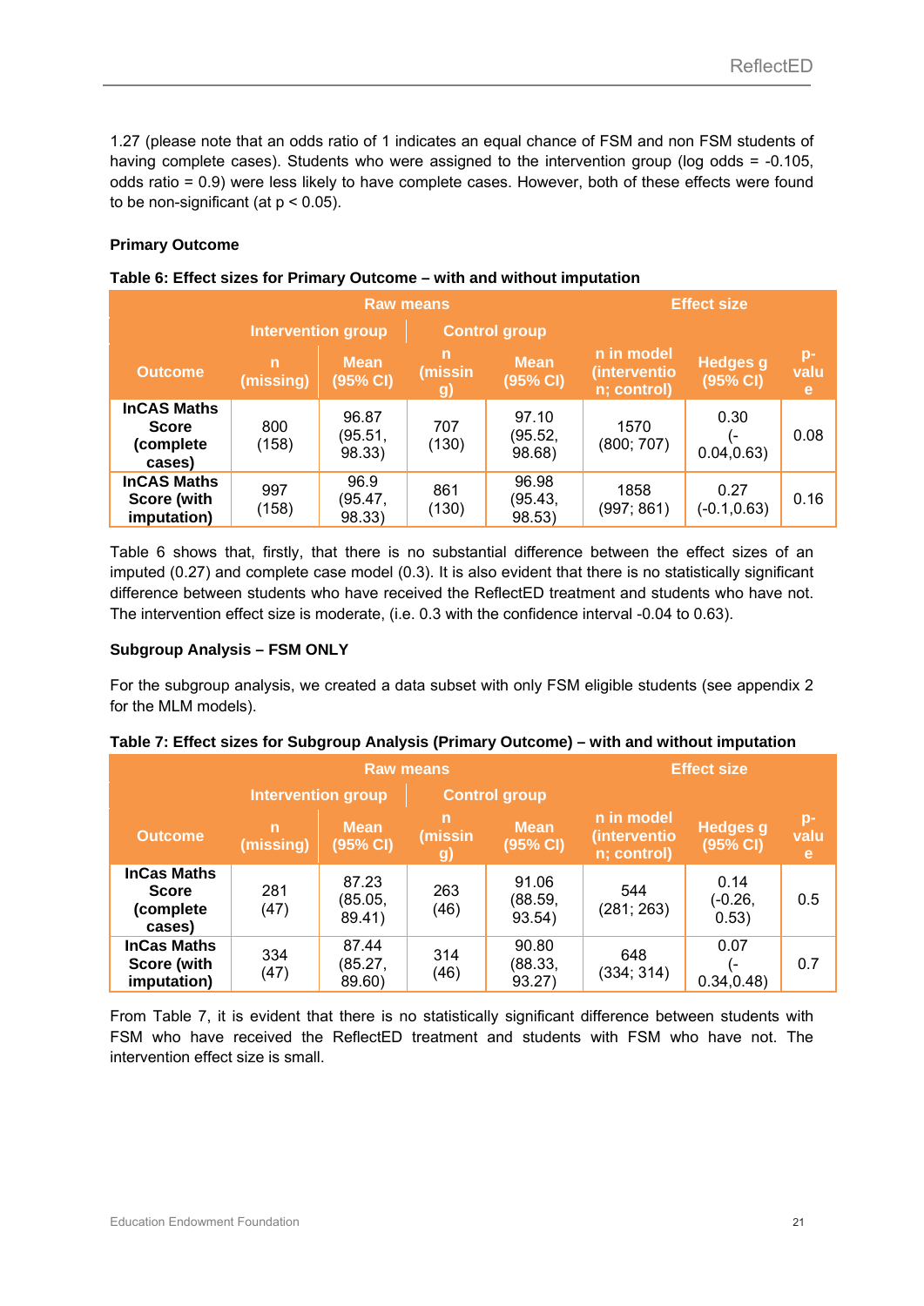1.27 (please note that an odds ratio of 1 indicates an equal chance of FSM and non FSM students of having complete cases). Students who were assigned to the intervention group (log odds = -0.105, odds ratio = 0.9) were less likely to have complete cases. However, both of these effects were found to be non-significant (at $p < 0.05$).

**Primary Outcome**

**Table 6: Effect sizes for Primary Outcome – with and without imputation**

| | Raw means | | | | Effect size | | |
|---|---|---|---|---|---|---|---|
| | Intervention group | | Control group | | | | |
| Outcome | n (missing) | Mean (95% CI) | n (missing) | Mean (95% CI) | n in model (intervention; control) | Hedges g (95% CI) | p-value |
| **InCAS Maths Score (complete cases)** | 800 (158) | 96.87 (95.51, 98.33) | 707 (130) | 97.10 (95.52, 98.68) | 1570 (800; 707) | 0.30 (-0.04,0.63) | 0.08 |
| **InCAS Maths Score (with imputation)** | 997 (158) | 96.9 (95.47, 98.33) | 861 (130) | 96.98 (95.43, 98.53) | 1858 (997; 861) | 0.27 (-0.1,0.63) | 0.16 |

Table 6 shows that, firstly, that there is no substantial difference between the effect sizes of an imputed (0.27) and complete case model (0.3). It is also evident that there is no statistically significant difference between students who have received the ReflectED treatment and students who have not. The intervention effect size is moderate, (i.e. 0.3 with the confidence interval -0.04 to 0.63).

**Subgroup Analysis – FSM ONLY**

For the subgroup analysis, we created a data subset with only FSM eligible students (see appendix 2 for the MLM models).

**Table 7: Effect sizes for Subgroup Analysis (Primary Outcome) – with and without imputation**

| | Raw means | | | | Effect size | | |
|---|---|---|---|---|---|---|---|
| | Intervention group | | Control group | | | | |
| Outcome | n (missing) | Mean (95% CI) | n (missing) | Mean (95% CI) | n in model (intervention; control) | Hedges g (95% CI) | p-value |
| **InCas Maths Score (complete cases)** | 281 (47) | 87.23 (85.05, 89.41) | 263 (46) | 91.06 (88.59, 93.54) | 544 (281; 263) | 0.14 (-0.26, 0.53) | 0.5 |
| **InCas Maths Score (with imputation)** | 334 (47) | 87.44 (85.27, 89.60) | 314 (46) | 90.80 (88.33, 93.27) | 648 (334; 314) | 0.07 (-0.34,0.48) | 0.7 |

From Table 7, it is evident that there is no statistically significant difference between students with FSM who have received the ReflectED treatment and students with FSM who have not. The intervention effect size is small.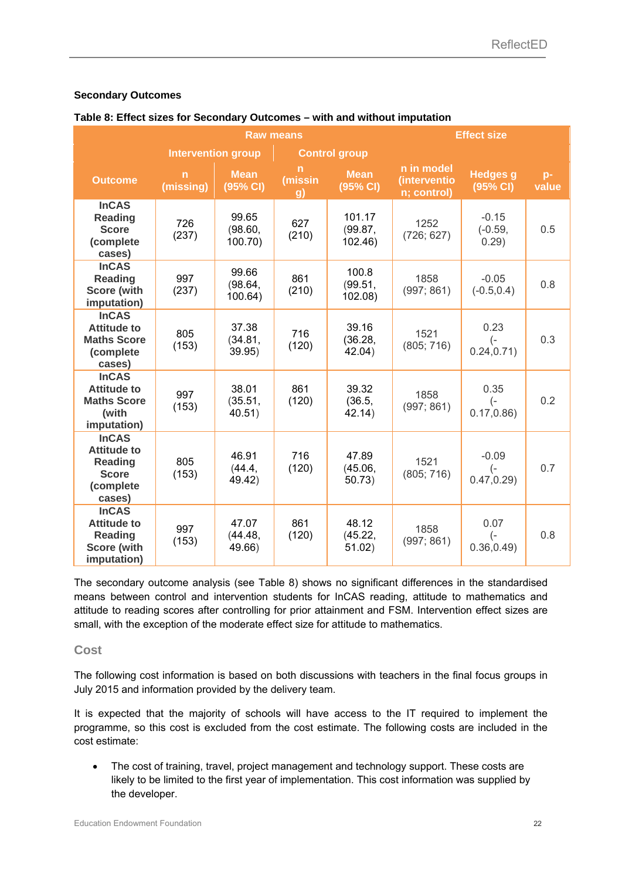### Secondary Outcomes

**Table 8: Effect sizes for Secondary Outcomes – with and without imputation**

| | Raw means | | | | Effect size | | |
|---|---|---|---|---|---|---|---|
| | Intervention group | | Control group | | | | |
| Outcome | n (missing) | Mean (95% CI) | n (missing) | Mean (95% CI) | n in model (intervention; control) | Hedges g (95% CI) | p-value |
| InCAS Reading Score (complete cases) | 726 (237) | 99.65 (98.60, 100.70) | 627 (210) | 101.17 (99.87, 102.46) | 1252 (726; 627) | -0.15 (-0.59, 0.29) | 0.5 |
| InCAS Reading Score (with imputation) | 997 (237) | 99.66 (98.64, 100.64) | 861 (210) | 100.8 (99.51, 102.08) | 1858 (997; 861) | -0.05 (-0.5,0.4) | 0.8 |
| InCAS Attitude to Maths Score (complete cases) | 805 (153) | 37.38 (34.81, 39.95) | 716 (120) | 39.16 (36.28, 42.04) | 1521 (805; 716) | 0.23 (-0.24,0.71) | 0.3 |
| InCAS Attitude to Maths Score (with imputation) | 997 (153) | 38.01 (35.51, 40.51) | 861 (120) | 39.32 (36.5, 42.14) | 1858 (997; 861) | 0.35 (-0.17,0.86) | 0.2 |
| InCAS Attitude to Reading Score (complete cases) | 805 (153) | 46.91 (44.4, 49.42) | 716 (120) | 47.89 (45.06, 50.73) | 1521 (805; 716) | -0.09 (-0.47,0.29) | 0.7 |
| InCAS Attitude to Reading Score (with imputation) | 997 (153) | 47.07 (44.48, 49.66) | 861 (120) | 48.12 (45.22, 51.02) | 1858 (997; 861) | 0.07 (-0.36,0.49) | 0.8 |

The secondary outcome analysis (see Table 8) shows no significant differences in the standardised means between control and intervention students for InCAS reading, attitude to mathematics and attitude to reading scores after controlling for prior attainment and FSM. Intervention effect sizes are small, with the exception of the moderate effect size for attitude to mathematics.

## Cost

The following cost information is based on both discussions with teachers in the final focus groups in July 2015 and information provided by the delivery team.

It is expected that the majority of schools will have access to the IT required to implement the programme, so this cost is excluded from the cost estimate. The following costs are included in the cost estimate:

- The cost of training, travel, project management and technology support. These costs are likely to be limited to the first year of implementation. This cost information was supplied by the developer.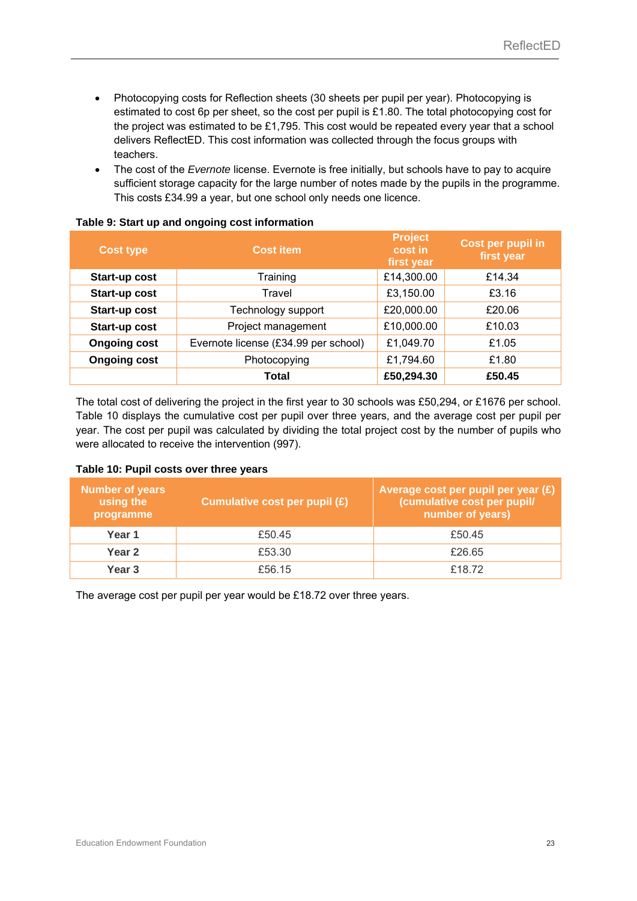- Photocopying costs for Reflection sheets (30 sheets per pupil per year). Photocopying is estimated to cost 6p per sheet, so the cost per pupil is £1.80. The total photocopying cost for the project was estimated to be £1,795. This cost would be repeated every year that a school delivers ReflectED. This cost information was collected through the focus groups with teachers.
- The cost of the *Evernote* license. Evernote is free initially, but schools have to pay to acquire sufficient storage capacity for the large number of notes made by the pupils in the programme. This costs £34.99 a year, but one school only needs one licence.

**Table 9: Start up and ongoing cost information**

| Cost type | Cost item | Project cost in first year | Cost per pupil in first year |
|---|---|---|---|
| **Start-up cost** | Training | £14,300.00 | £14.34 |
| **Start-up cost** | Travel | £3,150.00 | £3.16 |
| **Start-up cost** | Technology support | £20,000.00 | £20.06 |
| **Start-up cost** | Project management | £10,000.00 | £10.03 |
| **Ongoing cost** | Evernote license (£34.99 per school) | £1,049.70 | £1.05 |
| **Ongoing cost** | Photocopying | £1,794.60 | £1.80 |
| | **Total** | **£50,294.30** | **£50.45** |

The total cost of delivering the project in the first year to 30 schools was £50,294, or £1676 per school. Table 10 displays the cumulative cost per pupil over three years, and the average cost per pupil per year. The cost per pupil was calculated by dividing the total project cost by the number of pupils who were allocated to receive the intervention (997).

**Table 10: Pupil costs over three years**

| Number of years using the programme | Cumulative cost per pupil (£) | Average cost per pupil per year (£) (cumulative cost per pupil/ number of years) |
|---|---|---|
| **Year 1** | £50.45 | £50.45 |
| **Year 2** | £53.30 | £26.65 |
| **Year 3** | £56.15 | £18.72 |

The average cost per pupil per year would be £18.72 over three years.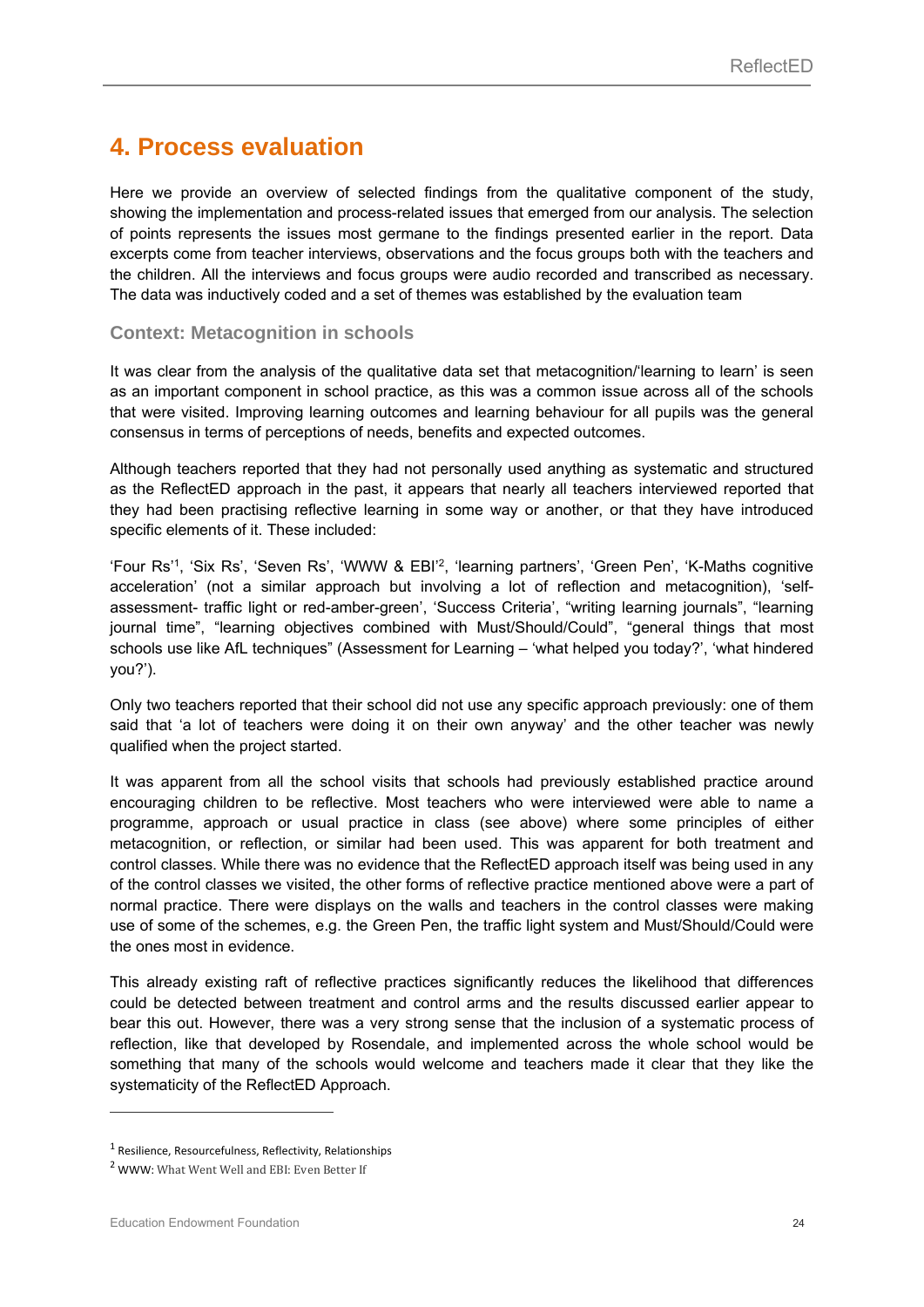# 4. Process evaluation

Here we provide an overview of selected findings from the qualitative component of the study, showing the implementation and process-related issues that emerged from our analysis. The selection of points represents the issues most germane to the findings presented earlier in the report. Data excerpts come from teacher interviews, observations and the focus groups both with the teachers and the children. All the interviews and focus groups were audio recorded and transcribed as necessary. The data was inductively coded and a set of themes was established by the evaluation team

## Context: Metacognition in schools

It was clear from the analysis of the qualitative data set that metacognition/'learning to learn' is seen as an important component in school practice, as this was a common issue across all of the schools that were visited. Improving learning outcomes and learning behaviour for all pupils was the general consensus in terms of perceptions of needs, benefits and expected outcomes.

Although teachers reported that they had not personally used anything as systematic and structured as the ReflectED approach in the past, it appears that nearly all teachers interviewed reported that they had been practising reflective learning in some way or another, or that they have introduced specific elements of it. These included:

'Four Rs'[1], 'Six Rs', 'Seven Rs', 'WWW & EBI'[2], 'learning partners', 'Green Pen', 'K-Maths cognitive acceleration' (not a similar approach but involving a lot of reflection and metacognition), 'self-assessment- traffic light or red-amber-green', 'Success Criteria', "writing learning journals", "learning journal time", "learning objectives combined with Must/Should/Could", "general things that most schools use like AfL techniques" (Assessment for Learning – 'what helped you today?', 'what hindered you?').

Only two teachers reported that their school did not use any specific approach previously: one of them said that 'a lot of teachers were doing it on their own anyway' and the other teacher was newly qualified when the project started.

It was apparent from all the school visits that schools had previously established practice around encouraging children to be reflective. Most teachers who were interviewed were able to name a programme, approach or usual practice in class (see above) where some principles of either metacognition, or reflection, or similar had been used. This was apparent for both treatment and control classes. While there was no evidence that the ReflectED approach itself was being used in any of the control classes we visited, the other forms of reflective practice mentioned above were a part of normal practice. There were displays on the walls and teachers in the control classes were making use of some of the schemes, e.g. the Green Pen, the traffic light system and Must/Should/Could were the ones most in evidence.

This already existing raft of reflective practices significantly reduces the likelihood that differences could be detected between treatment and control arms and the results discussed earlier appear to bear this out. However, there was a very strong sense that the inclusion of a systematic process of reflection, like that developed by Rosendale, and implemented across the whole school would be something that many of the schools would welcome and teachers made it clear that they like the systematicity of the ReflectED Approach.

---

[1] Resilience, Resourcefulness, Reflectivity, Relationships

[2] WWW: What Went Well and EBI: Even Better If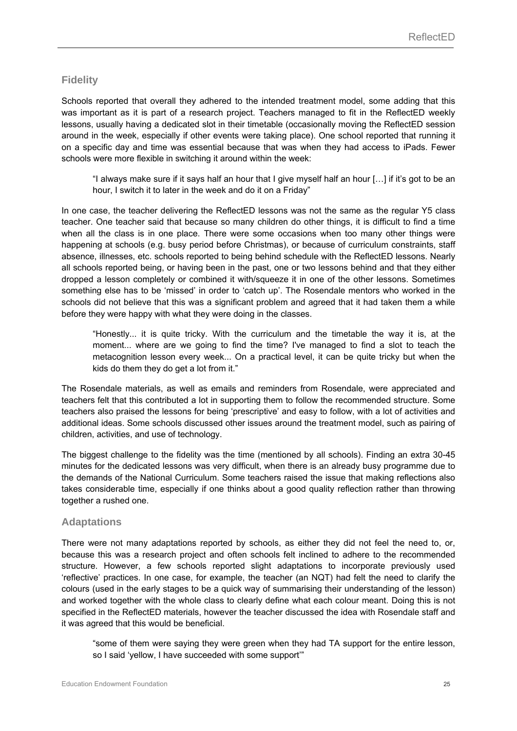## Fidelity

Schools reported that overall they adhered to the intended treatment model, some adding that this was important as it is part of a research project. Teachers managed to fit in the ReflectED weekly lessons, usually having a dedicated slot in their timetable (occasionally moving the ReflectED session around in the week, especially if other events were taking place). One school reported that running it on a specific day and time was essential because that was when they had access to iPads. Fewer schools were more flexible in switching it around within the week:

> "I always make sure if it says half an hour that I give myself half an hour […] if it's got to be an hour, I switch it to later in the week and do it on a Friday"

In one case, the teacher delivering the ReflectED lessons was not the same as the regular Y5 class teacher. One teacher said that because so many children do other things, it is difficult to find a time when all the class is in one place. There were some occasions when too many other things were happening at schools (e.g. busy period before Christmas), or because of curriculum constraints, staff absence, illnesses, etc. schools reported to being behind schedule with the ReflectED lessons. Nearly all schools reported being, or having been in the past, one or two lessons behind and that they either dropped a lesson completely or combined it with/squeeze it in one of the other lessons. Sometimes something else has to be 'missed' in order to 'catch up'. The Rosendale mentors who worked in the schools did not believe that this was a significant problem and agreed that it had taken them a while before they were happy with what they were doing in the classes.

> "Honestly... it is quite tricky. With the curriculum and the timetable the way it is, at the moment... where are we going to find the time? I've managed to find a slot to teach the metacognition lesson every week... On a practical level, it can be quite tricky but when the kids do them they do get a lot from it."

The Rosendale materials, as well as emails and reminders from Rosendale, were appreciated and teachers felt that this contributed a lot in supporting them to follow the recommended structure. Some teachers also praised the lessons for being 'prescriptive' and easy to follow, with a lot of activities and additional ideas. Some schools discussed other issues around the treatment model, such as pairing of children, activities, and use of technology.

The biggest challenge to the fidelity was the time (mentioned by all schools). Finding an extra 30-45 minutes for the dedicated lessons was very difficult, when there is an already busy programme due to the demands of the National Curriculum. Some teachers raised the issue that making reflections also takes considerable time, especially if one thinks about a good quality reflection rather than throwing together a rushed one.

## Adaptations

There were not many adaptations reported by schools, as either they did not feel the need to, or, because this was a research project and often schools felt inclined to adhere to the recommended structure. However, a few schools reported slight adaptations to incorporate previously used 'reflective' practices. In one case, for example, the teacher (an NQT) had felt the need to clarify the colours (used in the early stages to be a quick way of summarising their understanding of the lesson) and worked together with the whole class to clearly define what each colour meant. Doing this is not specified in the ReflectED materials, however the teacher discussed the idea with Rosendale staff and it was agreed that this would be beneficial.

> "some of them were saying they were green when they had TA support for the entire lesson, so I said 'yellow, I have succeeded with some support'"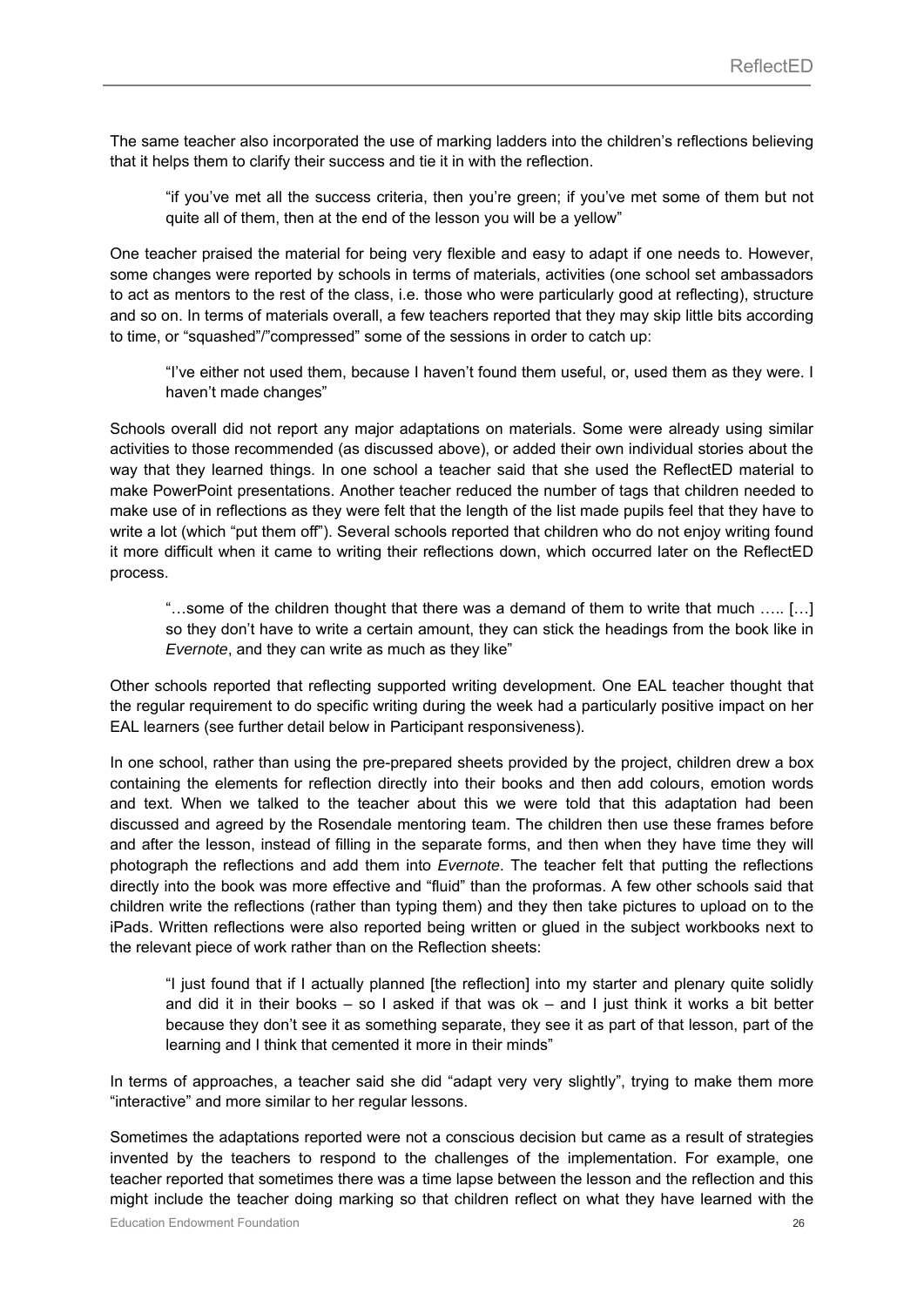The same teacher also incorporated the use of marking ladders into the children's reflections believing that it helps them to clarify their success and tie it in with the reflection.

> "if you've met all the success criteria, then you're green; if you've met some of them but not quite all of them, then at the end of the lesson you will be a yellow"

One teacher praised the material for being very flexible and easy to adapt if one needs to. However, some changes were reported by schools in terms of materials, activities (one school set ambassadors to act as mentors to the rest of the class, i.e. those who were particularly good at reflecting), structure and so on. In terms of materials overall, a few teachers reported that they may skip little bits according to time, or "squashed"/"compressed" some of the sessions in order to catch up:

> "I've either not used them, because I haven't found them useful, or, used them as they were. I haven't made changes"

Schools overall did not report any major adaptations on materials. Some were already using similar activities to those recommended (as discussed above), or added their own individual stories about the way that they learned things. In one school a teacher said that she used the ReflectED material to make PowerPoint presentations. Another teacher reduced the number of tags that children needed to make use of in reflections as they were felt that the length of the list made pupils feel that they have to write a lot (which "put them off"). Several schools reported that children who do not enjoy writing found it more difficult when it came to writing their reflections down, which occurred later on the ReflectED process.

> "…some of the children thought that there was a demand of them to write that much ….. […] so they don't have to write a certain amount, they can stick the headings from the book like in *Evernote*, and they can write as much as they like"

Other schools reported that reflecting supported writing development. One EAL teacher thought that the regular requirement to do specific writing during the week had a particularly positive impact on her EAL learners (see further detail below in Participant responsiveness).

In one school, rather than using the pre-prepared sheets provided by the project, children drew a box containing the elements for reflection directly into their books and then add colours, emotion words and text. When we talked to the teacher about this we were told that this adaptation had been discussed and agreed by the Rosendale mentoring team. The children then use these frames before and after the lesson, instead of filling in the separate forms, and then when they have time they will photograph the reflections and add them into *Evernote*. The teacher felt that putting the reflections directly into the book was more effective and "fluid" than the proformas. A few other schools said that children write the reflections (rather than typing them) and they then take pictures to upload on to the iPads. Written reflections were also reported being written or glued in the subject workbooks next to the relevant piece of work rather than on the Reflection sheets:

> "I just found that if I actually planned [the reflection] into my starter and plenary quite solidly and did it in their books – so I asked if that was ok – and I just think it works a bit better because they don't see it as something separate, they see it as part of that lesson, part of the learning and I think that cemented it more in their minds"

In terms of approaches, a teacher said she did "adapt very very slightly", trying to make them more "interactive" and more similar to her regular lessons.

Sometimes the adaptations reported were not a conscious decision but came as a result of strategies invented by the teachers to respond to the challenges of the implementation. For example, one teacher reported that sometimes there was a time lapse between the lesson and the reflection and this might include the teacher doing marking so that children reflect on what they have learned with the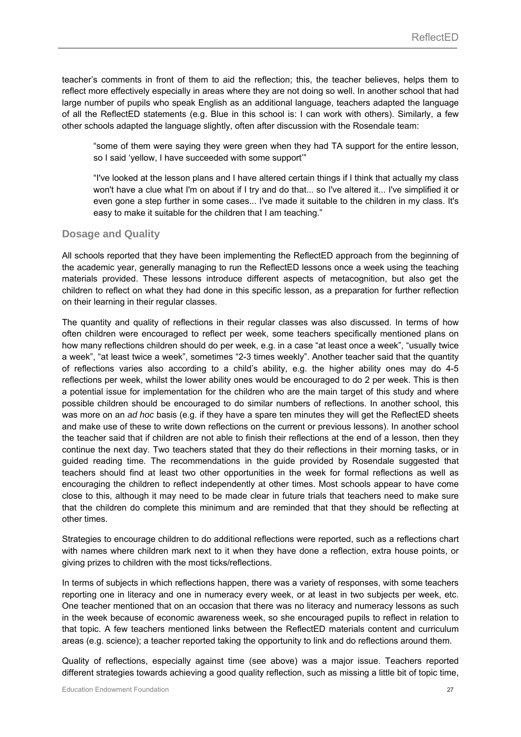teacher's comments in front of them to aid the reflection; this, the teacher believes, helps them to reflect more effectively especially in areas where they are not doing so well. In another school that had large number of pupils who speak English as an additional language, teachers adapted the language of all the ReflectED statements (e.g. Blue in this school is: I can work with others). Similarly, a few other schools adapted the language slightly, often after discussion with the Rosendale team:

> "some of them were saying they were green when they had TA support for the entire lesson, so I said 'yellow, I have succeeded with some support'"

> "I've looked at the lesson plans and I have altered certain things if I think that actually my class won't have a clue what I'm on about if I try and do that... so I've altered it... I've simplified it or even gone a step further in some cases... I've made it suitable to the children in my class. It's easy to make it suitable for the children that I am teaching."

### Dosage and Quality

All schools reported that they have been implementing the ReflectED approach from the beginning of the academic year, generally managing to run the ReflectED lessons once a week using the teaching materials provided. These lessons introduce different aspects of metacognition, but also get the children to reflect on what they had done in this specific lesson, as a preparation for further reflection on their learning in their regular classes.

The quantity and quality of reflections in their regular classes was also discussed. In terms of how often children were encouraged to reflect per week, some teachers specifically mentioned plans on how many reflections children should do per week, e.g. in a case "at least once a week", "usually twice a week", "at least twice a week", sometimes "2-3 times weekly". Another teacher said that the quantity of reflections varies also according to a child's ability, e.g. the higher ability ones may do 4-5 reflections per week, whilst the lower ability ones would be encouraged to do 2 per week. This is then a potential issue for implementation for the children who are the main target of this study and where possible children should be encouraged to do similar numbers of reflections. In another school, this was more on an *ad hoc* basis (e.g. if they have a spare ten minutes they will get the ReflectED sheets and make use of these to write down reflections on the current or previous lessons). In another school the teacher said that if children are not able to finish their reflections at the end of a lesson, then they continue the next day. Two teachers stated that they do their reflections in their morning tasks, or in guided reading time. The recommendations in the guide provided by Rosendale suggested that teachers should find at least two other opportunities in the week for formal reflections as well as encouraging the children to reflect independently at other times. Most schools appear to have come close to this, although it may need to be made clear in future trials that teachers need to make sure that the children do complete this minimum and are reminded that that they should be reflecting at other times.

Strategies to encourage children to do additional reflections were reported, such as a reflections chart with names where children mark next to it when they have done a reflection, extra house points, or giving prizes to children with the most ticks/reflections.

In terms of subjects in which reflections happen, there was a variety of responses, with some teachers reporting one in literacy and one in numeracy every week, or at least in two subjects per week, etc. One teacher mentioned that on an occasion that there was no literacy and numeracy lessons as such in the week because of economic awareness week, so she encouraged pupils to reflect in relation to that topic. A few teachers mentioned links between the ReflectED materials content and curriculum areas (e.g. science); a teacher reported taking the opportunity to link and do reflections around them.

Quality of reflections, especially against time (see above) was a major issue. Teachers reported different strategies towards achieving a good quality reflection, such as missing a little bit of topic time,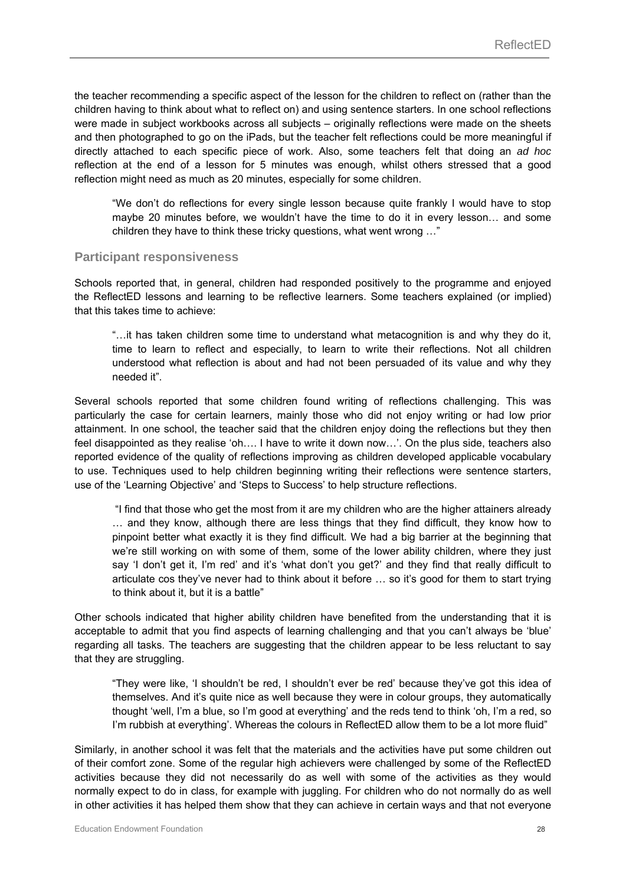the teacher recommending a specific aspect of the lesson for the children to reflect on (rather than the children having to think about what to reflect on) and using sentence starters. In one school reflections were made in subject workbooks across all subjects – originally reflections were made on the sheets and then photographed to go on the iPads, but the teacher felt reflections could be more meaningful if directly attached to each specific piece of work. Also, some teachers felt that doing an *ad hoc* reflection at the end of a lesson for 5 minutes was enough, whilst others stressed that a good reflection might need as much as 20 minutes, especially for some children.

> "We don't do reflections for every single lesson because quite frankly I would have to stop maybe 20 minutes before, we wouldn't have the time to do it in every lesson… and some children they have to think these tricky questions, what went wrong …"

### Participant responsiveness

Schools reported that, in general, children had responded positively to the programme and enjoyed the ReflectED lessons and learning to be reflective learners. Some teachers explained (or implied) that this takes time to achieve:

> "…it has taken children some time to understand what metacognition is and why they do it, time to learn to reflect and especially, to learn to write their reflections. Not all children understood what reflection is about and had not been persuaded of its value and why they needed it".

Several schools reported that some children found writing of reflections challenging. This was particularly the case for certain learners, mainly those who did not enjoy writing or had low prior attainment. In one school, the teacher said that the children enjoy doing the reflections but they then feel disappointed as they realise 'oh…. I have to write it down now…'. On the plus side, teachers also reported evidence of the quality of reflections improving as children developed applicable vocabulary to use. Techniques used to help children beginning writing their reflections were sentence starters, use of the 'Learning Objective' and 'Steps to Success' to help structure reflections.

> "I find that those who get the most from it are my children who are the higher attainers already … and they know, although there are less things that they find difficult, they know how to pinpoint better what exactly it is they find difficult. We had a big barrier at the beginning that we're still working on with some of them, some of the lower ability children, where they just say 'I don't get it, I'm red' and it's 'what don't you get?' and they find that really difficult to articulate cos they've never had to think about it before … so it's good for them to start trying to think about it, but it is a battle"

Other schools indicated that higher ability children have benefited from the understanding that it is acceptable to admit that you find aspects of learning challenging and that you can't always be 'blue' regarding all tasks. The teachers are suggesting that the children appear to be less reluctant to say that they are struggling.

> "They were like, 'I shouldn't be red, I shouldn't ever be red' because they've got this idea of themselves. And it's quite nice as well because they were in colour groups, they automatically thought 'well, I'm a blue, so I'm good at everything' and the reds tend to think 'oh, I'm a red, so I'm rubbish at everything'. Whereas the colours in ReflectED allow them to be a lot more fluid"

Similarly, in another school it was felt that the materials and the activities have put some children out of their comfort zone. Some of the regular high achievers were challenged by some of the ReflectED activities because they did not necessarily do as well with some of the activities as they would normally expect to do in class, for example with juggling. For children who do not normally do as well in other activities it has helped them show that they can achieve in certain ways and that not everyone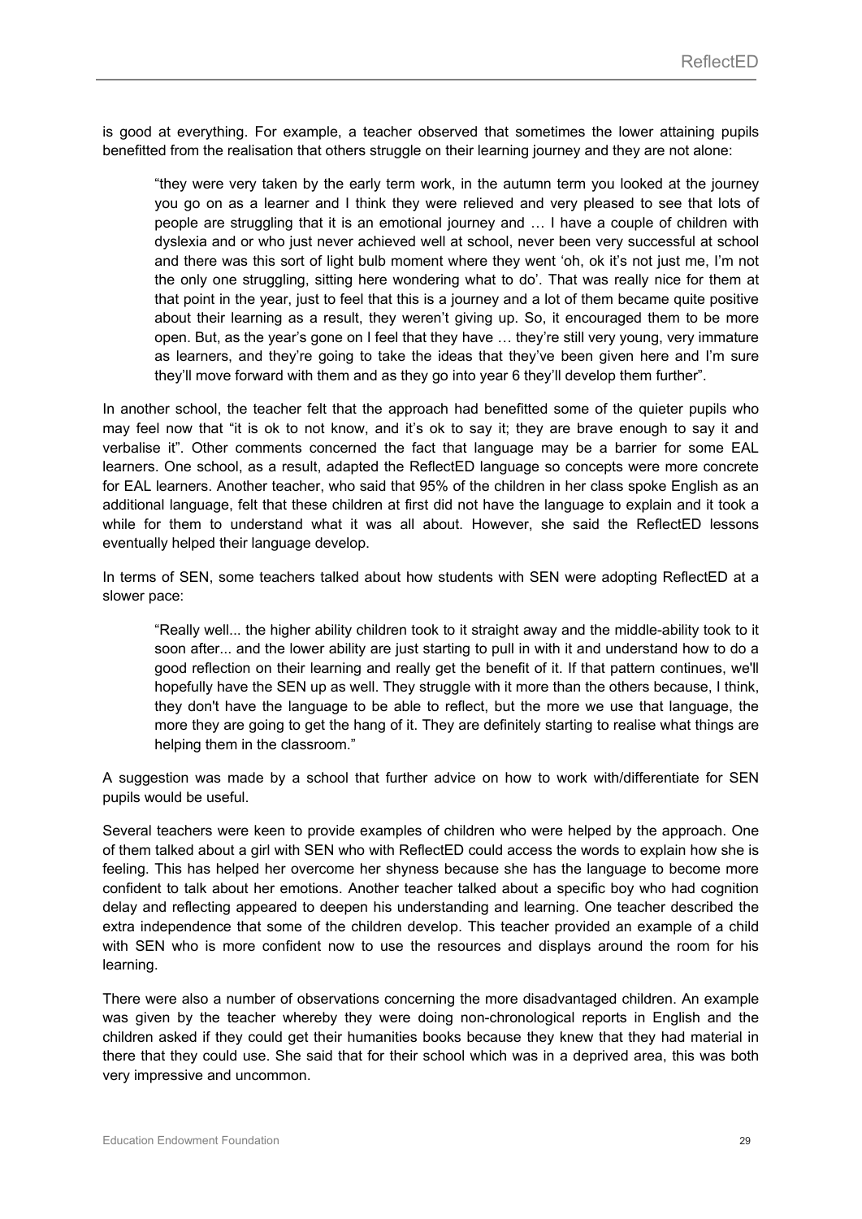is good at everything. For example, a teacher observed that sometimes the lower attaining pupils benefitted from the realisation that others struggle on their learning journey and they are not alone:

> "they were very taken by the early term work, in the autumn term you looked at the journey you go on as a learner and I think they were relieved and very pleased to see that lots of people are struggling that it is an emotional journey and … I have a couple of children with dyslexia and or who just never achieved well at school, never been very successful at school and there was this sort of light bulb moment where they went 'oh, ok it's not just me, I'm not the only one struggling, sitting here wondering what to do'. That was really nice for them at that point in the year, just to feel that this is a journey and a lot of them became quite positive about their learning as a result, they weren't giving up. So, it encouraged them to be more open. But, as the year's gone on I feel that they have … they're still very young, very immature as learners, and they're going to take the ideas that they've been given here and I'm sure they'll move forward with them and as they go into year 6 they'll develop them further".

In another school, the teacher felt that the approach had benefitted some of the quieter pupils who may feel now that "it is ok to not know, and it's ok to say it; they are brave enough to say it and verbalise it". Other comments concerned the fact that language may be a barrier for some EAL learners. One school, as a result, adapted the ReflectED language so concepts were more concrete for EAL learners. Another teacher, who said that 95% of the children in her class spoke English as an additional language, felt that these children at first did not have the language to explain and it took a while for them to understand what it was all about. However, she said the ReflectED lessons eventually helped their language develop.

In terms of SEN, some teachers talked about how students with SEN were adopting ReflectED at a slower pace:

> "Really well... the higher ability children took to it straight away and the middle-ability took to it soon after... and the lower ability are just starting to pull in with it and understand how to do a good reflection on their learning and really get the benefit of it. If that pattern continues, we'll hopefully have the SEN up as well. They struggle with it more than the others because, I think, they don't have the language to be able to reflect, but the more we use that language, the more they are going to get the hang of it. They are definitely starting to realise what things are helping them in the classroom."

A suggestion was made by a school that further advice on how to work with/differentiate for SEN pupils would be useful.

Several teachers were keen to provide examples of children who were helped by the approach. One of them talked about a girl with SEN who with ReflectED could access the words to explain how she is feeling. This has helped her overcome her shyness because she has the language to become more confident to talk about her emotions. Another teacher talked about a specific boy who had cognition delay and reflecting appeared to deepen his understanding and learning. One teacher described the extra independence that some of the children develop. This teacher provided an example of a child with SEN who is more confident now to use the resources and displays around the room for his learning.

There were also a number of observations concerning the more disadvantaged children. An example was given by the teacher whereby they were doing non-chronological reports in English and the children asked if they could get their humanities books because they knew that they had material in there that they could use. She said that for their school which was in a deprived area, this was both very impressive and uncommon.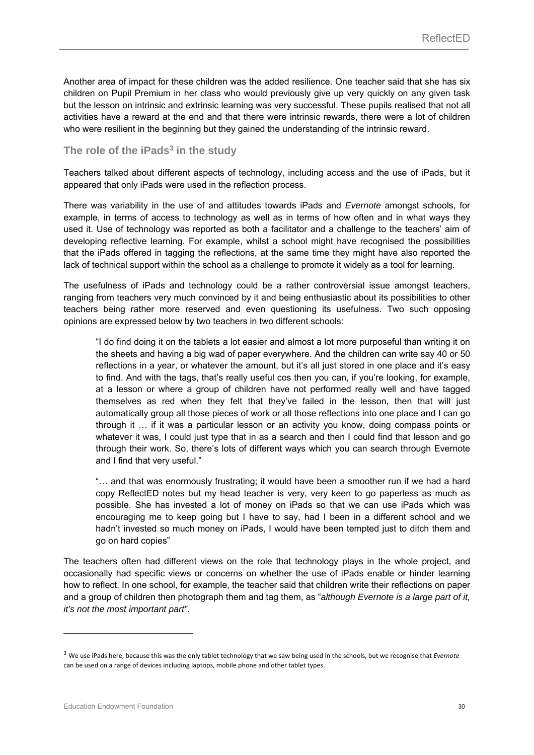Another area of impact for these children was the added resilience. One teacher said that she has six children on Pupil Premium in her class who would previously give up very quickly on any given task but the lesson on intrinsic and extrinsic learning was very successful. These pupils realised that not all activities have a reward at the end and that there were intrinsic rewards, there were a lot of children who were resilient in the beginning but they gained the understanding of the intrinsic reward.

### The role of the iPads[3] in the study

Teachers talked about different aspects of technology, including access and the use of iPads, but it appeared that only iPads were used in the reflection process.

There was variability in the use of and attitudes towards iPads and *Evernote* amongst schools, for example, in terms of access to technology as well as in terms of how often and in what ways they used it. Use of technology was reported as both a facilitator and a challenge to the teachers' aim of developing reflective learning. For example, whilst a school might have recognised the possibilities that the iPads offered in tagging the reflections, at the same time they might have also reported the lack of technical support within the school as a challenge to promote it widely as a tool for learning.

The usefulness of iPads and technology could be a rather controversial issue amongst teachers, ranging from teachers very much convinced by it and being enthusiastic about its possibilities to other teachers being rather more reserved and even questioning its usefulness. Two such opposing opinions are expressed below by two teachers in two different schools:

> "I do find doing it on the tablets a lot easier and almost a lot more purposeful than writing it on the sheets and having a big wad of paper everywhere. And the children can write say 40 or 50 reflections in a year, or whatever the amount, but it's all just stored in one place and it's easy to find. And with the tags, that's really useful cos then you can, if you're looking, for example, at a lesson or where a group of children have not performed really well and have tagged themselves as red when they felt that they've failed in the lesson, then that will just automatically group all those pieces of work or all those reflections into one place and I can go through it … if it was a particular lesson or an activity you know, doing compass points or whatever it was, I could just type that in as a search and then I could find that lesson and go through their work. So, there's lots of different ways which you can search through Evernote and I find that very useful."

> "… and that was enormously frustrating; it would have been a smoother run if we had a hard copy ReflectED notes but my head teacher is very, very keen to go paperless as much as possible. She has invested a lot of money on iPads so that we can use iPads which was encouraging me to keep going but I have to say, had I been in a different school and we hadn't invested so much money on iPads, I would have been tempted just to ditch them and go on hard copies"

The teachers often had different views on the role that technology plays in the whole project, and occasionally had specific views or concerns on whether the use of iPads enable or hinder learning how to reflect. In one school, for example, the teacher said that children write their reflections on paper and a group of children then photograph them and tag them, as "*although Evernote is a large part of it, it's not the most important part"*.

---

[3] We use iPads here, because this was the only tablet technology that we saw being used in the schools, but we recognise that *Evernote* can be used on a range of devices including laptops, mobile phone and other tablet types.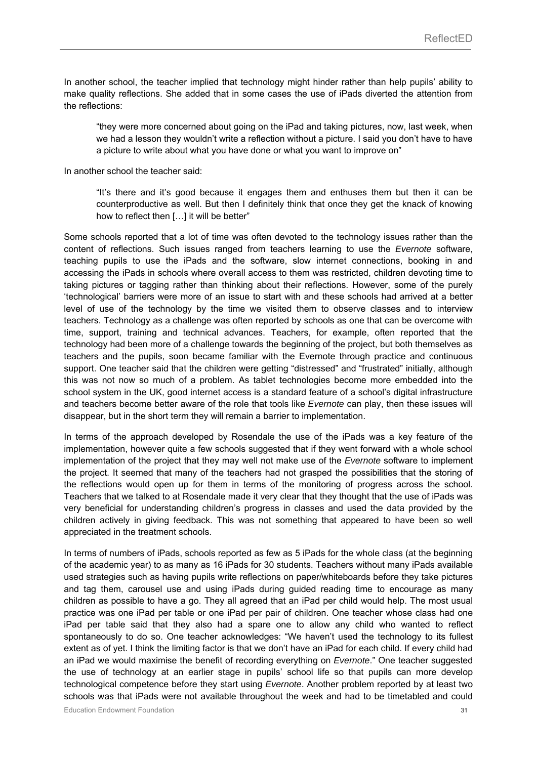In another school, the teacher implied that technology might hinder rather than help pupils' ability to make quality reflections. She added that in some cases the use of iPads diverted the attention from the reflections:

> "they were more concerned about going on the iPad and taking pictures, now, last week, when we had a lesson they wouldn't write a reflection without a picture. I said you don't have to have a picture to write about what you have done or what you want to improve on"

In another school the teacher said:

> "It's there and it's good because it engages them and enthuses them but then it can be counterproductive as well. But then I definitely think that once they get the knack of knowing how to reflect then […] it will be better"

Some schools reported that a lot of time was often devoted to the technology issues rather than the content of reflections. Such issues ranged from teachers learning to use the *Evernote* software, teaching pupils to use the iPads and the software, slow internet connections, booking in and accessing the iPads in schools where overall access to them was restricted, children devoting time to taking pictures or tagging rather than thinking about their reflections. However, some of the purely 'technological' barriers were more of an issue to start with and these schools had arrived at a better level of use of the technology by the time we visited them to observe classes and to interview teachers. Technology as a challenge was often reported by schools as one that can be overcome with time, support, training and technical advances. Teachers, for example, often reported that the technology had been more of a challenge towards the beginning of the project, but both themselves as teachers and the pupils, soon became familiar with the Evernote through practice and continuous support. One teacher said that the children were getting "distressed" and "frustrated" initially, although this was not now so much of a problem. As tablet technologies become more embedded into the school system in the UK, good internet access is a standard feature of a school's digital infrastructure and teachers become better aware of the role that tools like *Evernote* can play, then these issues will disappear, but in the short term they will remain a barrier to implementation.

In terms of the approach developed by Rosendale the use of the iPads was a key feature of the implementation, however quite a few schools suggested that if they went forward with a whole school implementation of the project that they may well not make use of the *Evernote* software to implement the project. It seemed that many of the teachers had not grasped the possibilities that the storing of the reflections would open up for them in terms of the monitoring of progress across the school. Teachers that we talked to at Rosendale made it very clear that they thought that the use of iPads was very beneficial for understanding children's progress in classes and used the data provided by the children actively in giving feedback. This was not something that appeared to have been so well appreciated in the treatment schools.

In terms of numbers of iPads, schools reported as few as 5 iPads for the whole class (at the beginning of the academic year) to as many as 16 iPads for 30 students. Teachers without many iPads available used strategies such as having pupils write reflections on paper/whiteboards before they take pictures and tag them, carousel use and using iPads during guided reading time to encourage as many children as possible to have a go. They all agreed that an iPad per child would help. The most usual practice was one iPad per table or one iPad per pair of children. One teacher whose class had one iPad per table said that they also had a spare one to allow any child who wanted to reflect spontaneously to do so. One teacher acknowledges: "We haven't used the technology to its fullest extent as of yet. I think the limiting factor is that we don't have an iPad for each child. If every child had an iPad we would maximise the benefit of recording everything on *Evernote*." One teacher suggested the use of technology at an earlier stage in pupils' school life so that pupils can more develop technological competence before they start using *Evernote*. Another problem reported by at least two schools was that iPads were not available throughout the week and had to be timetabled and could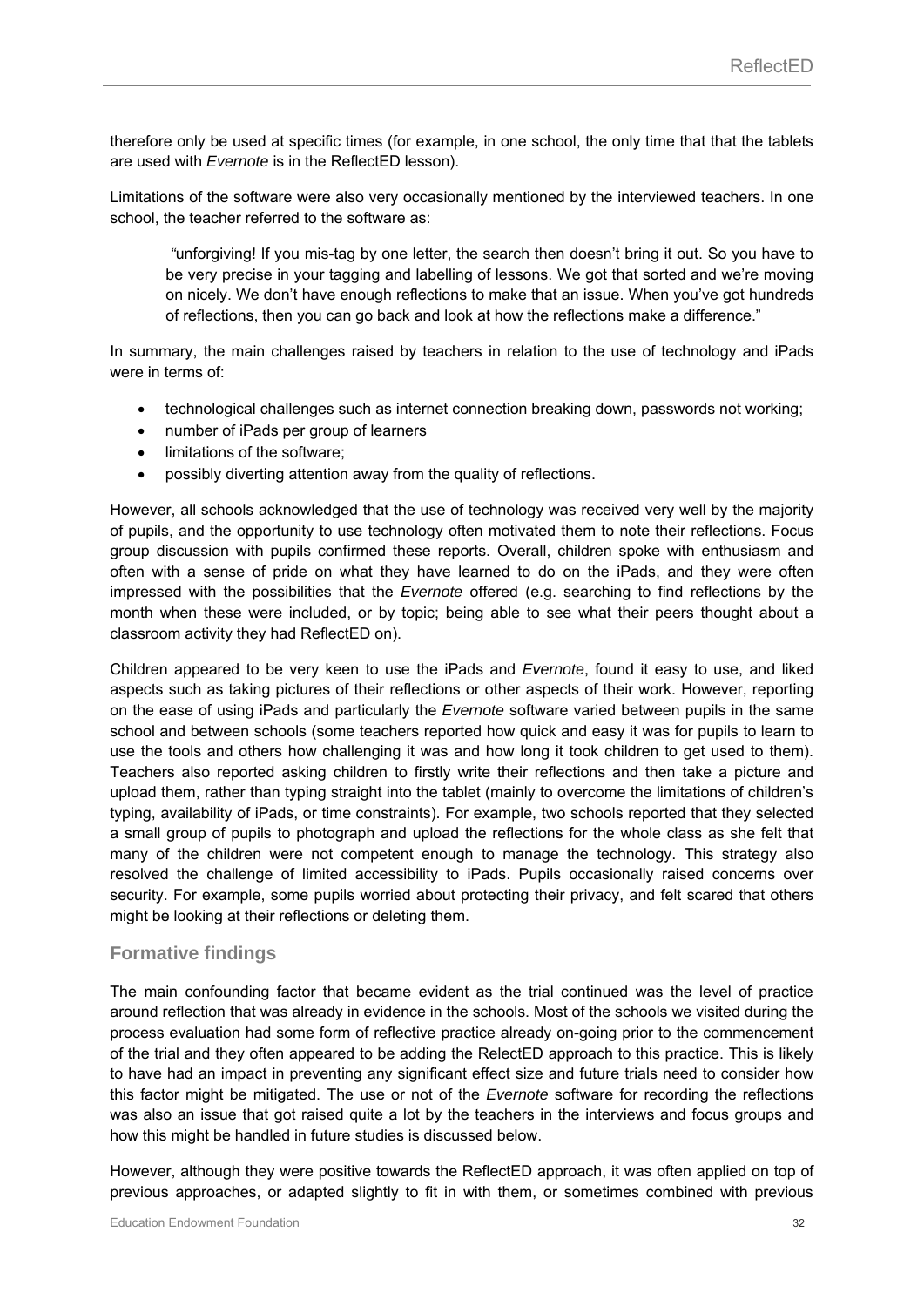therefore only be used at specific times (for example, in one school, the only time that that the tablets are used with *Evernote* is in the ReflectED lesson).

Limitations of the software were also very occasionally mentioned by the interviewed teachers. In one school, the teacher referred to the software as:

> "unforgiving! If you mis-tag by one letter, the search then doesn't bring it out. So you have to be very precise in your tagging and labelling of lessons. We got that sorted and we're moving on nicely. We don't have enough reflections to make that an issue. When you've got hundreds of reflections, then you can go back and look at how the reflections make a difference."

In summary, the main challenges raised by teachers in relation to the use of technology and iPads were in terms of:

- technological challenges such as internet connection breaking down, passwords not working;
- number of iPads per group of learners
- limitations of the software;
- possibly diverting attention away from the quality of reflections.

However, all schools acknowledged that the use of technology was received very well by the majority of pupils, and the opportunity to use technology often motivated them to note their reflections. Focus group discussion with pupils confirmed these reports. Overall, children spoke with enthusiasm and often with a sense of pride on what they have learned to do on the iPads, and they were often impressed with the possibilities that the *Evernote* offered (e.g. searching to find reflections by the month when these were included, or by topic; being able to see what their peers thought about a classroom activity they had ReflectED on).

Children appeared to be very keen to use the iPads and *Evernote*, found it easy to use, and liked aspects such as taking pictures of their reflections or other aspects of their work. However, reporting on the ease of using iPads and particularly the *Evernote* software varied between pupils in the same school and between schools (some teachers reported how quick and easy it was for pupils to learn to use the tools and others how challenging it was and how long it took children to get used to them). Teachers also reported asking children to firstly write their reflections and then take a picture and upload them, rather than typing straight into the tablet (mainly to overcome the limitations of children's typing, availability of iPads, or time constraints). For example, two schools reported that they selected a small group of pupils to photograph and upload the reflections for the whole class as she felt that many of the children were not competent enough to manage the technology. This strategy also resolved the challenge of limited accessibility to iPads. Pupils occasionally raised concerns over security. For example, some pupils worried about protecting their privacy, and felt scared that others might be looking at their reflections or deleting them.

## Formative findings

The main confounding factor that became evident as the trial continued was the level of practice around reflection that was already in evidence in the schools. Most of the schools we visited during the process evaluation had some form of reflective practice already on-going prior to the commencement of the trial and they often appeared to be adding the RelectED approach to this practice. This is likely to have had an impact in preventing any significant effect size and future trials need to consider how this factor might be mitigated. The use or not of the *Evernote* software for recording the reflections was also an issue that got raised quite a lot by the teachers in the interviews and focus groups and how this might be handled in future studies is discussed below.

However, although they were positive towards the ReflectED approach, it was often applied on top of previous approaches, or adapted slightly to fit in with them, or sometimes combined with previous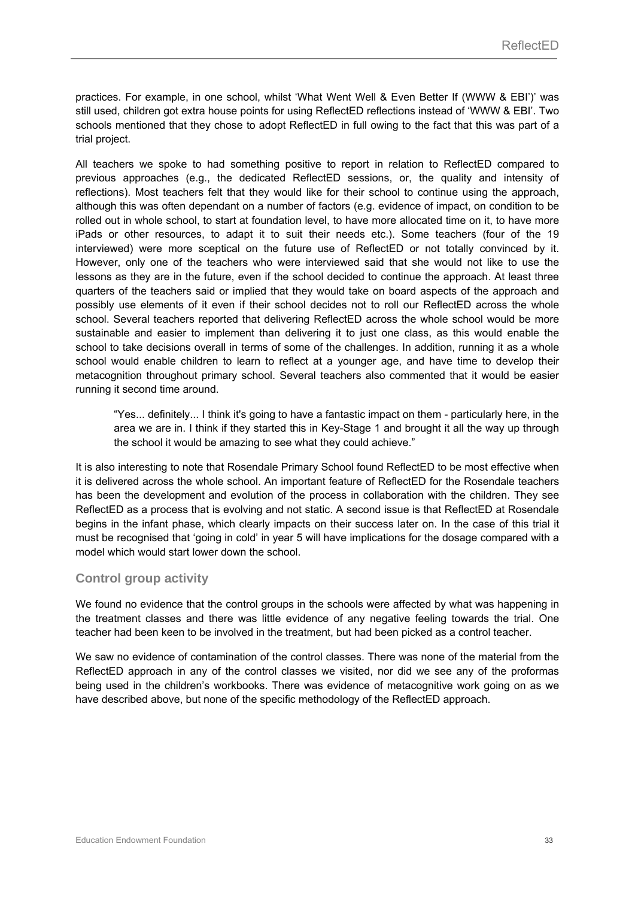practices. For example, in one school, whilst 'What Went Well & Even Better If (WWW & EBI')' was still used, children got extra house points for using ReflectED reflections instead of 'WWW & EBI'. Two schools mentioned that they chose to adopt ReflectED in full owing to the fact that this was part of a trial project.

All teachers we spoke to had something positive to report in relation to ReflectED compared to previous approaches (e.g., the dedicated ReflectED sessions, or, the quality and intensity of reflections). Most teachers felt that they would like for their school to continue using the approach, although this was often dependant on a number of factors (e.g. evidence of impact, on condition to be rolled out in whole school, to start at foundation level, to have more allocated time on it, to have more iPads or other resources, to adapt it to suit their needs etc.). Some teachers (four of the 19 interviewed) were more sceptical on the future use of ReflectED or not totally convinced by it. However, only one of the teachers who were interviewed said that she would not like to use the lessons as they are in the future, even if the school decided to continue the approach. At least three quarters of the teachers said or implied that they would take on board aspects of the approach and possibly use elements of it even if their school decides not to roll our ReflectED across the whole school. Several teachers reported that delivering ReflectED across the whole school would be more sustainable and easier to implement than delivering it to just one class, as this would enable the school to take decisions overall in terms of some of the challenges. In addition, running it as a whole school would enable children to learn to reflect at a younger age, and have time to develop their metacognition throughout primary school. Several teachers also commented that it would be easier running it second time around.

> "Yes... definitely... I think it's going to have a fantastic impact on them - particularly here, in the area we are in. I think if they started this in Key-Stage 1 and brought it all the way up through the school it would be amazing to see what they could achieve."

It is also interesting to note that Rosendale Primary School found ReflectED to be most effective when it is delivered across the whole school. An important feature of ReflectED for the Rosendale teachers has been the development and evolution of the process in collaboration with the children. They see ReflectED as a process that is evolving and not static. A second issue is that ReflectED at Rosendale begins in the infant phase, which clearly impacts on their success later on. In the case of this trial it must be recognised that 'going in cold' in year 5 will have implications for the dosage compared with a model which would start lower down the school.

## Control group activity

We found no evidence that the control groups in the schools were affected by what was happening in the treatment classes and there was little evidence of any negative feeling towards the trial. One teacher had been keen to be involved in the treatment, but had been picked as a control teacher.

We saw no evidence of contamination of the control classes. There was none of the material from the ReflectED approach in any of the control classes we visited, nor did we see any of the proformas being used in the children's workbooks. There was evidence of metacognitive work going on as we have described above, but none of the specific methodology of the ReflectED approach.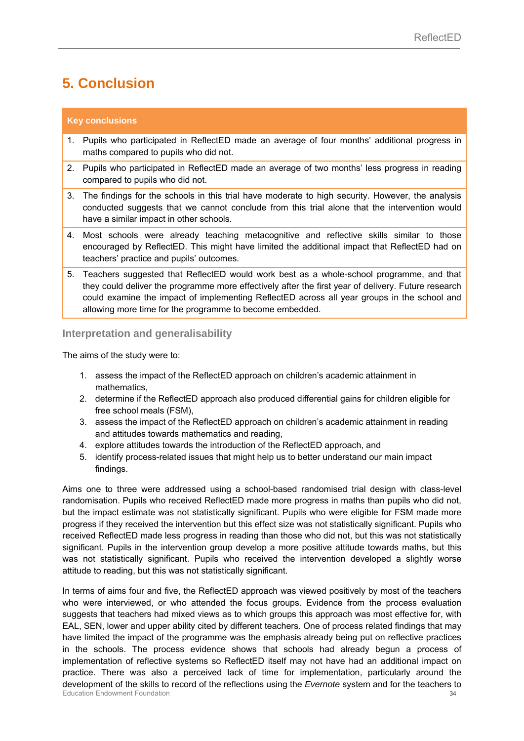# 5. Conclusion

| Key conclusions |
|---|
| 1. Pupils who participated in ReflectED made an average of four months' additional progress in maths compared to pupils who did not. |
| 2. Pupils who participated in ReflectED made an average of two months' less progress in reading compared to pupils who did not. |
| 3. The findings for the schools in this trial have moderate to high security. However, the analysis conducted suggests that we cannot conclude from this trial alone that the intervention would have a similar impact in other schools. |
| 4. Most schools were already teaching metacognitive and reflective skills similar to those encouraged by ReflectED. This might have limited the additional impact that ReflectED had on teachers' practice and pupils' outcomes. |
| 5. Teachers suggested that ReflectED would work best as a whole-school programme, and that they could deliver the programme more effectively after the first year of delivery. Future research could examine the impact of implementing ReflectED across all year groups in the school and allowing more time for the programme to become embedded. |

## Interpretation and generalisability

The aims of the study were to:

1. assess the impact of the ReflectED approach on children's academic attainment in mathematics,
2. determine if the ReflectED approach also produced differential gains for children eligible for free school meals (FSM),
3. assess the impact of the ReflectED approach on children's academic attainment in reading and attitudes towards mathematics and reading,
4. explore attitudes towards the introduction of the ReflectED approach, and
5. identify process-related issues that might help us to better understand our main impact findings.

Aims one to three were addressed using a school-based randomised trial design with class-level randomisation. Pupils who received ReflectED made more progress in maths than pupils who did not, but the impact estimate was not statistically significant. Pupils who were eligible for FSM made more progress if they received the intervention but this effect size was not statistically significant. Pupils who received ReflectED made less progress in reading than those who did not, but this was not statistically significant. Pupils in the intervention group develop a more positive attitude towards maths, but this was not statistically significant. Pupils who received the intervention developed a slightly worse attitude to reading, but this was not statistically significant.

In terms of aims four and five, the ReflectED approach was viewed positively by most of the teachers who were interviewed, or who attended the focus groups. Evidence from the process evaluation suggests that teachers had mixed views as to which groups this approach was most effective for, with EAL, SEN, lower and upper ability cited by different teachers. One of process related findings that may have limited the impact of the programme was the emphasis already being put on reflective practices in the schools. The process evidence shows that schools had already begun a process of implementation of reflective systems so ReflectED itself may not have had an additional impact on practice. There was also a perceived lack of time for implementation, particularly around the development of the skills to record of the reflections using the *Evernote* system and for the teachers to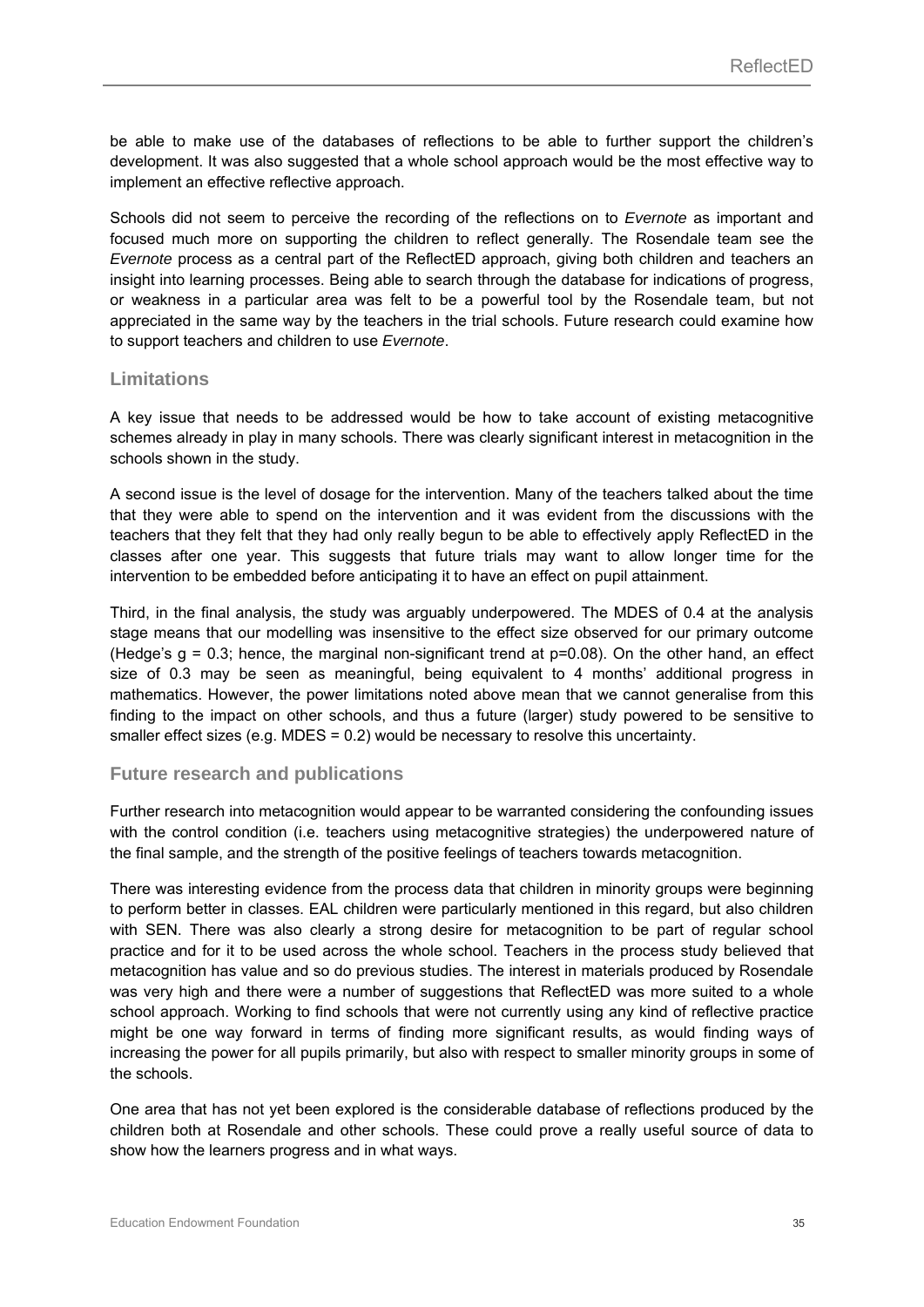be able to make use of the databases of reflections to be able to further support the children's development. It was also suggested that a whole school approach would be the most effective way to implement an effective reflective approach.

Schools did not seem to perceive the recording of the reflections on to *Evernote* as important and focused much more on supporting the children to reflect generally. The Rosendale team see the *Evernote* process as a central part of the ReflectED approach, giving both children and teachers an insight into learning processes. Being able to search through the database for indications of progress, or weakness in a particular area was felt to be a powerful tool by the Rosendale team, but not appreciated in the same way by the teachers in the trial schools. Future research could examine how to support teachers and children to use *Evernote*.

## Limitations

A key issue that needs to be addressed would be how to take account of existing metacognitive schemes already in play in many schools. There was clearly significant interest in metacognition in the schools shown in the study.

A second issue is the level of dosage for the intervention. Many of the teachers talked about the time that they were able to spend on the intervention and it was evident from the discussions with the teachers that they felt that they had only really begun to be able to effectively apply ReflectED in the classes after one year. This suggests that future trials may want to allow longer time for the intervention to be embedded before anticipating it to have an effect on pupil attainment.

Third, in the final analysis, the study was arguably underpowered. The MDES of 0.4 at the analysis stage means that our modelling was insensitive to the effect size observed for our primary outcome (Hedge's $g = 0.3$; hence, the marginal non-significant trend at $p=0.08$). On the other hand, an effect size of 0.3 may be seen as meaningful, being equivalent to 4 months' additional progress in mathematics. However, the power limitations noted above mean that we cannot generalise from this finding to the impact on other schools, and thus a future (larger) study powered to be sensitive to smaller effect sizes (e.g. MDES = 0.2) would be necessary to resolve this uncertainty.

## Future research and publications

Further research into metacognition would appear to be warranted considering the confounding issues with the control condition (i.e. teachers using metacognitive strategies) the underpowered nature of the final sample, and the strength of the positive feelings of teachers towards metacognition.

There was interesting evidence from the process data that children in minority groups were beginning to perform better in classes. EAL children were particularly mentioned in this regard, but also children with SEN. There was also clearly a strong desire for metacognition to be part of regular school practice and for it to be used across the whole school. Teachers in the process study believed that metacognition has value and so do previous studies. The interest in materials produced by Rosendale was very high and there were a number of suggestions that ReflectED was more suited to a whole school approach. Working to find schools that were not currently using any kind of reflective practice might be one way forward in terms of finding more significant results, as would finding ways of increasing the power for all pupils primarily, but also with respect to smaller minority groups in some of the schools.

One area that has not yet been explored is the considerable database of reflections produced by the children both at Rosendale and other schools. These could prove a really useful source of data to show how the learners progress and in what ways.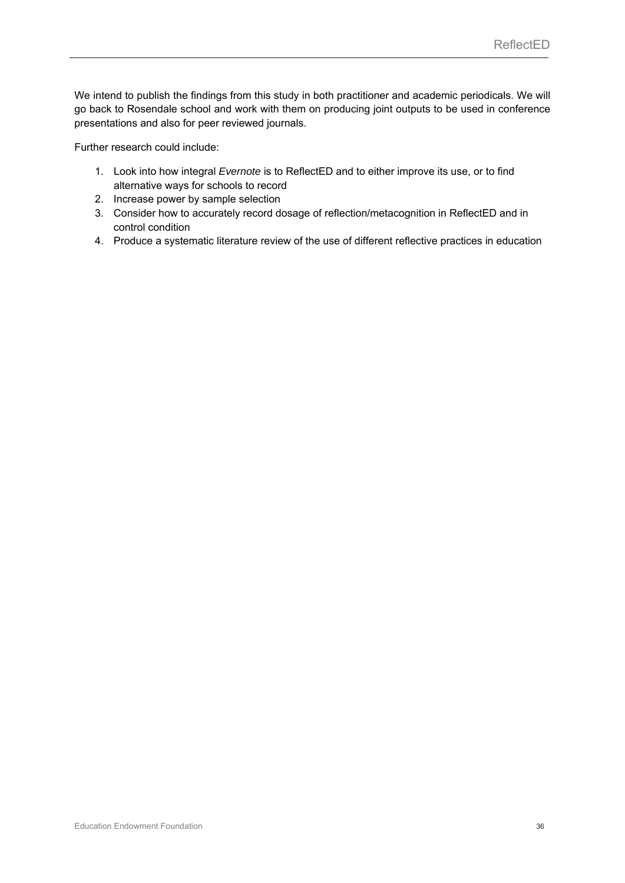We intend to publish the findings from this study in both practitioner and academic periodicals. We will go back to Rosendale school and work with them on producing joint outputs to be used in conference presentations and also for peer reviewed journals.

Further research could include:

1. Look into how integral *Evernote* is to ReflectED and to either improve its use, or to find alternative ways for schools to record
2. Increase power by sample selection
3. Consider how to accurately record dosage of reflection/metacognition in ReflectED and in control condition
4. Produce a systematic literature review of the use of different reflective practices in education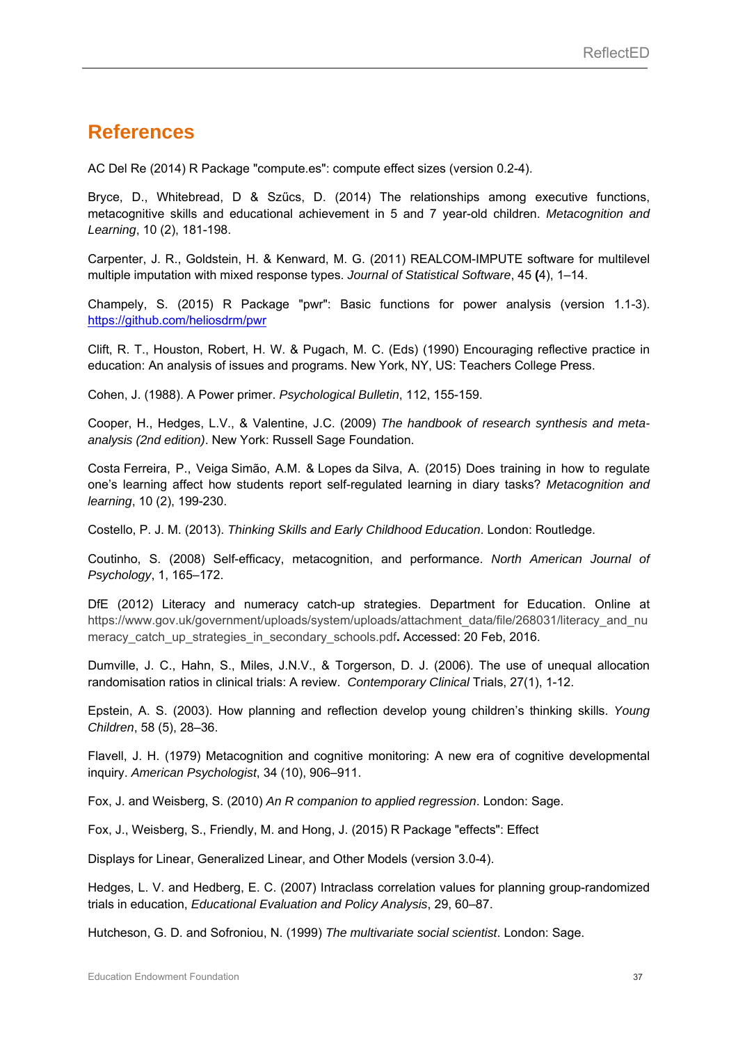# References

AC Del Re (2014) R Package "compute.es": compute effect sizes (version 0.2-4).

Bryce, D., Whitebread, D & Szűcs, D. (2014) The relationships among executive functions, metacognitive skills and educational achievement in 5 and 7 year-old children. *Metacognition and Learning*, 10 (2), 181-198.

Carpenter, J. R., Goldstein, H. & Kenward, M. G. (2011) REALCOM-IMPUTE software for multilevel multiple imputation with mixed response types. *Journal of Statistical Software*, 45 **(**4), 1–14.

Champely, S. (2015) R Package "pwr": Basic functions for power analysis (version 1.1-3). https://github.com/heliosdrm/pwr

Clift, R. T., Houston, Robert, H. W. & Pugach, M. C. (Eds) (1990) Encouraging reflective practice in education: An analysis of issues and programs. New York, NY, US: Teachers College Press.

Cohen, J. (1988). A Power primer. *Psychological Bulletin*, 112, 155-159.

Cooper, H., Hedges, L.V., & Valentine, J.C. (2009) *The handbook of research synthesis and meta-analysis (2nd edition)*. New York: Russell Sage Foundation.

Costa Ferreira, P., Veiga Simão, A.M. & Lopes da Silva, A. (2015) Does training in how to regulate one's learning affect how students report self-regulated learning in diary tasks? *Metacognition and learning*, 10 (2), 199-230.

Costello, P. J. M. (2013). *Thinking Skills and Early Childhood Education*. London: Routledge.

Coutinho, S. (2008) Self-efficacy, metacognition, and performance. *North American Journal of Psychology*, 1, 165–172.

DfE (2012) Literacy and numeracy catch-up strategies. Department for Education. Online at https://www.gov.uk/government/uploads/system/uploads/attachment_data/file/268031/literacy_and_numeracy_catch_up_strategies_in_secondary_schools.pdf**.** Accessed: 20 Feb, 2016.

Dumville, J. C., Hahn, S., Miles, J.N.V., & Torgerson, D. J. (2006). The use of unequal allocation randomisation ratios in clinical trials: A review. *Contemporary Clinical* Trials, 27(1), 1-12.

Epstein, A. S. (2003). How planning and reflection develop young children's thinking skills. *Young Children*, 58 (5), 28–36.

Flavell, J. H. (1979) Metacognition and cognitive monitoring: A new era of cognitive developmental inquiry. *American Psychologist*, 34 (10), 906–911.

Fox, J. and Weisberg, S. (2010) *An R companion to applied regression*. London: Sage.

Fox, J., Weisberg, S., Friendly, M. and Hong, J. (2015) R Package "effects": Effect

Displays for Linear, Generalized Linear, and Other Models (version 3.0-4).

Hedges, L. V. and Hedberg, E. C. (2007) Intraclass correlation values for planning group-randomized trials in education, *Educational Evaluation and Policy Analysis*, 29, 60–87.

Hutcheson, G. D. and Sofroniou, N. (1999) *The multivariate social scientist*. London: Sage.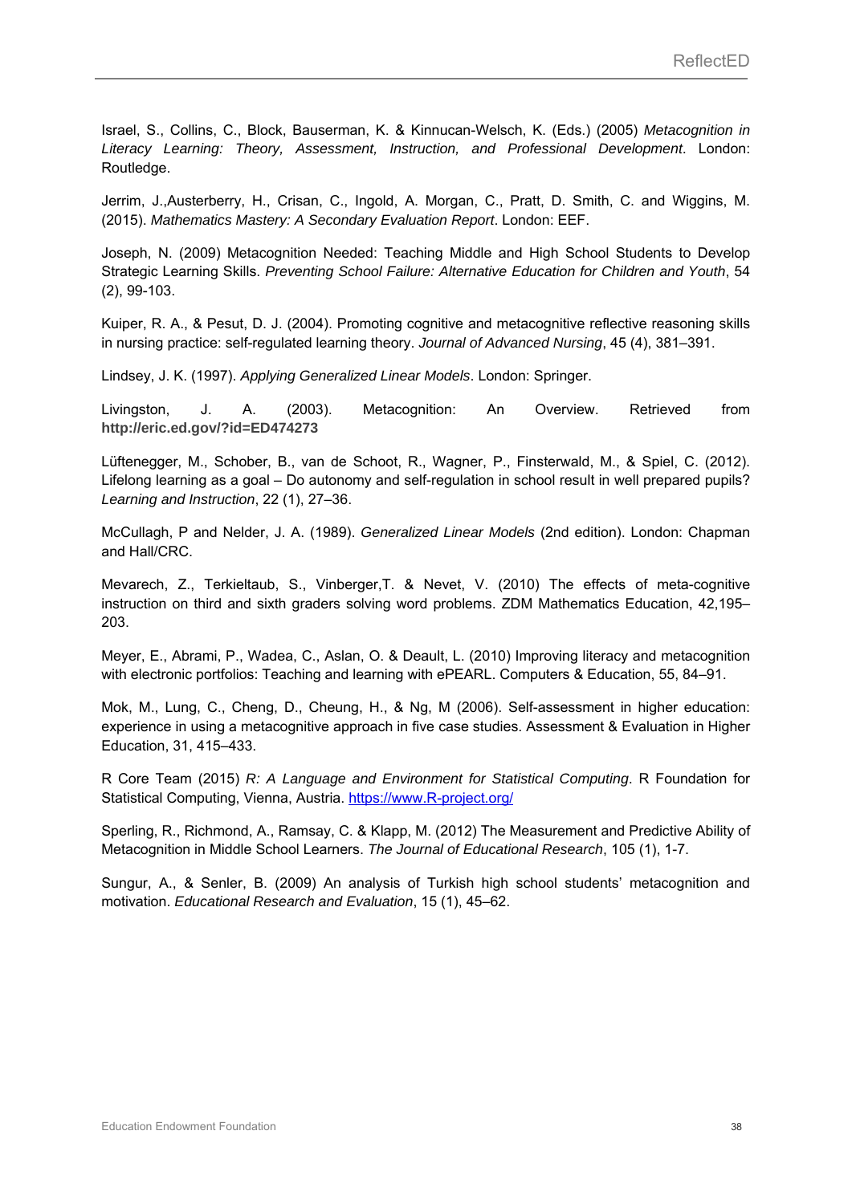Israel, S., Collins, C., Block, Bauserman, K. & Kinnucan-Welsch, K. (Eds.) (2005) *Metacognition in Literacy Learning: Theory, Assessment, Instruction, and Professional Development*. London: Routledge.

Jerrim, J.,Austerberry, H., Crisan, C., Ingold, A. Morgan, C., Pratt, D. Smith, C. and Wiggins, M. (2015). *Mathematics Mastery: A Secondary Evaluation Report*. London: EEF.

Joseph, N. (2009) Metacognition Needed: Teaching Middle and High School Students to Develop Strategic Learning Skills. *Preventing School Failure: Alternative Education for Children and Youth*, 54 (2), 99-103.

Kuiper, R. A., & Pesut, D. J. (2004). Promoting cognitive and metacognitive reflective reasoning skills in nursing practice: self-regulated learning theory. *Journal of Advanced Nursing*, 45 (4), 381–391.

Lindsey, J. K. (1997). *Applying Generalized Linear Models*. London: Springer.

Livingston, J. A. (2003). Metacognition: An Overview. Retrieved from **http://eric.ed.gov/?id=ED474273**

Lüftenegger, M., Schober, B., van de Schoot, R., Wagner, P., Finsterwald, M., & Spiel, C. (2012). Lifelong learning as a goal – Do autonomy and self-regulation in school result in well prepared pupils? *Learning and Instruction*, 22 (1), 27–36.

McCullagh, P and Nelder, J. A. (1989). *Generalized Linear Models* (2nd edition). London: Chapman and Hall/CRC.

Mevarech, Z., Terkieltaub, S., Vinberger,T. & Nevet, V. (2010) The effects of meta-cognitive instruction on third and sixth graders solving word problems. ZDM Mathematics Education, 42,195–203.

Meyer, E., Abrami, P., Wadea, C., Aslan, O. & Deault, L. (2010) Improving literacy and metacognition with electronic portfolios: Teaching and learning with ePEARL. Computers & Education, 55, 84–91.

Mok, M., Lung, C., Cheng, D., Cheung, H., & Ng, M (2006). Self-assessment in higher education: experience in using a metacognitive approach in five case studies. Assessment & Evaluation in Higher Education, 31, 415–433.

R Core Team (2015) *R: A Language and Environment for Statistical Computing*. R Foundation for Statistical Computing, Vienna, Austria. https://www.R-project.org/

Sperling, R., Richmond, A., Ramsay, C. & Klapp, M. (2012) The Measurement and Predictive Ability of Metacognition in Middle School Learners. *The Journal of Educational Research*, 105 (1), 1-7.

Sungur, A., & Senler, B. (2009) An analysis of Turkish high school students' metacognition and motivation. *Educational Research and Evaluation*, 15 (1), 45–62.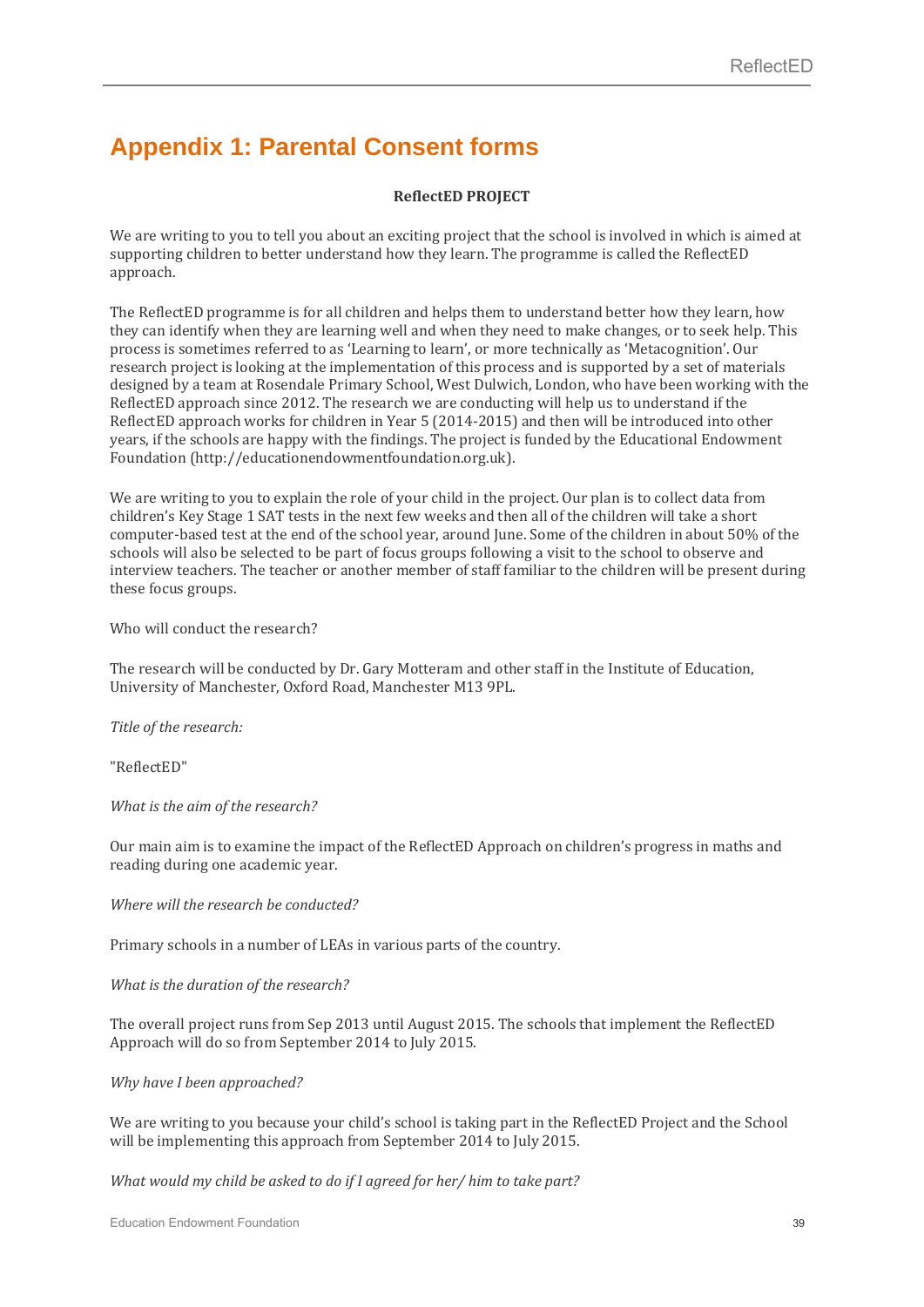# Appendix 1: Parental Consent forms

**ReflectED PROJECT**

We are writing to you to tell you about an exciting project that the school is involved in which is aimed at supporting children to better understand how they learn. The programme is called the ReflectED approach.

The ReflectED programme is for all children and helps them to understand better how they learn, how they can identify when they are learning well and when they need to make changes, or to seek help. This process is sometimes referred to as 'Learning to learn', or more technically as 'Metacognition'. Our research project is looking at the implementation of this process and is supported by a set of materials designed by a team at Rosendale Primary School, West Dulwich, London, who have been working with the ReflectED approach since 2012. The research we are conducting will help us to understand if the ReflectED approach works for children in Year 5 (2014-2015) and then will be introduced into other years, if the schools are happy with the findings. The project is funded by the Educational Endowment Foundation (http://educationendowmentfoundation.org.uk).

We are writing to you to explain the role of your child in the project. Our plan is to collect data from children's Key Stage 1 SAT tests in the next few weeks and then all of the children will take a short computer-based test at the end of the school year, around June. Some of the children in about 50% of the schools will also be selected to be part of focus groups following a visit to the school to observe and interview teachers. The teacher or another member of staff familiar to the children will be present during these focus groups.

Who will conduct the research?

The research will be conducted by Dr. Gary Motteram and other staff in the Institute of Education, University of Manchester, Oxford Road, Manchester M13 9PL.

*Title of the research:*

"ReflectED"

*What is the aim of the research?*

Our main aim is to examine the impact of the ReflectED Approach on children's progress in maths and reading during one academic year.

*Where will the research be conducted?*

Primary schools in a number of LEAs in various parts of the country.

*What is the duration of the research?*

The overall project runs from Sep 2013 until August 2015. The schools that implement the ReflectED Approach will do so from September 2014 to July 2015.

*Why have I been approached?*

We are writing to you because your child's school is taking part in the ReflectED Project and the School will be implementing this approach from September 2014 to July 2015.

*What would my child be asked to do if I agreed for her/ him to take part?*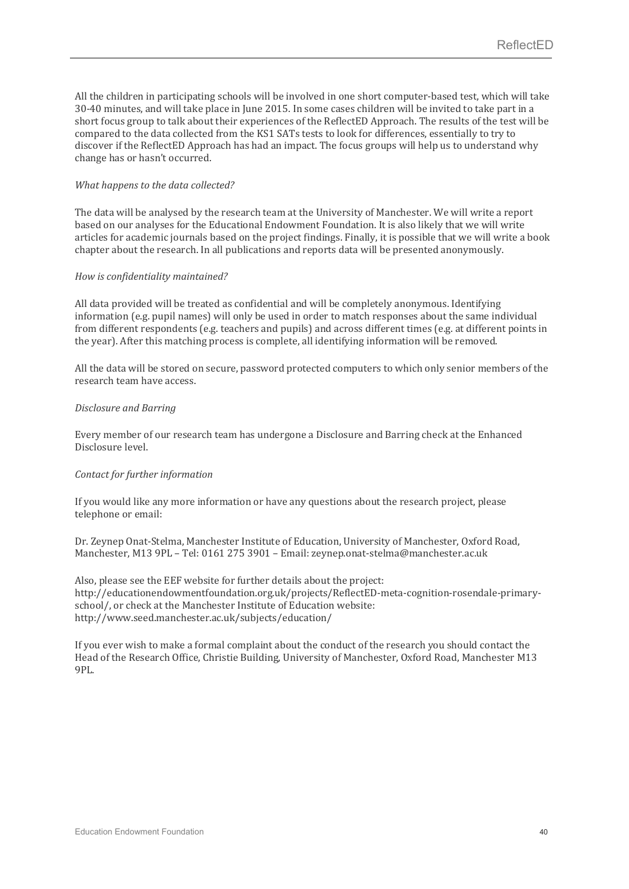All the children in participating schools will be involved in one short computer-based test, which will take 30-40 minutes, and will take place in June 2015. In some cases children will be invited to take part in a short focus group to talk about their experiences of the ReflectED Approach. The results of the test will be compared to the data collected from the KS1 SATs tests to look for differences, essentially to try to discover if the ReflectED Approach has had an impact. The focus groups will help us to understand why change has or hasn't occurred.

*What happens to the data collected?*

The data will be analysed by the research team at the University of Manchester. We will write a report based on our analyses for the Educational Endowment Foundation. It is also likely that we will write articles for academic journals based on the project findings. Finally, it is possible that we will write a book chapter about the research. In all publications and reports data will be presented anonymously.

*How is confidentiality maintained?*

All data provided will be treated as confidential and will be completely anonymous. Identifying information (e.g. pupil names) will only be used in order to match responses about the same individual from different respondents (e.g. teachers and pupils) and across different times (e.g. at different points in the year). After this matching process is complete, all identifying information will be removed.

All the data will be stored on secure, password protected computers to which only senior members of the research team have access.

*Disclosure and Barring*

Every member of our research team has undergone a Disclosure and Barring check at the Enhanced Disclosure level.

*Contact for further information*

If you would like any more information or have any questions about the research project, please telephone or email:

Dr. Zeynep Onat-Stelma, Manchester Institute of Education, University of Manchester, Oxford Road, Manchester, M13 9PL – Tel: 0161 275 3901 – Email: zeynep.onat-stelma@manchester.ac.uk

Also, please see the EEF website for further details about the project: http://educationendowmentfoundation.org.uk/projects/ReflectED-meta-cognition-rosendale-primary-school/, or check at the Manchester Institute of Education website: http://www.seed.manchester.ac.uk/subjects/education/

If you ever wish to make a formal complaint about the conduct of the research you should contact the Head of the Research Office, Christie Building, University of Manchester, Oxford Road, Manchester M13 9PL.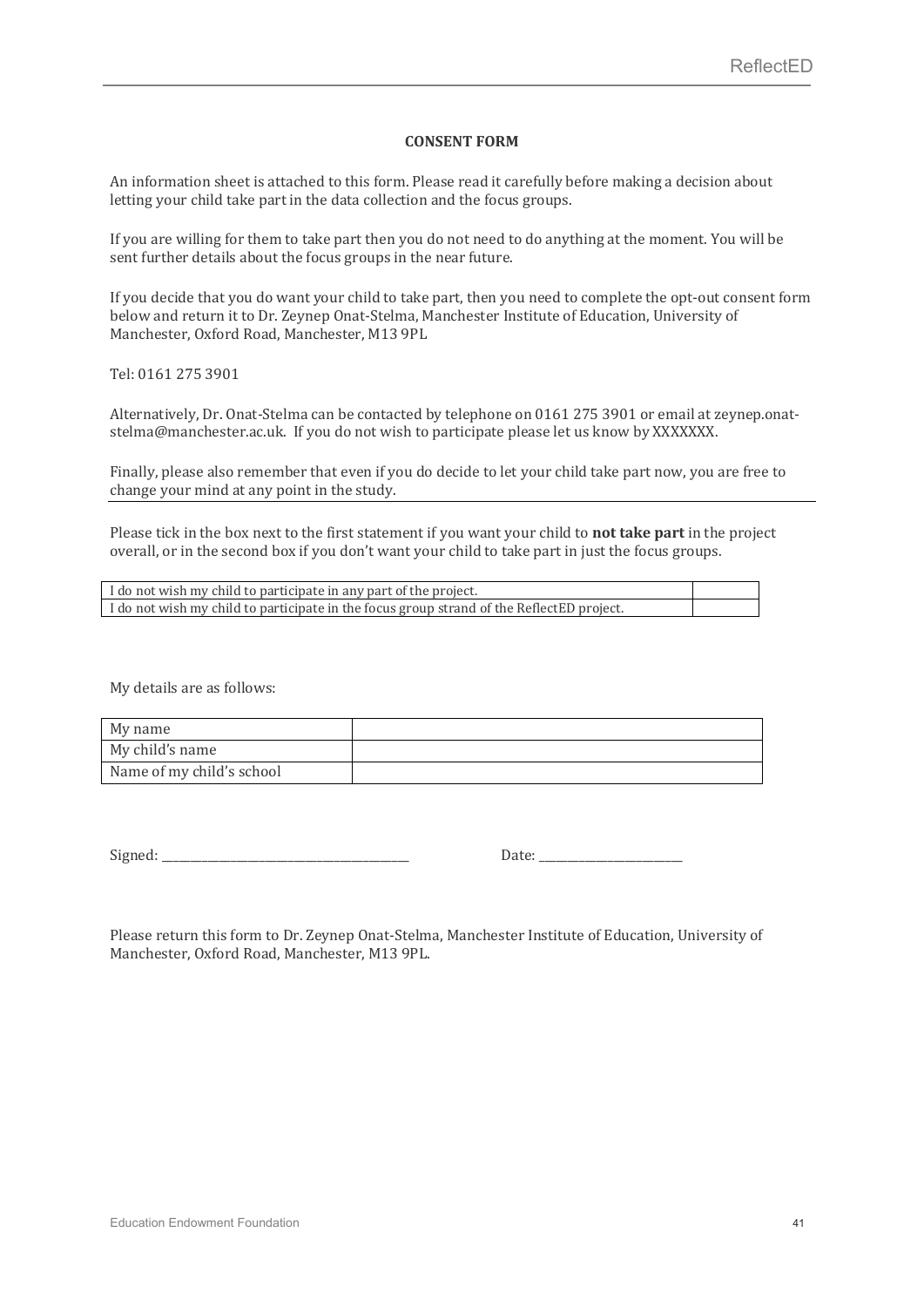**CONSENT FORM**

An information sheet is attached to this form. Please read it carefully before making a decision about letting your child take part in the data collection and the focus groups.

If you are willing for them to take part then you do not need to do anything at the moment. You will be sent further details about the focus groups in the near future.

If you decide that you do want your child to take part, then you need to complete the opt-out consent form below and return it to Dr. Zeynep Onat-Stelma, Manchester Institute of Education, University of Manchester, Oxford Road, Manchester, M13 9PL

Tel: 0161 275 3901

Alternatively, Dr. Onat-Stelma can be contacted by telephone on 0161 275 3901 or email at zeynep.onat-stelma@manchester.ac.uk. If you do not wish to participate please let us know by XXXXXXX.

Finally, please also remember that even if you do decide to let your child take part now, you are free to change your mind at any point in the study.

---

Please tick in the box next to the first statement if you want your child to **not take part** in the project overall, or in the second box if you don't want your child to take part in just the focus groups.

| | |
|---|---|
| I do not wish my child to participate in any part of the project. | |
| I do not wish my child to participate in the focus group strand of the ReflectED project. | |

My details are as follows:

| | |
|---|---|
| My name | |
| My child's name | |
| Name of my child's school | |

Signed: ________________________________________ Date: _______________________

Please return this form to Dr. Zeynep Onat-Stelma, Manchester Institute of Education, University of Manchester, Oxford Road, Manchester, M13 9PL.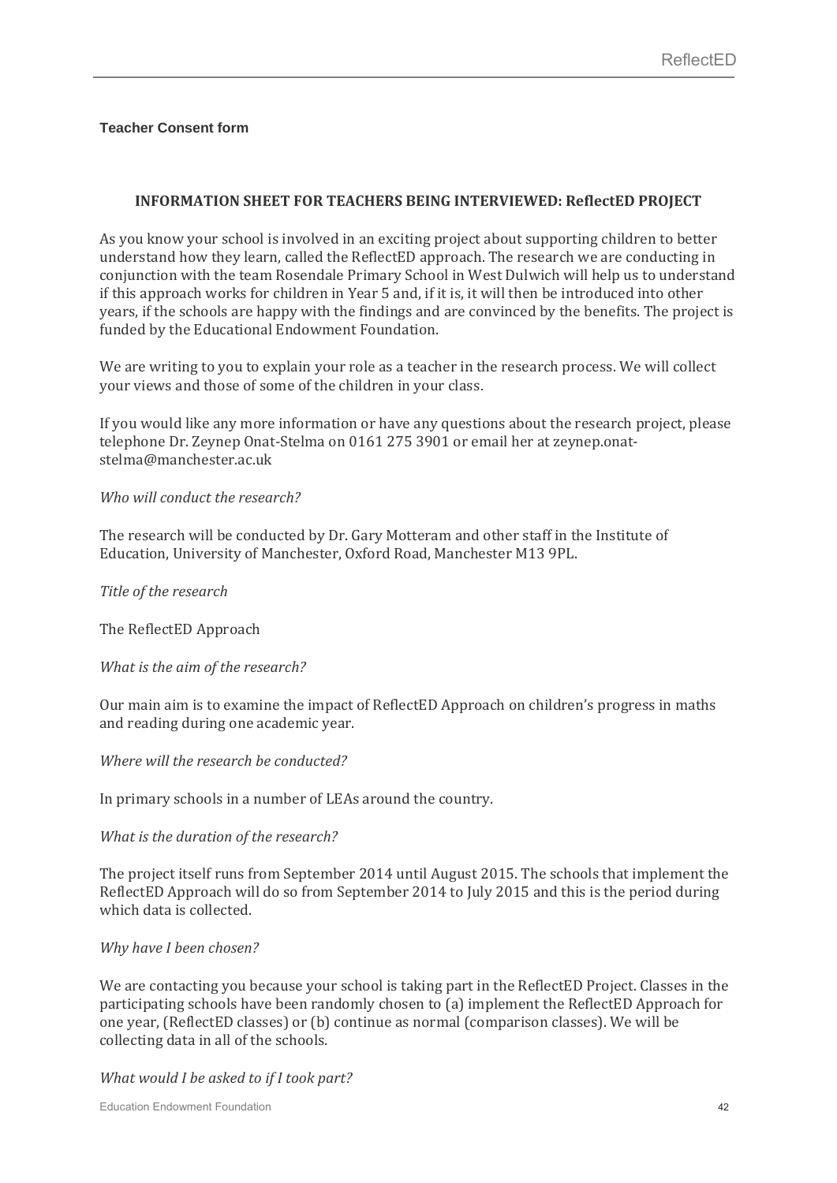**Teacher Consent form**

## INFORMATION SHEET FOR TEACHERS BEING INTERVIEWED: ReflectED PROJECT

As you know your school is involved in an exciting project about supporting children to better understand how they learn, called the ReflectED approach. The research we are conducting in conjunction with the team Rosendale Primary School in West Dulwich will help us to understand if this approach works for children in Year 5 and, if it is, it will then be introduced into other years, if the schools are happy with the findings and are convinced by the benefits. The project is funded by the Educational Endowment Foundation.

We are writing to you to explain your role as a teacher in the research process. We will collect your views and those of some of the children in your class.

If you would like any more information or have any questions about the research project, please telephone Dr. Zeynep Onat-Stelma on 0161 275 3901 or email her at zeynep.onat-stelma@manchester.ac.uk

*Who will conduct the research?*

The research will be conducted by Dr. Gary Motteram and other staff in the Institute of Education, University of Manchester, Oxford Road, Manchester M13 9PL.

*Title of the research*

The ReflectED Approach

*What is the aim of the research?*

Our main aim is to examine the impact of ReflectED Approach on children's progress in maths and reading during one academic year.

*Where will the research be conducted?*

In primary schools in a number of LEAs around the country.

*What is the duration of the research?*

The project itself runs from September 2014 until August 2015. The schools that implement the ReflectED Approach will do so from September 2014 to July 2015 and this is the period during which data is collected.

*Why have I been chosen?*

We are contacting you because your school is taking part in the ReflectED Project. Classes in the participating schools have been randomly chosen to (a) implement the ReflectED Approach for one year, (ReflectED classes) or (b) continue as normal (comparison classes). We will be collecting data in all of the schools.

*What would I be asked to if I took part?*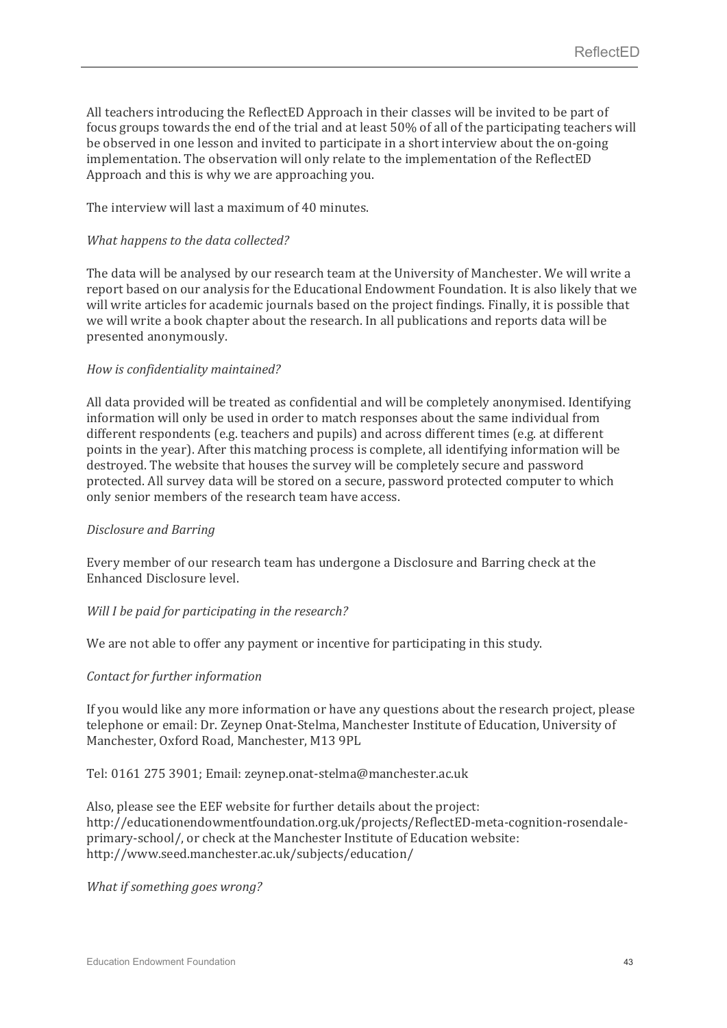All teachers introducing the ReflectED Approach in their classes will be invited to be part of focus groups towards the end of the trial and at least 50% of all of the participating teachers will be observed in one lesson and invited to participate in a short interview about the on-going implementation. The observation will only relate to the implementation of the ReflectED Approach and this is why we are approaching you.

The interview will last a maximum of 40 minutes.

*What happens to the data collected?*

The data will be analysed by our research team at the University of Manchester. We will write a report based on our analysis for the Educational Endowment Foundation. It is also likely that we will write articles for academic journals based on the project findings. Finally, it is possible that we will write a book chapter about the research. In all publications and reports data will be presented anonymously.

*How is confidentiality maintained?*

All data provided will be treated as confidential and will be completely anonymised. Identifying information will only be used in order to match responses about the same individual from different respondents (e.g. teachers and pupils) and across different times (e.g. at different points in the year). After this matching process is complete, all identifying information will be destroyed. The website that houses the survey will be completely secure and password protected. All survey data will be stored on a secure, password protected computer to which only senior members of the research team have access.

*Disclosure and Barring*

Every member of our research team has undergone a Disclosure and Barring check at the Enhanced Disclosure level.

*Will I be paid for participating in the research?*

We are not able to offer any payment or incentive for participating in this study.

*Contact for further information*

If you would like any more information or have any questions about the research project, please telephone or email: Dr. Zeynep Onat-Stelma, Manchester Institute of Education, University of Manchester, Oxford Road, Manchester, M13 9PL

Tel: 0161 275 3901; Email: zeynep.onat-stelma@manchester.ac.uk

Also, please see the EEF website for further details about the project: http://educationendowmentfoundation.org.uk/projects/ReflectED-meta-cognition-rosendale-primary-school/, or check at the Manchester Institute of Education website: http://www.seed.manchester.ac.uk/subjects/education/

*What if something goes wrong?*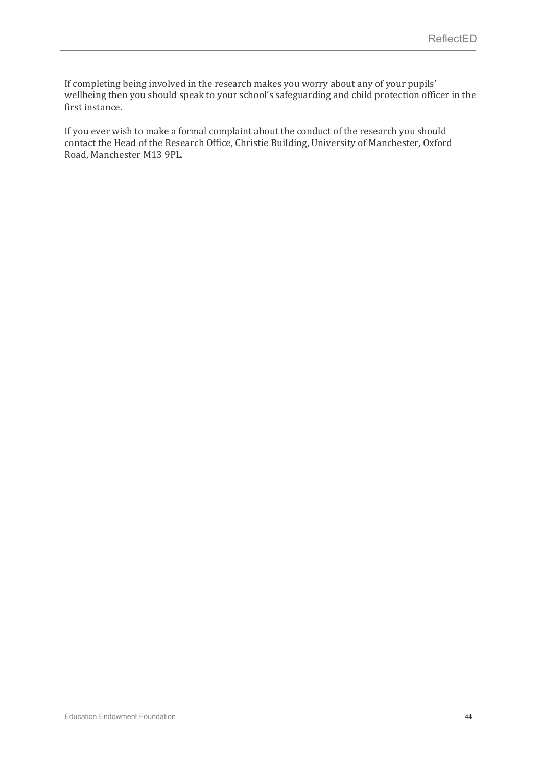If completing being involved in the research makes you worry about any of your pupils' wellbeing then you should speak to your school's safeguarding and child protection officer in the first instance.

If you ever wish to make a formal complaint about the conduct of the research you should contact the Head of the Research Office, Christie Building, University of Manchester, Oxford Road, Manchester M13 9PL.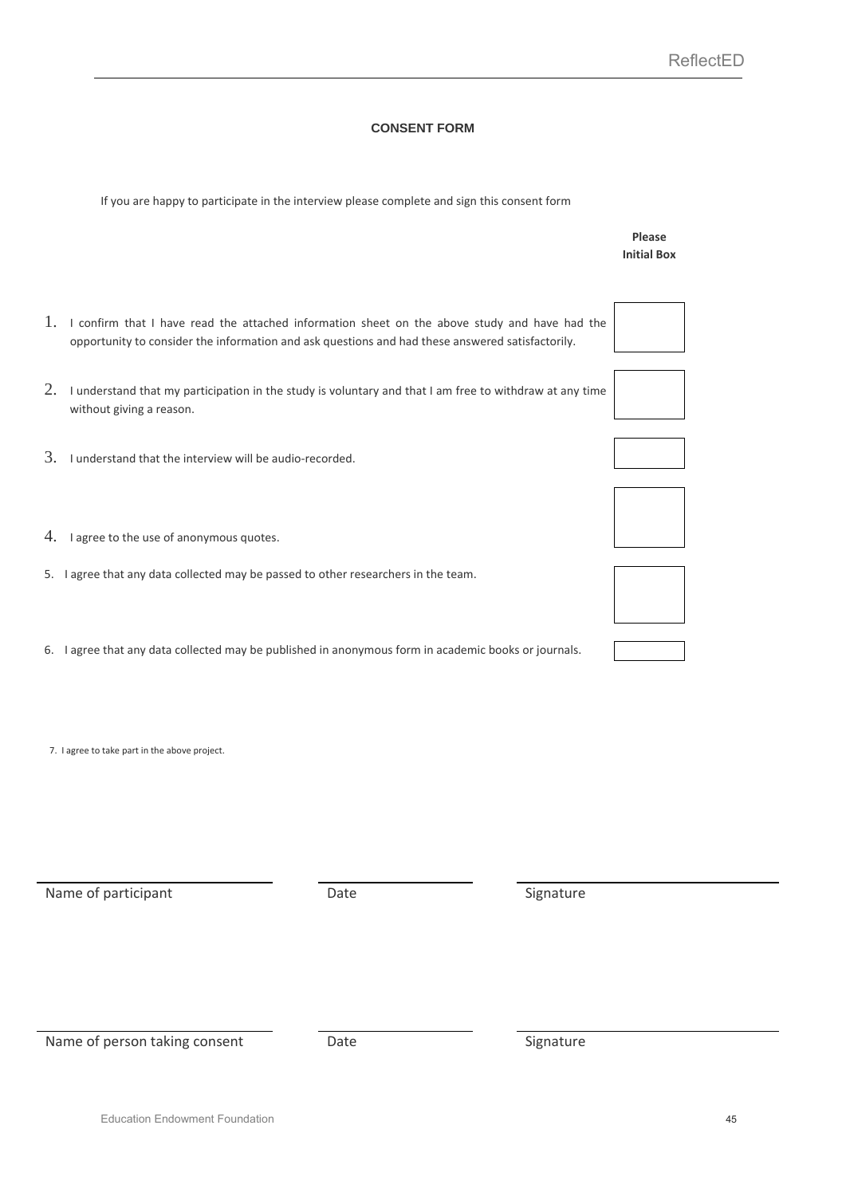## CONSENT FORM

If you are happy to participate in the interview please complete and sign this consent form

| | Please Initial Box |
|---|---|
| 1. I confirm that I have read the attached information sheet on the above study and have had the opportunity to consider the information and ask questions and had these answered satisfactorily. | |
| 2. I understand that my participation in the study is voluntary and that I am free to withdraw at any time without giving a reason. | |
| 3. I understand that the interview will be audio-recorded. | |
| 4. I agree to the use of anonymous quotes. | |
| 5. I agree that any data collected may be passed to other researchers in the team. | |
| 6. I agree that any data collected may be published in anonymous form in academic books or journals. | |

7. I agree to take part in the above project.

| Name of participant | Date | Signature |
|---|---|---|
| | | |

| Name of person taking consent | Date | Signature |
|---|---|---|
| | | |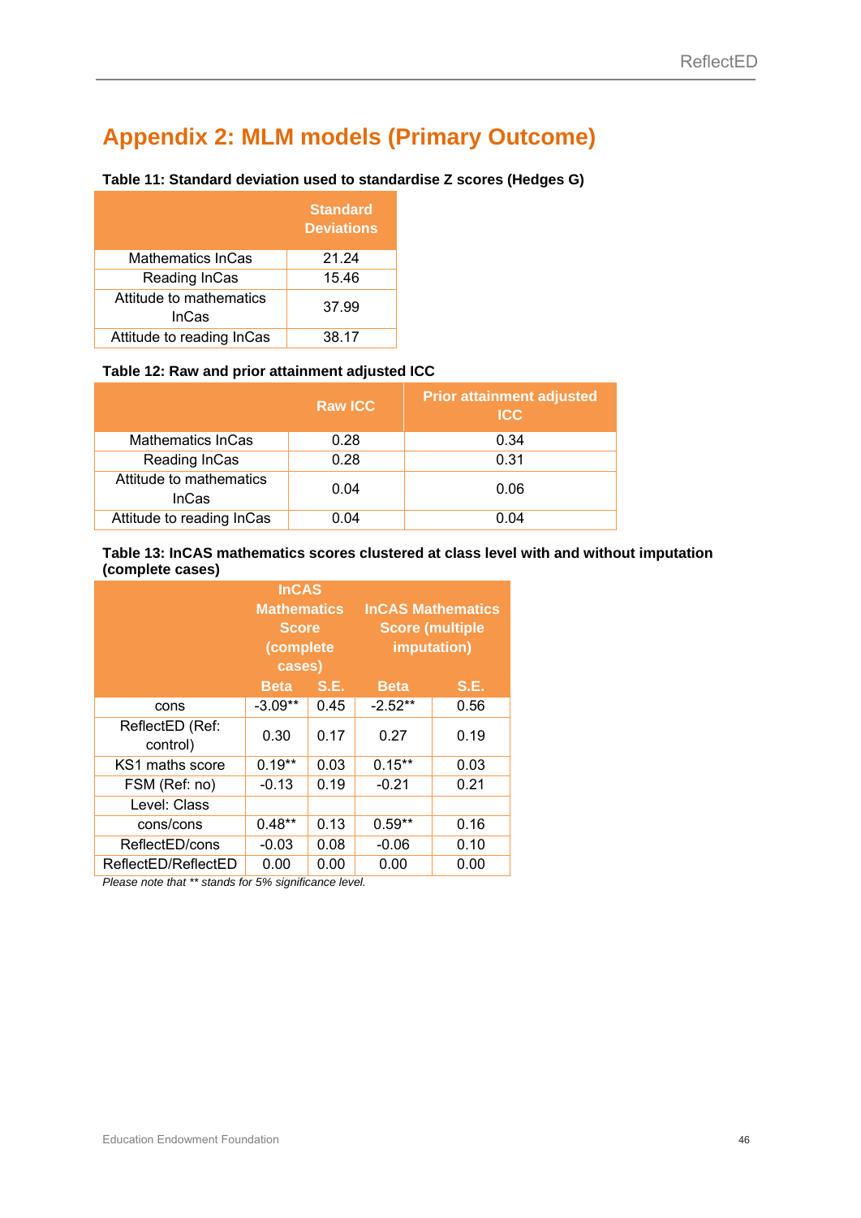# Appendix 2: MLM models (Primary Outcome)

**Table 11: Standard deviation used to standardise Z scores (Hedges G)**

| | Standard Deviations |
|---|---|
| Mathematics InCas | 21.24 |
| Reading InCas | 15.46 |
| Attitude to mathematics InCas | 37.99 |
| Attitude to reading InCas | 38.17 |

**Table 12: Raw and prior attainment adjusted ICC**

| | Raw ICC | Prior attainment adjusted ICC |
|---|---|---|
| Mathematics InCas | 0.28 | 0.34 |
| Reading InCas | 0.28 | 0.31 |
| Attitude to mathematics InCas | 0.04 | 0.06 |
| Attitude to reading InCas | 0.04 | 0.04 |

**Table 13: InCAS mathematics scores clustered at class level with and without imputation (complete cases)**

| | InCAS Mathematics Score (complete cases) | | InCAS Mathematics Score (multiple imputation) | |
|---|---|---|---|---|
| | Beta | S.E. | Beta | S.E. |
| cons | -3.09** | 0.45 | -2.52** | 0.56 |
| ReflectED (Ref: control) | 0.30 | 0.17 | 0.27 | 0.19 |
| KS1 maths score | 0.19** | 0.03 | 0.15** | 0.03 |
| FSM (Ref: no) | -0.13 | 0.19 | -0.21 | 0.21 |
| Level: Class | | | | |
| cons/cons | 0.48** | 0.13 | 0.59** | 0.16 |
| ReflectED/cons | -0.03 | 0.08 | -0.06 | 0.10 |
| ReflectED/ReflectED | 0.00 | 0.00 | 0.00 | 0.00 |

*Please note that ** stands for 5% significance level.*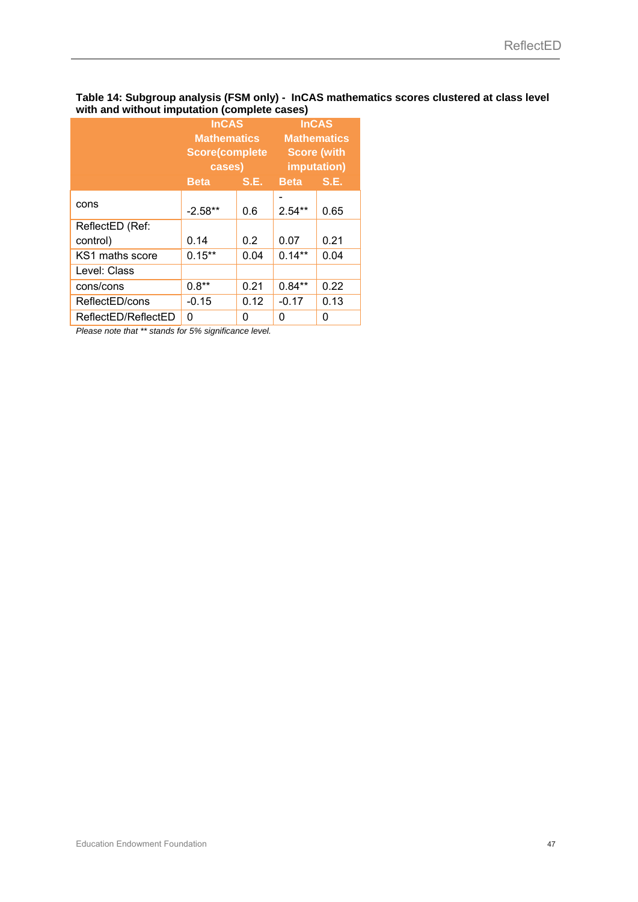**Table 14: Subgroup analysis (FSM only) - InCAS mathematics scores clustered at class level with and without imputation (complete cases)**

| | InCAS Mathematics Score(complete cases) | | InCAS Mathematics Score (with imputation) | |
|---|---|---|---|---|
| | Beta | S.E. | Beta | S.E. |
| cons | -2.58** | 0.6 | -2.54** | 0.65 |
| ReflectED (Ref: control) | 0.14 | 0.2 | 0.07 | 0.21 |
| KS1 maths score | 0.15** | 0.04 | 0.14** | 0.04 |
| Level: Class | | | | |
| cons/cons | 0.8** | 0.21 | 0.84** | 0.22 |
| ReflectED/cons | -0.15 | 0.12 | -0.17 | 0.13 |
| ReflectED/ReflectED | 0 | 0 | 0 | 0 |

*Please note that ** stands for 5% significance level.*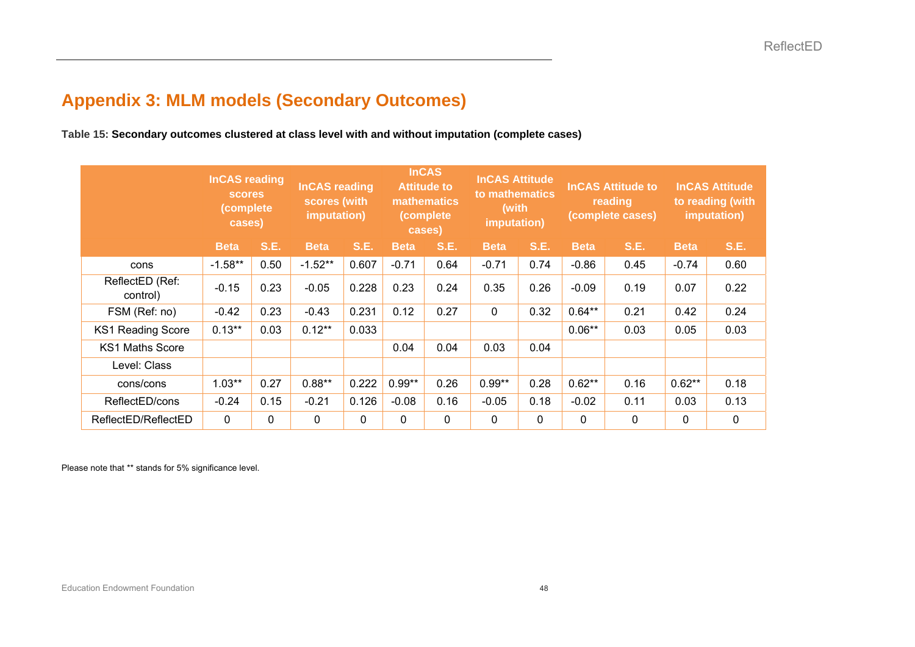## Appendix 3: MLM models (Secondary Outcomes)

**Table 15: Secondary outcomes clustered at class level with and without imputation (complete cases)**

| | InCAS reading scores (complete cases) | | InCAS reading scores (with imputation) | | InCAS Attitude to mathematics (complete cases) | | InCAS Attitude to mathematics (with imputation) | | InCAS Attitude to reading (complete cases) | | InCAS Attitude to reading (with imputation) | |
|---|---|---|---|---|---|---|---|---|---|---|---|---|
| | **Beta** | **S.E.** | **Beta** | **S.E.** | **Beta** | **S.E.** | **Beta** | **S.E.** | **Beta** | **S.E.** | **Beta** | **S.E.** |
| cons | -1.58** | 0.50 | -1.52** | 0.607 | -0.71 | 0.64 | -0.71 | 0.74 | -0.86 | 0.45 | -0.74 | 0.60 |
| ReflectED (Ref: control) | -0.15 | 0.23 | -0.05 | 0.228 | 0.23 | 0.24 | 0.35 | 0.26 | -0.09 | 0.19 | 0.07 | 0.22 |
| FSM (Ref: no) | -0.42 | 0.23 | -0.43 | 0.231 | 0.12 | 0.27 | 0 | 0.32 | 0.64** | 0.21 | 0.42 | 0.24 |
| KS1 Reading Score | 0.13** | 0.03 | 0.12** | 0.033 | | | | | 0.06** | 0.03 | 0.05 | 0.03 |
| KS1 Maths Score | | | | | 0.04 | 0.04 | 0.03 | 0.04 | | | | |
| Level: Class | | | | | | | | | | | | |
| cons/cons | 1.03** | 0.27 | 0.88** | 0.222 | 0.99** | 0.26 | 0.99** | 0.28 | 0.62** | 0.16 | 0.62** | 0.18 |
| ReflectED/cons | -0.24 | 0.15 | -0.21 | 0.126 | -0.08 | 0.16 | -0.05 | 0.18 | -0.02 | 0.11 | 0.03 | 0.13 |
| ReflectED/ReflectED | 0 | 0 | 0 | 0 | 0 | 0 | 0 | 0 | 0 | 0 | 0 | 0 |

Please note that ** stands for 5% significance level.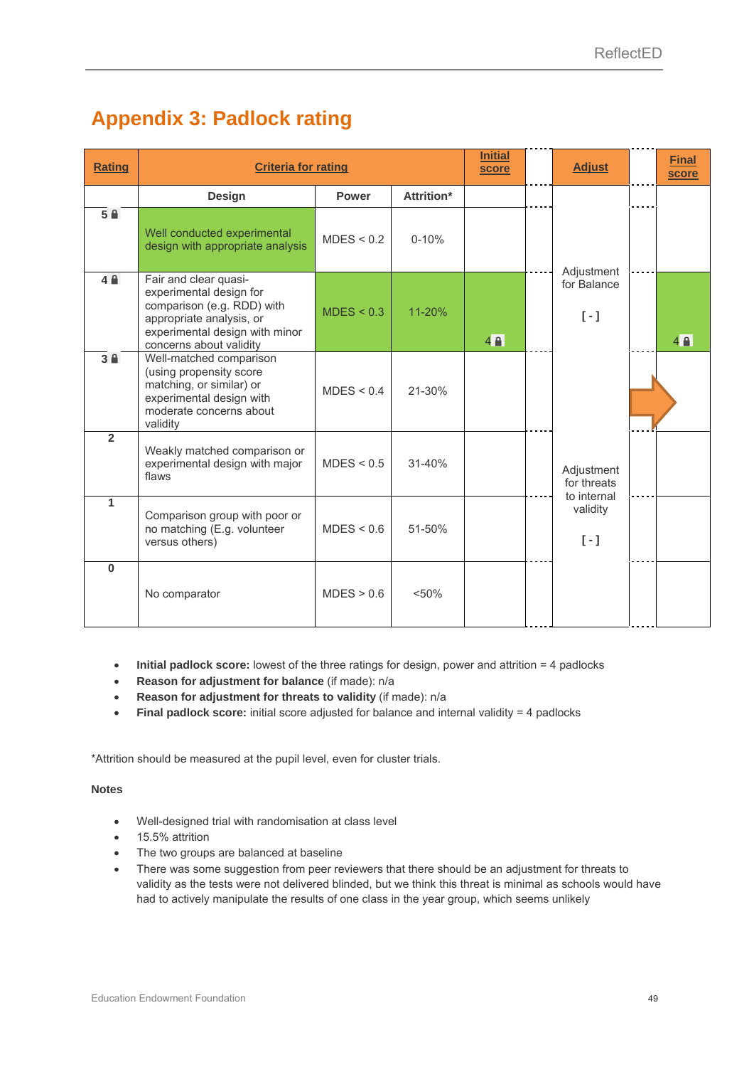## Appendix 3: Padlock rating

| Rating | Criteria for rating | | | Initial score | Adjust | Final score |
|---|---|---|---|---|---|---|
| | Design | Power | Attrition* | | | |
| 5 🔒 | Well conducted experimental design with appropriate analysis | MDES < 0.2 | 0-10% | | Adjustment for Balance [ - ] | |
| 4 🔒 | Fair and clear quasi-experimental design for comparison (e.g. RDD) with appropriate analysis, or experimental design with minor concerns about validity | MDES < 0.3 | 11-20% | 4 🔒 | | 4 🔒 |
| 3 🔒 | Well-matched comparison (using propensity score matching, or similar) or experimental design with moderate concerns about validity | MDES < 0.4 | 21-30% | | | |
| 2 | Weakly matched comparison or experimental design with major flaws | MDES < 0.5 | 31-40% | | Adjustment for threats to internal validity [ - ] | |
| 1 | Comparison group with poor or no matching (E.g. volunteer versus others) | MDES < 0.6 | 51-50% | | | |
| 0 | No comparator | MDES > 0.6 | <50% | | | |

- **Initial padlock score:** lowest of the three ratings for design, power and attrition = 4 padlocks
- **Reason for adjustment for balance** (if made): n/a
- **Reason for adjustment for threats to validity** (if made): n/a
- **Final padlock score:** initial score adjusted for balance and internal validity = 4 padlocks

*Attrition should be measured at the pupil level, even for cluster trials.

**Notes**

- Well-designed trial with randomisation at class level
- 15.5% attrition
- The two groups are balanced at baseline
- There was some suggestion from peer reviewers that there should be an adjustment for threats to validity as the tests were not delivered blinded, but we think this threat is minimal as schools would have had to actively manipulate the results of one class in the year group, which seems unlikely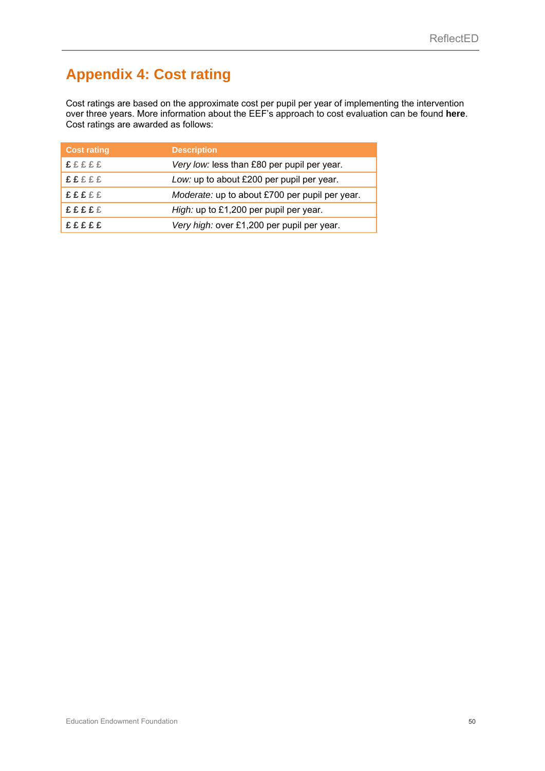# Appendix 4: Cost rating

Cost ratings are based on the approximate cost per pupil per year of implementing the intervention over three years. More information about the EEF's approach to cost evaluation can be found **here**. Cost ratings are awarded as follows:

| Cost rating | Description |
| --- | --- |
| £ £ £ £ £ | *Very low:* less than £80 per pupil per year. |
| £ £ £ £ £ | *Low:* up to about £200 per pupil per year. |
| £ £ £ £ £ | *Moderate:* up to about £700 per pupil per year. |
| £ £ £ £ £ | *High:* up to £1,200 per pupil per year. |
| £ £ £ £ £ | *Very high:* over £1,200 per pupil per year. |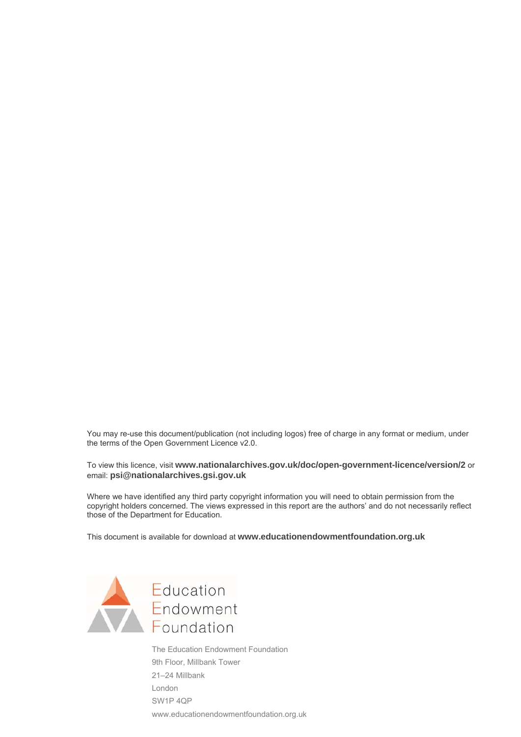You may re-use this document/publication (not including logos) free of charge in any format or medium, under the terms of the Open Government Licence v2.0.

To view this licence, visit **www.nationalarchives.gov.uk/doc/open-government-licence/version/2** or email: **psi@nationalarchives.gsi.gov.uk**

Where we have identified any third party copyright information you will need to obtain permission from the copyright holders concerned. The views expressed in this report are the authors' and do not necessarily reflect those of the Department for Education.

This document is available for download at **www.educationendowmentfoundation.org.uk**

Education
Endowment
Foundation

The Education Endowment Foundation
9th Floor, Millbank Tower
21–24 Millbank
London
SW1P 4QP
www.educationendowmentfoundation.org.uk